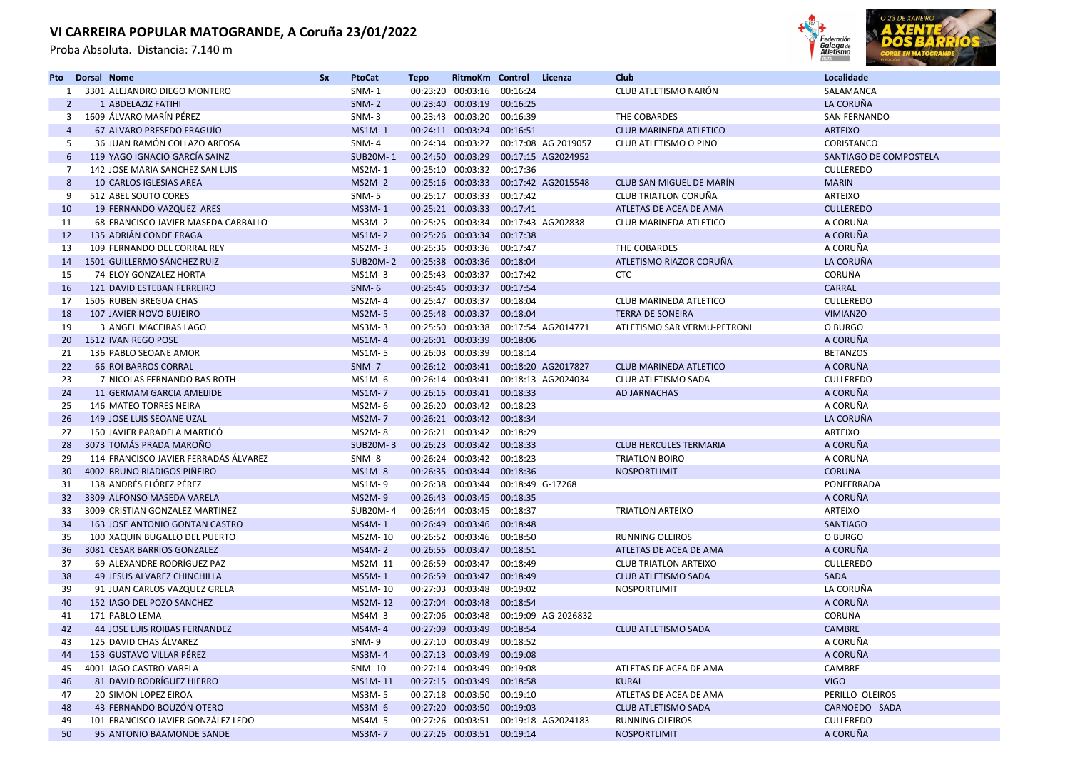# VI CARREIRA POPULAR MATOGRANDE, A Coruña 23/01/2022

Proba Absoluta. Distancia: 7.140 m

| Pto | Dorsal | Nome | Sx | PtoCat | Tepo | RitmoKm | Control | Licenza | Club | Localidade |
|---|---|---|---|---|---|---|---|---|---|---|
| 1 | 3301 | ALEJANDRO DIEGO MONTERO | | SNM- 1 | 00:23:20 | 00:03:16 | 00:16:24 | | CLUB ATLETISMO NARÓN | SALAMANCA |
| 2 | 1 | ABDELAZIZ FATIHI | | SNM- 2 | 00:23:40 | 00:03:19 | 00:16:25 | | | LA CORUÑA |
| 3 | 1609 | ÁLVARO MARÍN PÉREZ | | SNM- 3 | 00:23:43 | 00:03:20 | 00:16:39 | | THE COBARDES | SAN FERNANDO |
| 4 | 67 | ALVARO PRESEDO FRAGUÍO | | MS1M- 1 | 00:24:11 | 00:03:24 | 00:16:51 | | CLUB MARINEDA ATLETICO | ARTEIXO |
| 5 | 36 | JUAN RAMÓN COLLAZO AREOSA | | SNM- 4 | 00:24:34 | 00:03:27 | 00:17:08 | AG 2019057 | CLUB ATLETISMO O PINO | CORISTANCO |
| 6 | 119 | YAGO IGNACIO GARCÍA SAINZ | | SUB20M- 1 | 00:24:50 | 00:03:29 | 00:17:15 | AG2024952 | | SANTIAGO DE COMPOSTELA |
| 7 | 142 | JOSE MARIA SANCHEZ SAN LUIS | | MS2M- 1 | 00:25:10 | 00:03:32 | 00:17:36 | | | CULLEREDO |
| 8 | 10 | CARLOS IGLESIAS AREA | | MS2M- 2 | 00:25:16 | 00:03:33 | 00:17:42 | AG2015548 | CLUB SAN MIGUEL DE MARÍN | MARIN |
| 9 | 512 | ABEL SOUTO CORES | | SNM- 5 | 00:25:17 | 00:03:33 | 00:17:42 | | CLUB TRIATLON CORUÑA | ARTEIXO |
| 10 | 19 | FERNANDO VAZQUEZ ARES | | MS3M- 1 | 00:25:21 | 00:03:33 | 00:17:41 | | ATLETAS DE ACEA DE AMA | CULLEREDO |
| 11 | 68 | FRANCISCO JAVIER MASEDA CARBALLO | | MS3M- 2 | 00:25:25 | 00:03:34 | 00:17:43 | AG202838 | CLUB MARINEDA ATLETICO | A CORUÑA |
| 12 | 135 | ADRIÁN CONDE FRAGA | | MS1M- 2 | 00:25:26 | 00:03:34 | 00:17:38 | | | A CORUÑA |
| 13 | 109 | FERNANDO DEL CORRAL REY | | MS2M- 3 | 00:25:36 | 00:03:36 | 00:17:47 | | THE COBARDES | A CORUÑA |
| 14 | 1501 | GUILLERMO SÁNCHEZ RUIZ | | SUB20M- 2 | 00:25:38 | 00:03:36 | 00:18:04 | | ATLETISMO RIAZOR CORUÑA | LA CORUÑA |
| 15 | 74 | ELOY GONZALEZ HORTA | | MS1M- 3 | 00:25:43 | 00:03:37 | 00:17:42 | | CTC | CORUÑA |
| 16 | 121 | DAVID ESTEBAN FERREIRO | | SNM- 6 | 00:25:46 | 00:03:37 | 00:17:54 | | | CARRAL |
| 17 | 1505 | RUBEN BREGUA CHAS | | MS2M- 4 | 00:25:47 | 00:03:37 | 00:18:04 | | CLUB MARINEDA ATLETICO | CULLEREDO |
| 18 | 107 | JAVIER NOVO BUJEIRO | | MS2M- 5 | 00:25:48 | 00:03:37 | 00:18:04 | | TERRA DE SONEIRA | VIMIANZO |
| 19 | 3 | ANGEL MACEIRAS LAGO | | MS3M- 3 | 00:25:50 | 00:03:38 | 00:17:54 | AG2014771 | ATLETISMO SAR VERMU-PETRONI | O BURGO |
| 20 | 1512 | IVAN REGO POSE | | MS1M- 4 | 00:26:01 | 00:03:39 | 00:18:06 | | | A CORUÑA |
| 21 | 136 | PABLO SEOANE AMOR | | MS1M- 5 | 00:26:03 | 00:03:39 | 00:18:14 | | | BETANZOS |
| 22 | 66 | ROI BARROS CORRAL | | SNM- 7 | 00:26:12 | 00:03:41 | 00:18:20 | AG2017827 | CLUB MARINEDA ATLETICO | A CORUÑA |
| 23 | 7 | NICOLAS FERNANDO BAS ROTH | | MS1M- 6 | 00:26:14 | 00:03:41 | 00:18:13 | AG2024034 | CLUB ATLETISMO SADA | CULLEREDO |
| 24 | 11 | GERMAM GARCIA AMEIJIDE | | MS1M- 7 | 00:26:15 | 00:03:41 | 00:18:33 | | AD JARNACHAS | A CORUÑA |
| 25 | 146 | MATEO TORRES NEIRA | | MS2M- 6 | 00:26:20 | 00:03:42 | 00:18:23 | | | A CORUÑA |
| 26 | 149 | JOSE LUIS SEOANE UZAL | | MS2M- 7 | 00:26:21 | 00:03:42 | 00:18:34 | | | LA CORUÑA |
| 27 | 150 | JAVIER PARADELA MARTICÓ | | MS2M- 8 | 00:26:21 | 00:03:42 | 00:18:29 | | | ARTEIXO |
| 28 | 3073 | TOMÁS PRADA MAROÑO | | SUB20M- 3 | 00:26:23 | 00:03:42 | 00:18:33 | | CLUB HERCULES TERMARIA | A CORUÑA |
| 29 | 114 | FRANCISCO JAVIER FERRADÁS ÁLVAREZ | | SNM- 8 | 00:26:24 | 00:03:42 | 00:18:23 | | TRIATLON BOIRO | A CORUÑA |
| 30 | 4002 | BRUNO RIADIGOS PIÑEIRO | | MS1M- 8 | 00:26:35 | 00:03:44 | 00:18:36 | | NOSPORTLIMIT | CORUÑA |
| 31 | 138 | ANDRÉS FLÓREZ PÉREZ | | MS1M- 9 | 00:26:38 | 00:03:44 | 00:18:49 | G-17268 | | PONFERRADA |
| 32 | 3309 | ALFONSO MASEDA VARELA | | MS2M- 9 | 00:26:43 | 00:03:45 | 00:18:35 | | | A CORUÑA |
| 33 | 3009 | CRISTIAN GONZALEZ MARTINEZ | | SUB20M- 4 | 00:26:44 | 00:03:45 | 00:18:37 | | TRIATLON ARTEIXO | ARTEIXO |
| 34 | 163 | JOSE ANTONIO GONTAN CASTRO | | MS4M- 1 | 00:26:49 | 00:03:46 | 00:18:48 | | | SANTIAGO |
| 35 | 100 | XAQUIN BUGALLO DEL PUERTO | | MS2M- 10 | 00:26:52 | 00:03:46 | 00:18:50 | | RUNNING OLEIROS | O BURGO |
| 36 | 3081 | CESAR BARRIOS GONZALEZ | | MS4M- 2 | 00:26:55 | 00:03:47 | 00:18:51 | | ATLETAS DE ACEA DE AMA | A CORUÑA |
| 37 | 69 | ALEXANDRE RODRÍGUEZ PAZ | | MS2M- 11 | 00:26:59 | 00:03:47 | 00:18:49 | | CLUB TRIATLON ARTEIXO | CULLEREDO |
| 38 | 49 | JESUS ALVAREZ CHINCHILLA | | MS5M- 1 | 00:26:59 | 00:03:47 | 00:18:49 | | CLUB ATLETISMO SADA | SADA |
| 39 | 91 | JUAN CARLOS VAZQUEZ GRELA | | MS1M- 10 | 00:27:03 | 00:03:48 | 00:19:02 | | NOSPORTLIMIT | LA CORUÑA |
| 40 | 152 | IAGO DEL POZO SANCHEZ | | MS2M- 12 | 00:27:04 | 00:03:48 | 00:18:54 | | | A CORUÑA |
| 41 | 171 | PABLO LEMA | | MS4M- 3 | 00:27:06 | 00:03:48 | 00:19:09 | AG-2026832 | | CORUÑA |
| 42 | 44 | JOSE LUIS ROIBAS FERNANDEZ | | MS4M- 4 | 00:27:09 | 00:03:49 | 00:18:54 | | CLUB ATLETISMO SADA | CAMBRE |
| 43 | 125 | DAVID CHAS ÁLVAREZ | | SNM- 9 | 00:27:10 | 00:03:49 | 00:18:52 | | | A CORUÑA |
| 44 | 153 | GUSTAVO VILLAR PÉREZ | | MS3M- 4 | 00:27:13 | 00:03:49 | 00:19:08 | | | A CORUÑA |
| 45 | 4001 | IAGO CASTRO VARELA | | SNM- 10 | 00:27:14 | 00:03:49 | 00:19:08 | | ATLETAS DE ACEA DE AMA | CAMBRE |
| 46 | 81 | DAVID RODRÍGUEZ HIERRO | | MS1M- 11 | 00:27:15 | 00:03:49 | 00:18:58 | | KURAI | VIGO |
| 47 | 20 | SIMON LOPEZ EIROA | | MS3M- 5 | 00:27:18 | 00:03:50 | 00:19:10 | | ATLETAS DE ACEA DE AMA | PERILLO OLEIROS |
| 48 | 43 | FERNANDO BOUZÓN OTERO | | MS3M- 6 | 00:27:20 | 00:03:50 | 00:19:03 | | CLUB ATLETISMO SADA | CARNOEDO - SADA |
| 49 | 101 | FRANCISCO JAVIER GONZÁLEZ LEDO | | MS4M- 5 | 00:27:26 | 00:03:51 | 00:19:18 | AG2024183 | RUNNING OLEIROS | CULLEREDO |
| 50 | 95 | ANTONIO BAAMONDE SANDE | | MS3M- 7 | 00:27:26 | 00:03:51 | 00:19:14 | | NOSPORTLIMIT | A CORUÑA |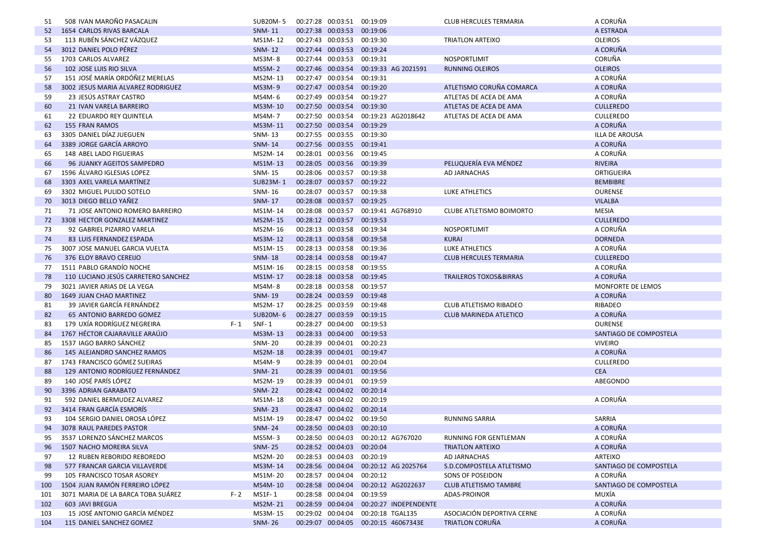| | | | | | | | | | | |
|---|---|---|---|---|---|---|---|---|---|---|
| 51 | 508 | IVAN MAROÑO PASACALIN | | SUB20M- 5 | 00:27:28 | 00:03:51 | 00:19:09 | | CLUB HERCULES TERMARIA | A CORUÑA |
| 52 | 1654 | CARLOS RIVAS BARCALA | | SNM- 11 | 00:27:38 | 00:03:53 | 00:19:06 | | | A ESTRADA |
| 53 | 113 | RUBÉN SÁNCHEZ VÁZQUEZ | | MS1M- 12 | 00:27:43 | 00:03:53 | 00:19:30 | | TRIATLON ARTEIXO | OLEIROS |
| 54 | 3012 | DANIEL POLO PÉREZ | | SNM- 12 | 00:27:44 | 00:03:53 | 00:19:24 | | | A CORUÑA |
| 55 | 1703 | CARLOS ALVAREZ | | MS3M- 8 | 00:27:44 | 00:03:53 | 00:19:31 | | NOSPORTLIMIT | CORUÑA |
| 56 | 102 | JOSE LUIS RIO SILVA | | MS5M- 2 | 00:27:46 | 00:03:54 | 00:19:33 | AG 2021591 | RUNNING OLEIROS | OLEIROS |
| 57 | 151 | JOSÉ MARÍA ORDÓÑEZ MERELAS | | MS2M- 13 | 00:27:47 | 00:03:54 | 00:19:31 | | | A CORUÑA |
| 58 | 3002 | JESUS MARIA ALVAREZ RODRIGUEZ | | MS3M- 9 | 00:27:47 | 00:03:54 | 00:19:20 | | ATLETISMO CORUÑA COMARCA | A CORUÑA |
| 59 | 23 | JESÚS ASTRAY CASTRO | | MS4M- 6 | 00:27:49 | 00:03:54 | 00:19:27 | | ATLETAS DE ACEA DE AMA | A CORUÑA |
| 60 | 21 | IVAN VARELA BARREIRO | | MS3M- 10 | 00:27:50 | 00:03:54 | 00:19:30 | | ATLETAS DE ACEA DE AMA | CULLEREDO |
| 61 | 22 | EDUARDO REY QUINTELA | | MS4M- 7 | 00:27:50 | 00:03:54 | 00:19:23 | AG2018642 | ATLETAS DE ACEA DE AMA | CULLEREDO |
| 62 | 155 | FRAN RAMOS | | MS3M- 11 | 00:27:50 | 00:03:54 | 00:19:29 | | | A CORUÑA |
| 63 | 3305 | DANIEL DÍAZ JUEGUEN | | SNM- 13 | 00:27:55 | 00:03:55 | 00:19:30 | | | ILLA DE AROUSA |
| 64 | 3389 | JORGE GARCÍA ARROYO | | SNM- 14 | 00:27:56 | 00:03:55 | 00:19:41 | | | A CORUÑA |
| 65 | 148 | ABEL LADO FIGUEIRAS | | MS2M- 14 | 00:28:01 | 00:03:56 | 00:19:45 | | | A CORUÑA |
| 66 | 96 | JUANKY AGEITOS SAMPEDRO | | MS1M- 13 | 00:28:05 | 00:03:56 | 00:19:39 | | PELUQUERÍA EVA MÉNDEZ | RIVEIRA |
| 67 | 1596 | ÁLVARO IGLESIAS LOPEZ | | SNM- 15 | 00:28:06 | 00:03:57 | 00:19:38 | | AD JARNACHAS | ORTIGUEIRA |
| 68 | 3303 | AXEL VARELA MARTÍNEZ | | SUB23M- 1 | 00:28:07 | 00:03:57 | 00:19:22 | | | BEMBIBRE |
| 69 | 3302 | MIGUEL PULIDO SOTELO | | SNM- 16 | 00:28:07 | 00:03:57 | 00:19:38 | | LUKE ATHLETICS | OURENSE |
| 70 | 3013 | DIEGO BELLO YAÑEZ | | SNM- 17 | 00:28:08 | 00:03:57 | 00:19:25 | | | VILALBA |
| 71 | 71 | JOSE ANTONIO ROMERO BARREIRO | | MS1M- 14 | 00:28:08 | 00:03:57 | 00:19:41 | AG768910 | CLUBE ATLETISMO BOIMORTO | MESIA |
| 72 | 3308 | HECTOR GONZALEZ MARTINEZ | | MS2M- 15 | 00:28:12 | 00:03:57 | 00:19:53 | | | CULLEREDO |
| 73 | 92 | GABRIEL PIZARRO VARELA | | MS2M- 16 | 00:28:13 | 00:03:58 | 00:19:34 | | NOSPORTLIMIT | A CORUÑA |
| 74 | 83 | LUIS FERNANDEZ ESPADA | | MS3M- 12 | 00:28:13 | 00:03:58 | 00:19:58 | | KURAI | DORNEDA |
| 75 | 3007 | JOSE MANUEL GARCIA VUELTA | | MS1M- 15 | 00:28:13 | 00:03:58 | 00:19:36 | | LUKE ATHLETICS | A CORUÑA |
| 76 | 376 | ELOY BRAVO CEREIJO | | SNM- 18 | 00:28:14 | 00:03:58 | 00:19:47 | | CLUB HERCULES TERMARIA | CULLEREDO |
| 77 | 1511 | PABLO GRANDÍO NOCHE | | MS1M- 16 | 00:28:15 | 00:03:58 | 00:19:55 | | | A CORUÑA |
| 78 | 110 | LUCIANO JESÚS CARRETERO SANCHEZ | | MS1M- 17 | 00:28:18 | 00:03:58 | 00:19:45 | | TRAILEROS TOXOS&BIRRAS | A CORUÑA |
| 79 | 3021 | JAVIER ARIAS DE LA VEGA | | MS4M- 8 | 00:28:18 | 00:03:58 | 00:19:57 | | | MONFORTE DE LEMOS |
| 80 | 1649 | JUAN CHAO MARTINEZ | | SNM- 19 | 00:28:24 | 00:03:59 | 00:19:48 | | | A CORUÑA |
| 81 | 39 | JAVIER GARCÍA FERNÁNDEZ | | MS2M- 17 | 00:28:25 | 00:03:59 | 00:19:48 | | CLUB ATLETISMO RIBADEO | RIBADEO |
| 82 | 65 | ANTONIO BARREDO GOMEZ | | SUB20M- 6 | 00:28:27 | 00:03:59 | 00:19:15 | | CLUB MARINEDA ATLETICO | A CORUÑA |
| 83 | 179 | UXÍA RODRÍGUEZ NEGREIRA | F- 1 | SNF- 1 | 00:28:27 | 00:04:00 | 00:19:53 | | | OURENSE |
| 84 | 1767 | HÉCTOR CAJARAVILLE ARAÚJO | | MS3M- 13 | 00:28:33 | 00:04:00 | 00:19:53 | | | SANTIAGO DE COMPOSTELA |
| 85 | 1537 | IAGO BARRO SÁNCHEZ | | SNM- 20 | 00:28:39 | 00:04:01 | 00:20:23 | | | VIVEIRO |
| 86 | 145 | ALEJANDRO SANCHEZ RAMOS | | MS2M- 18 | 00:28:39 | 00:04:01 | 00:19:47 | | | A CORUÑA |
| 87 | 1743 | FRANCISCO GÓMEZ SUEIRAS | | MS4M- 9 | 00:28:39 | 00:04:01 | 00:20:04 | | | CULLEREDO |
| 88 | 129 | ANTONIO RODRÍGUEZ FERNÁNDEZ | | SNM- 21 | 00:28:39 | 00:04:01 | 00:19:56 | | | CEA |
| 89 | 140 | JOSÉ PARÍS LÓPEZ | | MS2M- 19 | 00:28:39 | 00:04:01 | 00:19:59 | | | ABEGONDO |
| 90 | 3396 | ADRIAN GARABATO | | SNM- 22 | 00:28:42 | 00:04:02 | 00:20:14 | | | |
| 91 | 592 | DANIEL BERMUDEZ ALVAREZ | | MS1M- 18 | 00:28:43 | 00:04:02 | 00:20:19 | | | A CORUÑA |
| 92 | 3414 | FRAN GARCÍA ESMORÍS | | SNM- 23 | 00:28:47 | 00:04:02 | 00:20:14 | | | |
| 93 | 104 | SERGIO DANIEL OROSA LÓPEZ | | MS1M- 19 | 00:28:47 | 00:04:02 | 00:19:50 | | RUNNING SARRIA | SARRIA |
| 94 | 3078 | RAUL PAREDES PASTOR | | SNM- 24 | 00:28:50 | 00:04:03 | 00:20:10 | | | A CORUÑA |
| 95 | 3537 | LORENZO SÁNCHEZ MARCOS | | MS5M- 3 | 00:28:50 | 00:04:03 | 00:20:12 | AG767020 | RUNNING FOR GENTLEMAN | A CORUÑA |
| 96 | 1507 | NACHO MOREIRA SILVA | | SNM- 25 | 00:28:52 | 00:04:03 | 00:20:04 | | TRIATLON ARTEIXO | A CORUÑA |
| 97 | 12 | RUBEN REBORIDO REBOREDO | | MS2M- 20 | 00:28:53 | 00:04:03 | 00:20:19 | | AD JARNACHAS | ARTEIXO |
| 98 | 577 | FRANCAR GARCIA VILLAVERDE | | MS3M- 14 | 00:28:56 | 00:04:04 | 00:20:12 | AG 2025764 | S.D.COMPOSTELA ATLETISMO | SANTIAGO DE COMPOSTELA |
| 99 | 105 | FRANCISCO TOSAR ASOREY | | MS1M- 20 | 00:28:57 | 00:04:04 | 00:20:12 | | SONS OF POSEIDON | A CORUÑA |
| 100 | 1504 | JUAN RAMÓN FERREIRO LÓPEZ | | MS4M- 10 | 00:28:58 | 00:04:04 | 00:20:12 | AG2022637 | CLUB ATLETISMO TAMBRE | SANTIAGO DE COMPOSTELA |
| 101 | 3071 | MARIA DE LA BARCA TOBA SUÁREZ | F- 2 | MS1F- 1 | 00:28:58 | 00:04:04 | 00:19:59 | | ADAS-PROINOR | MUXÍA |
| 102 | 603 | JAVI BREGUA | | MS2M- 21 | 00:28:59 | 00:04:04 | 00:20:27 | INDEPENDENTE | | A CORUÑA |
| 103 | 15 | JOSÉ ANTONIO GARCÍA MÉNDEZ | | MS3M- 15 | 00:29:02 | 00:04:04 | 00:20:18 | TGAL135 | ASOCIACIÓN DEPORTIVA CERNE | A CORUÑA |
| 104 | 115 | DANIEL SANCHEZ GOMEZ | | SNM- 26 | 00:29:07 | 00:04:05 | 00:20:15 | 46067343E | TRIATLON CORUÑA | A CORUÑA |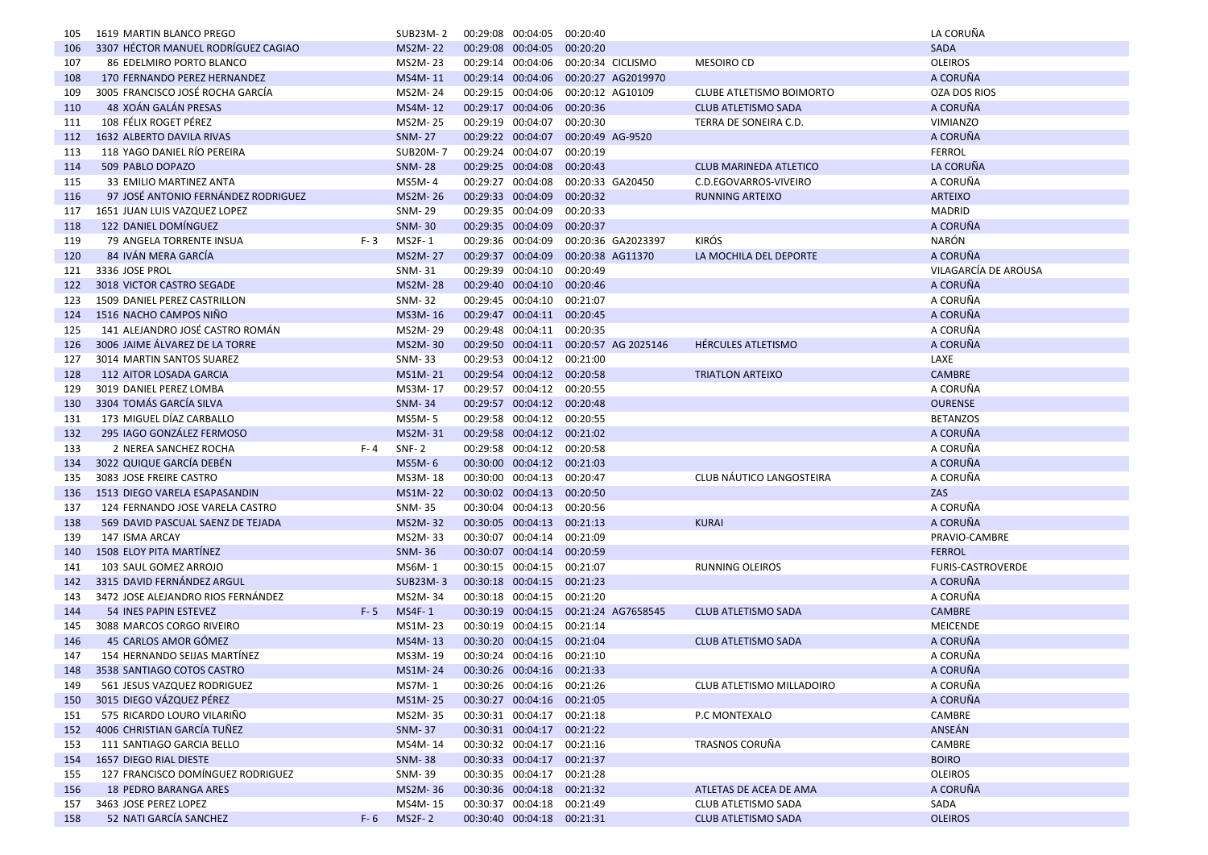| | | | | | | | | | | |
|---|---|---|---|---|---|---|---|---|---|---|
| 105 | 1619 | MARTIN BLANCO PREGO | | SUB23M- 2 | 00:29:08 | 00:04:05 | 00:20:40 | | | LA CORUÑA |
| 106 | 3307 | HÉCTOR MANUEL RODRÍGUEZ CAGIAO | | MS2M- 22 | 00:29:08 | 00:04:05 | 00:20:20 | | | SADA |
| 107 | 86 | EDELMIRO PORTO BLANCO | | MS2M- 23 | 00:29:14 | 00:04:06 | 00:20:34 | CICLISMO | MESOIRO CD | OLEIROS |
| 108 | 170 | FERNANDO PEREZ HERNANDEZ | | MS4M- 11 | 00:29:14 | 00:04:06 | 00:20:27 | AG2019970 | | A CORUÑA |
| 109 | 3005 | FRANCISCO JOSÉ ROCHA GARCÍA | | MS2M- 24 | 00:29:15 | 00:04:06 | 00:20:12 | AG10109 | CLUBE ATLETISMO BOIMORTO | OZA DOS RIOS |
| 110 | 48 | XOÁN GALÁN PRESAS | | MS4M- 12 | 00:29:17 | 00:04:06 | 00:20:36 | | CLUB ATLETISMO SADA | A CORUÑA |
| 111 | 108 | FÉLIX ROGET PÉREZ | | MS2M- 25 | 00:29:19 | 00:04:07 | 00:20:30 | | TERRA DE SONEIRA C.D. | VIMIANZO |
| 112 | 1632 | ALBERTO DAVILA RIVAS | | SNM- 27 | 00:29:22 | 00:04:07 | 00:20:49 | AG-9520 | | A CORUÑA |
| 113 | 118 | YAGO DANIEL RÍO PEREIRA | | SUB20M- 7 | 00:29:24 | 00:04:07 | 00:20:19 | | | FERROL |
| 114 | 509 | PABLO DOPAZO | | SNM- 28 | 00:29:25 | 00:04:08 | 00:20:43 | | CLUB MARINEDA ATLETICO | LA CORUÑA |
| 115 | 33 | EMILIO MARTINEZ ANTA | | MS5M- 4 | 00:29:27 | 00:04:08 | 00:20:33 | GA20450 | C.D.EGOVARROS-VIVEIRO | A CORUÑA |
| 116 | 97 | JOSÉ ANTONIO FERNÁNDEZ RODRIGUEZ | | MS2M- 26 | 00:29:33 | 00:04:09 | 00:20:32 | | RUNNING ARTEIXO | ARTEIXO |
| 117 | 1651 | JUAN LUIS VAZQUEZ LOPEZ | | SNM- 29 | 00:29:35 | 00:04:09 | 00:20:33 | | | MADRID |
| 118 | 122 | DANIEL DOMÍNGUEZ | | SNM- 30 | 00:29:35 | 00:04:09 | 00:20:37 | | | A CORUÑA |
| 119 | 79 | ANGELA TORRENTE INSUA | F- 3 | MS2F- 1 | 00:29:36 | 00:04:09 | 00:20:36 | GA2023397 | KIRÓS | NARÓN |
| 120 | 84 | IVÁN MERA GARCÍA | | MS2M- 27 | 00:29:37 | 00:04:09 | 00:20:38 | AG11370 | LA MOCHILA DEL DEPORTE | A CORUÑA |
| 121 | 3336 | JOSE PROL | | SNM- 31 | 00:29:39 | 00:04:10 | 00:20:49 | | | VILAGARCÍA DE AROUSA |
| 122 | 3018 | VICTOR CASTRO SEGADE | | MS2M- 28 | 00:29:40 | 00:04:10 | 00:20:46 | | | A CORUÑA |
| 123 | 1509 | DANIEL PEREZ CASTRILLON | | SNM- 32 | 00:29:45 | 00:04:10 | 00:21:07 | | | A CORUÑA |
| 124 | 1516 | NACHO CAMPOS NIÑO | | MS3M- 16 | 00:29:47 | 00:04:11 | 00:20:45 | | | A CORUÑA |
| 125 | 141 | ALEJANDRO JOSÉ CASTRO ROMÁN | | MS2M- 29 | 00:29:48 | 00:04:11 | 00:20:35 | | | A CORUÑA |
| 126 | 3006 | JAIME ÁLVAREZ DE LA TORRE | | MS2M- 30 | 00:29:50 | 00:04:11 | 00:20:57 | AG 2025146 | HÉRCULES ATLETISMO | A CORUÑA |
| 127 | 3014 | MARTIN SANTOS SUAREZ | | SNM- 33 | 00:29:53 | 00:04:12 | 00:21:00 | | | LAXE |
| 128 | 112 | AITOR LOSADA GARCIA | | MS1M- 21 | 00:29:54 | 00:04:12 | 00:20:58 | | TRIATLON ARTEIXO | CAMBRE |
| 129 | 3019 | DANIEL PEREZ LOMBA | | MS3M- 17 | 00:29:57 | 00:04:12 | 00:20:55 | | | A CORUÑA |
| 130 | 3304 | TOMÁS GARCÍA SILVA | | SNM- 34 | 00:29:57 | 00:04:12 | 00:20:48 | | | OURENSE |
| 131 | 173 | MIGUEL DÍAZ CARBALLO | | MS5M- 5 | 00:29:58 | 00:04:12 | 00:20:55 | | | BETANZOS |
| 132 | 295 | IAGO GONZÁLEZ FERMOSO | | MS2M- 31 | 00:29:58 | 00:04:12 | 00:21:02 | | | A CORUÑA |
| 133 | 2 | NEREA SANCHEZ ROCHA | F- 4 | SNF- 2 | 00:29:58 | 00:04:12 | 00:20:58 | | | A CORUÑA |
| 134 | 3022 | QUIQUE GARCÍA DEBÉN | | MS5M- 6 | 00:30:00 | 00:04:12 | 00:21:03 | | | A CORUÑA |
| 135 | 3083 | JOSE FREIRE CASTRO | | MS3M- 18 | 00:30:00 | 00:04:13 | 00:20:47 | | CLUB NÁUTICO LANGOSTEIRA | A CORUÑA |
| 136 | 1513 | DIEGO VARELA ESAPASANDIN | | MS1M- 22 | 00:30:02 | 00:04:13 | 00:20:50 | | | ZAS |
| 137 | 124 | FERNANDO JOSE VARELA CASTRO | | SNM- 35 | 00:30:04 | 00:04:13 | 00:20:56 | | | A CORUÑA |
| 138 | 569 | DAVID PASCUAL SAENZ DE TEJADA | | MS2M- 32 | 00:30:05 | 00:04:13 | 00:21:13 | | KURAI | A CORUÑA |
| 139 | 147 | ISMA ARCAY | | MS2M- 33 | 00:30:07 | 00:04:14 | 00:21:09 | | | PRAVIO-CAMBRE |
| 140 | 1508 | ELOY PITA MARTÍNEZ | | SNM- 36 | 00:30:07 | 00:04:14 | 00:20:59 | | | FERROL |
| 141 | 103 | SAUL GOMEZ ARROJO | | MS6M- 1 | 00:30:15 | 00:04:15 | 00:21:07 | | RUNNING OLEIROS | FURIS-CASTROVERDE |
| 142 | 3315 | DAVID FERNÁNDEZ ARGUL | | SUB23M- 3 | 00:30:18 | 00:04:15 | 00:21:23 | | | A CORUÑA |
| 143 | 3472 | JOSE ALEJANDRO RIOS FERNÁNDEZ | | MS2M- 34 | 00:30:18 | 00:04:15 | 00:21:20 | | | A CORUÑA |
| 144 | 54 | INES PAPIN ESTEVEZ | F- 5 | MS4F- 1 | 00:30:19 | 00:04:15 | 00:21:24 | AG7658545 | CLUB ATLETISMO SADA | CAMBRE |
| 145 | 3088 | MARCOS CORGO RIVEIRO | | MS1M- 23 | 00:30:19 | 00:04:15 | 00:21:14 | | | MEICENDE |
| 146 | 45 | CARLOS AMOR GÓMEZ | | MS4M- 13 | 00:30:20 | 00:04:15 | 00:21:04 | | CLUB ATLETISMO SADA | A CORUÑA |
| 147 | 154 | HERNANDO SEIJAS MARTÍNEZ | | MS3M- 19 | 00:30:24 | 00:04:16 | 00:21:10 | | | A CORUÑA |
| 148 | 3538 | SANTIAGO COTOS CASTRO | | MS1M- 24 | 00:30:26 | 00:04:16 | 00:21:33 | | | A CORUÑA |
| 149 | 561 | JESUS VAZQUEZ RODRIGUEZ | | MS7M- 1 | 00:30:26 | 00:04:16 | 00:21:26 | | CLUB ATLETISMO MILLADOIRO | A CORUÑA |
| 150 | 3015 | DIEGO VÁZQUEZ PÉREZ | | MS1M- 25 | 00:30:27 | 00:04:16 | 00:21:05 | | | A CORUÑA |
| 151 | 575 | RICARDO LOURO VILARIÑO | | MS2M- 35 | 00:30:31 | 00:04:17 | 00:21:18 | | P.C MONTEXALO | CAMBRE |
| 152 | 4006 | CHRISTIAN GARCÍA TUÑEZ | | SNM- 37 | 00:30:31 | 00:04:17 | 00:21:22 | | | ANSEÁN |
| 153 | 111 | SANTIAGO GARCIA BELLO | | MS4M- 14 | 00:30:32 | 00:04:17 | 00:21:16 | | TRASNOS CORUÑA | CAMBRE |
| 154 | 1657 | DIEGO RIAL DIESTE | | SNM- 38 | 00:30:33 | 00:04:17 | 00:21:37 | | | BOIRO |
| 155 | 127 | FRANCISCO DOMÍNGUEZ RODRIGUEZ | | SNM- 39 | 00:30:35 | 00:04:17 | 00:21:28 | | | OLEIROS |
| 156 | 18 | PEDRO BARANGA ARES | | MS2M- 36 | 00:30:36 | 00:04:18 | 00:21:32 | | ATLETAS DE ACEA DE AMA | A CORUÑA |
| 157 | 3463 | JOSE PEREZ LOPEZ | | MS4M- 15 | 00:30:37 | 00:04:18 | 00:21:49 | | CLUB ATLETISMO SADA | SADA |
| 158 | 52 | NATI GARCÍA SANCHEZ | F- 6 | MS2F- 2 | 00:30:40 | 00:04:18 | 00:21:31 | | CLUB ATLETISMO SADA | OLEIROS |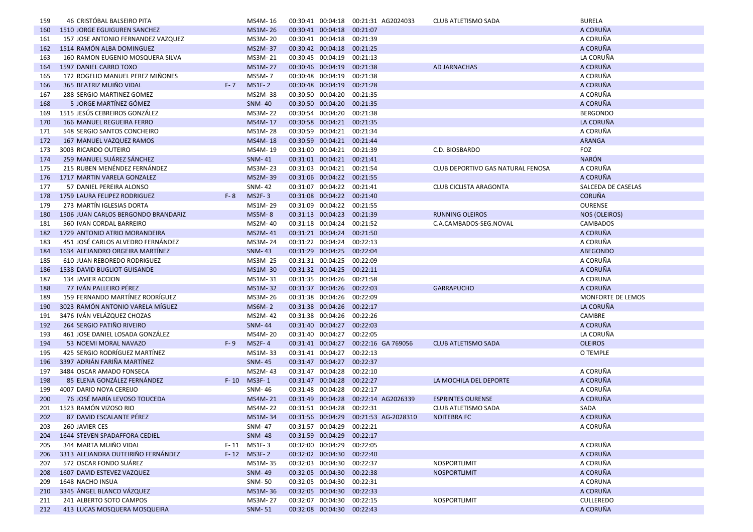| | | | | | | | | | | |
|---|---|---|---|---|---|---|---|---|---|---|
| 159 | 46 | CRISTÓBAL BALSEIRO PITA | | MS4M- 16 | 00:30:41 | 00:04:18 | 00:21:31 | AG2024033 | CLUB ATLETISMO SADA | BURELA |
| 160 | 1510 | JORGE EGUIGUREN SANCHEZ | | MS1M- 26 | 00:30:41 | 00:04:18 | 00:21:07 | | | A CORUÑA |
| 161 | 157 | JOSE ANTONIO FERNANDEZ VAZQUEZ | | MS3M- 20 | 00:30:41 | 00:04:18 | 00:21:39 | | | A CORUÑA |
| 162 | 1514 | RAMÓN ALBA DOMINGUEZ | | MS2M- 37 | 00:30:42 | 00:04:18 | 00:21:25 | | | A CORUÑA |
| 163 | 160 | RAMON EUGENIO MOSQUERA SILVA | | MS3M- 21 | 00:30:45 | 00:04:19 | 00:21:13 | | | LA CORUÑA |
| 164 | 1597 | DANIEL CARRO TOXO | | MS1M- 27 | 00:30:46 | 00:04:19 | 00:21:38 | | AD JARNACHAS | A CORUÑA |
| 165 | 172 | ROGELIO MANUEL PEREZ MIÑONES | | MS5M- 7 | 00:30:48 | 00:04:19 | 00:21:38 | | | A CORUÑA |
| 166 | 365 | BEATRIZ MUIÑO VIDAL | F- 7 | MS1F- 2 | 00:30:48 | 00:04:19 | 00:21:28 | | | A CORUÑA |
| 167 | 288 | SERGIO MARTINEZ GOMEZ | | MS2M- 38 | 00:30:50 | 00:04:20 | 00:21:35 | | | A CORUÑA |
| 168 | 5 | JORGE MARTÍNEZ GÓMEZ | | SNM- 40 | 00:30:50 | 00:04:20 | 00:21:35 | | | A CORUÑA |
| 169 | 1515 | JESÚS CEBREIROS GONZÁLEZ | | MS3M- 22 | 00:30:54 | 00:04:20 | 00:21:38 | | | BERGONDO |
| 170 | 166 | MANUEL REGUEIRA FERRO | | MS4M- 17 | 00:30:58 | 00:04:21 | 00:21:35 | | | LA CORUÑA |
| 171 | 548 | SERGIO SANTOS CONCHEIRO | | MS1M- 28 | 00:30:59 | 00:04:21 | 00:21:34 | | | A CORUÑA |
| 172 | 167 | MANUEL VAZQUEZ RAMOS | | MS4M- 18 | 00:30:59 | 00:04:21 | 00:21:44 | | | ARANGA |
| 173 | 3003 | RICARDO OUTEIRO | | MS4M- 19 | 00:31:00 | 00:04:21 | 00:21:39 | | C.D. BIOSBARDO | FOZ |
| 174 | 259 | MANUEL SUÁREZ SÁNCHEZ | | SNM- 41 | 00:31:01 | 00:04:21 | 00:21:41 | | | NARÓN |
| 175 | 215 | RUBEN MENÉNDEZ FERNÁNDEZ | | MS3M- 23 | 00:31:03 | 00:04:21 | 00:21:54 | | CLUB DEPORTIVO GAS NATURAL FENOSA | A CORUÑA |
| 176 | 1717 | MARTIN VARELA GONZALEZ | | MS2M- 39 | 00:31:06 | 00:04:22 | 00:21:55 | | | A CORUÑA |
| 177 | 57 | DANIEL PEREIRA ALONSO | | SNM- 42 | 00:31:07 | 00:04:22 | 00:21:41 | | CLUB CICLISTA ARAGONTA | SALCEDA DE CASELAS |
| 178 | 1759 | LAURA FELIPEZ RODRIGUEZ | F- 8 | MS2F- 3 | 00:31:08 | 00:04:22 | 00:21:40 | | | CORUÑA |
| 179 | 273 | MARTÍN IGLESIAS DORTA | | MS1M- 29 | 00:31:09 | 00:04:22 | 00:21:55 | | | OURENSE |
| 180 | 1506 | JUAN CARLOS BERGONDO BRANDARIZ | | MS5M- 8 | 00:31:13 | 00:04:23 | 00:21:39 | | RUNNING OLEIROS | NOS (OLEIROS) |
| 181 | 560 | IVAN CORDAL BARREIRO | | MS2M- 40 | 00:31:18 | 00:04:24 | 00:21:52 | | C.A.CAMBADOS-SEG.NOVAL | CAMBADOS |
| 182 | 1729 | ANTONIO ATRIO MORANDEIRA | | MS2M- 41 | 00:31:21 | 00:04:24 | 00:21:50 | | | A CORUÑA |
| 183 | 451 | JOSÉ CARLOS ALVEDRO FERNÁNDEZ | | MS3M- 24 | 00:31:22 | 00:04:24 | 00:22:13 | | | A CORUÑA |
| 184 | 1634 | ALEJANDRO ORGEIRA MARTÍNEZ | | SNM- 43 | 00:31:29 | 00:04:25 | 00:22:04 | | | ABEGONDO |
| 185 | 610 | JUAN REBOREDO RODRIGUEZ | | MS3M- 25 | 00:31:31 | 00:04:25 | 00:22:09 | | | A CORUÑA |
| 186 | 1538 | DAVID BUGLIOT GUISANDE | | MS1M- 30 | 00:31:32 | 00:04:25 | 00:22:11 | | | A CORUÑA |
| 187 | 134 | JAVIER ACCION | | MS1M- 31 | 00:31:35 | 00:04:26 | 00:21:58 | | | A CORUNA |
| 188 | 77 | IVÁN PALLEIRO PÉREZ | | MS1M- 32 | 00:31:37 | 00:04:26 | 00:22:03 | | GARRAPUCHO | A CORUÑA |
| 189 | 159 | FERNANDO MARTÍNEZ RODRÍGUEZ | | MS3M- 26 | 00:31:38 | 00:04:26 | 00:22:09 | | | MONFORTE DE LEMOS |
| 190 | 3023 | RAMÓN ANTONIO VARELA MÍGUEZ | | MS6M- 2 | 00:31:38 | 00:04:26 | 00:22:17 | | | LA CORUÑA |
| 191 | 3476 | IVÁN VELÁZQUEZ CHOZAS | | MS2M- 42 | 00:31:38 | 00:04:26 | 00:22:26 | | | CAMBRE |
| 192 | 264 | SERGIO PATIÑO RIVEIRO | | SNM- 44 | 00:31:40 | 00:04:27 | 00:22:03 | | | A CORUÑA |
| 193 | 461 | JOSE DANIEL LOSADA GONZÁLEZ | | MS4M- 20 | 00:31:40 | 00:04:27 | 00:22:05 | | | LA CORUÑA |
| 194 | 53 | NOEMI MORAL NAVAZO | F- 9 | MS2F- 4 | 00:31:41 | 00:04:27 | 00:22:16 | GA 769056 | CLUB ATLETISMO SADA | OLEIROS |
| 195 | 425 | SERGIO RODRÍGUEZ MARTÍNEZ | | MS1M- 33 | 00:31:41 | 00:04:27 | 00:22:13 | | | O TEMPLE |
| 196 | 3397 | ADRIÁN FARIÑA MARTÍNEZ | | SNM- 45 | 00:31:47 | 00:04:27 | 00:22:37 | | | |
| 197 | 3484 | OSCAR AMADO FONSECA | | MS2M- 43 | 00:31:47 | 00:04:28 | 00:22:10 | | | A CORUÑA |
| 198 | 85 | ELENA GONZÁLEZ FERNÁNDEZ | F- 10 | MS3F- 1 | 00:31:47 | 00:04:28 | 00:22:27 | | LA MOCHILA DEL DEPORTE | A CORUÑA |
| 199 | 4007 | DARIO NOYA CEREIJO | | SNM- 46 | 00:31:48 | 00:04:28 | 00:22:17 | | | A CORUÑA |
| 200 | 76 | JOSÉ MARÍA LEVOSO TOUCEDA | | MS4M- 21 | 00:31:49 | 00:04:28 | 00:22:14 | AG2026339 | ESPRINTES OURENSE | A CORUÑA |
| 201 | 1523 | RAMÓN VIZOSO RIO | | MS4M- 22 | 00:31:51 | 00:04:28 | 00:22:31 | | CLUB ATLETISMO SADA | SADA |
| 202 | 87 | DAVID ESCALANTE PÉREZ | | MS1M- 34 | 00:31:56 | 00:04:29 | 00:21:53 | AG-2028310 | NOITEBRA FC | A CORUÑA |
| 203 | 260 | JAVIER CES | | SNM- 47 | 00:31:57 | 00:04:29 | 00:22:21 | | | A CORUÑA |
| 204 | 1644 | STEVEN SPADAFFORA CEDIEL | | SNM- 48 | 00:31:59 | 00:04:29 | 00:22:17 | | | |
| 205 | 344 | MARTA MUIÑO VIDAL | F- 11 | MS1F- 3 | 00:32:00 | 00:04:29 | 00:22:05 | | | A CORUÑA |
| 206 | 3313 | ALEJANDRA OUTEIRIÑO FERNÁNDEZ | F- 12 | MS3F- 2 | 00:32:02 | 00:04:30 | 00:22:40 | | | A CORUÑA |
| 207 | 572 | OSCAR FONDO SUÁREZ | | MS1M- 35 | 00:32:03 | 00:04:30 | 00:22:37 | | NOSPORTLIMIT | A CORUÑA |
| 208 | 1607 | DAVID ESTEVEZ VAZQUEZ | | SNM- 49 | 00:32:05 | 00:04:30 | 00:22:38 | | NOSPORTLIMIT | A CORUÑA |
| 209 | 1648 | NACHO INSUA | | SNM- 50 | 00:32:05 | 00:04:30 | 00:22:31 | | | A CORUNA |
| 210 | 3345 | ÁNGEL BLANCO VÁZQUEZ | | MS1M- 36 | 00:32:05 | 00:04:30 | 00:22:33 | | | A CORUÑA |
| 211 | 241 | ALBERTO SOTO CAMPOS | | MS3M- 27 | 00:32:07 | 00:04:30 | 00:22:15 | | NOSPORTLIMIT | CULLEREDO |
| 212 | 413 | LUCAS MOSQUERA MOSQUEIRA | | SNM- 51 | 00:32:08 | 00:04:30 | 00:22:43 | | | A CORUÑA |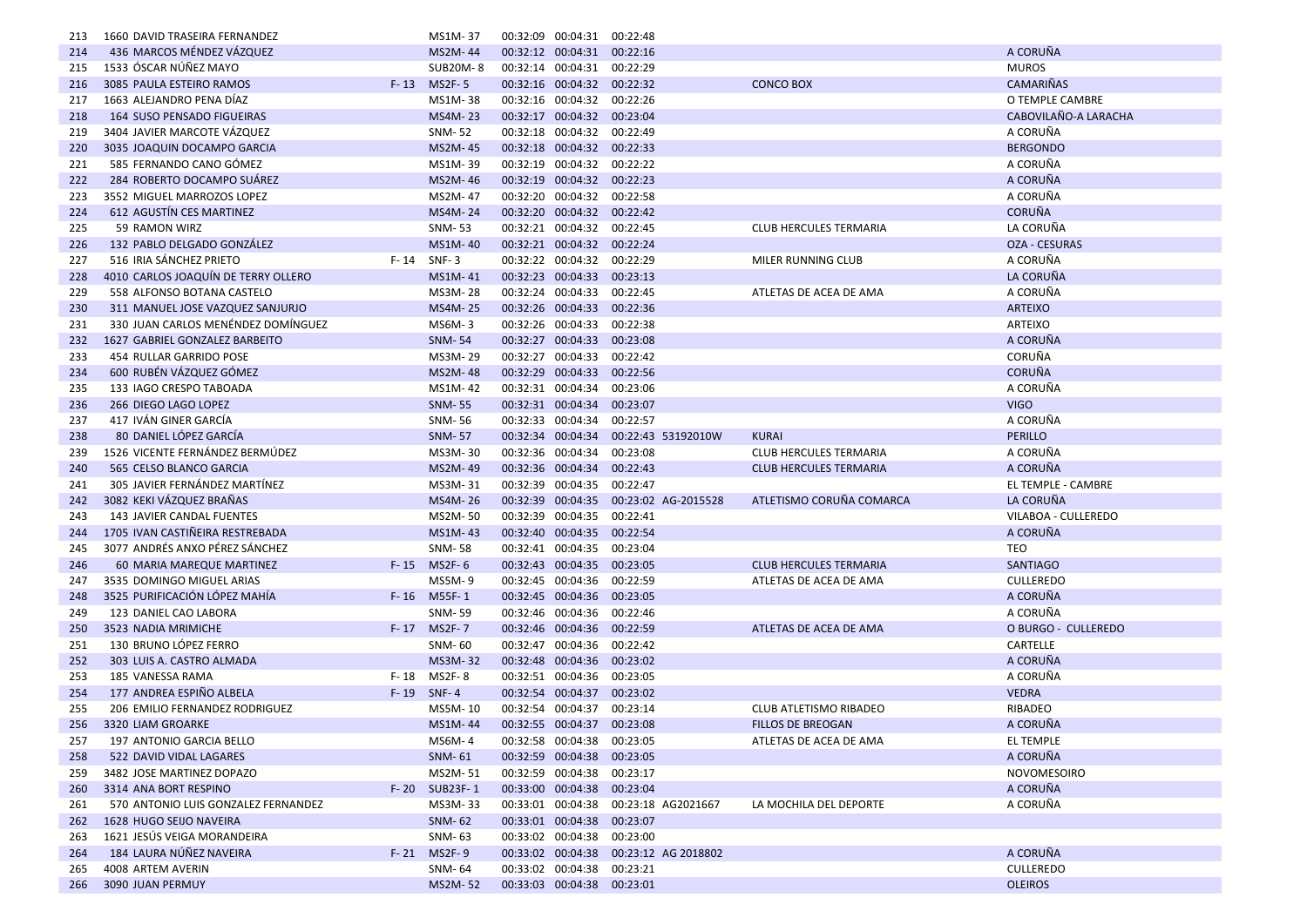| | | | | | | | | | | | |
|---|---|---|---|---|---|---|---|---|---|---|---|
| 213 | 1660 | DAVID TRASEIRA FERNANDEZ | | MS1M- 37 | 00:32:09 | 00:04:31 | 00:22:48 | | | |
| 214 | 436 | MARCOS MÉNDEZ VÁZQUEZ | | MS2M- 44 | 00:32:12 | 00:04:31 | 00:22:16 | | | A CORUÑA |
| 215 | 1533 | ÓSCAR NÚÑEZ MAYO | | SUB20M- 8 | 00:32:14 | 00:04:31 | 00:22:29 | | | MUROS |
| 216 | 3085 | PAULA ESTEIRO RAMOS | F- 13 | MS2F- 5 | 00:32:16 | 00:04:32 | 00:22:32 | | CONCO BOX | CAMARIÑAS |
| 217 | 1663 | ALEJANDRO PENA DÍAZ | | MS1M- 38 | 00:32:16 | 00:04:32 | 00:22:26 | | | O TEMPLE CAMBRE |
| 218 | 164 | SUSO PENSADO FIGUEIRAS | | MS4M- 23 | 00:32:17 | 00:04:32 | 00:23:04 | | | CABOVILAÑO-A LARACHA |
| 219 | 3404 | JAVIER MARCOTE VÁZQUEZ | | SNM- 52 | 00:32:18 | 00:04:32 | 00:22:49 | | | A CORUÑA |
| 220 | 3035 | JOAQUIN DOCAMPO GARCIA | | MS2M- 45 | 00:32:18 | 00:04:32 | 00:22:33 | | | BERGONDO |
| 221 | 585 | FERNANDO CANO GÓMEZ | | MS1M- 39 | 00:32:19 | 00:04:32 | 00:22:22 | | | A CORUÑA |
| 222 | 284 | ROBERTO DOCAMPO SUÁREZ | | MS2M- 46 | 00:32:19 | 00:04:32 | 00:22:23 | | | A CORUÑA |
| 223 | 3552 | MIGUEL MARROZOS LOPEZ | | MS2M- 47 | 00:32:20 | 00:04:32 | 00:22:58 | | | A CORUÑA |
| 224 | 612 | AGUSTÍN CES MARTINEZ | | MS4M- 24 | 00:32:20 | 00:04:32 | 00:22:42 | | | CORUÑA |
| 225 | 59 | RAMON WIRZ | | SNM- 53 | 00:32:21 | 00:04:32 | 00:22:45 | | CLUB HERCULES TERMARIA | LA CORUÑA |
| 226 | 132 | PABLO DELGADO GONZÁLEZ | | MS1M- 40 | 00:32:21 | 00:04:32 | 00:22:24 | | | OZA - CESURAS |
| 227 | 516 | IRIA SÁNCHEZ PRIETO | F- 14 | SNF- 3 | 00:32:22 | 00:04:32 | 00:22:29 | | MILER RUNNING CLUB | A CORUÑA |
| 228 | 4010 | CARLOS JOAQUÍN DE TERRY OLLERO | | MS1M- 41 | 00:32:23 | 00:04:33 | 00:23:13 | | | LA CORUÑA |
| 229 | 558 | ALFONSO BOTANA CASTELO | | MS3M- 28 | 00:32:24 | 00:04:33 | 00:22:45 | | ATLETAS DE ACEA DE AMA | A CORUÑA |
| 230 | 311 | MANUEL JOSE VAZQUEZ SANJURJO | | MS4M- 25 | 00:32:26 | 00:04:33 | 00:22:36 | | | ARTEIXO |
| 231 | 330 | JUAN CARLOS MENÉNDEZ DOMÍNGUEZ | | MS6M- 3 | 00:32:26 | 00:04:33 | 00:22:38 | | | ARTEIXO |
| 232 | 1627 | GABRIEL GONZALEZ BARBEITO | | SNM- 54 | 00:32:27 | 00:04:33 | 00:23:08 | | | A CORUÑA |
| 233 | 454 | RULLAR GARRIDO POSE | | MS3M- 29 | 00:32:27 | 00:04:33 | 00:22:42 | | | CORUÑA |
| 234 | 600 | RUBÉN VÁZQUEZ GÓMEZ | | MS2M- 48 | 00:32:29 | 00:04:33 | 00:22:56 | | | CORUÑA |
| 235 | 133 | IAGO CRESPO TABOADA | | MS1M- 42 | 00:32:31 | 00:04:34 | 00:23:06 | | | A CORUÑA |
| 236 | 266 | DIEGO LAGO LOPEZ | | SNM- 55 | 00:32:31 | 00:04:34 | 00:23:07 | | | VIGO |
| 237 | 417 | IVÁN GINER GARCÍA | | SNM- 56 | 00:32:33 | 00:04:34 | 00:22:57 | | | A CORUÑA |
| 238 | 80 | DANIEL LÓPEZ GARCÍA | | SNM- 57 | 00:32:34 | 00:04:34 | 00:22:43 | 53192010W | KURAI | PERILLO |
| 239 | 1526 | VICENTE FERNÁNDEZ BERMÚDEZ | | MS3M- 30 | 00:32:36 | 00:04:34 | 00:23:08 | | CLUB HERCULES TERMARIA | A CORUÑA |
| 240 | 565 | CELSO BLANCO GARCIA | | MS2M- 49 | 00:32:36 | 00:04:34 | 00:22:43 | | CLUB HERCULES TERMARIA | A CORUÑA |
| 241 | 305 | JAVIER FERNÁNDEZ MARTÍNEZ | | MS3M- 31 | 00:32:39 | 00:04:35 | 00:22:47 | | | EL TEMPLE - CAMBRE |
| 242 | 3082 | KEKI VÁZQUEZ BRAÑAS | | MS4M- 26 | 00:32:39 | 00:04:35 | 00:23:02 | AG-2015528 | ATLETISMO CORUÑA COMARCA | LA CORUÑA |
| 243 | 143 | JAVIER CANDAL FUENTES | | MS2M- 50 | 00:32:39 | 00:04:35 | 00:22:41 | | | VILABOA - CULLEREDO |
| 244 | 1705 | IVAN CASTIÑEIRA RESTREBADA | | MS1M- 43 | 00:32:40 | 00:04:35 | 00:22:54 | | | A CORUÑA |
| 245 | 3077 | ANDRÉS ANXO PÉREZ SÁNCHEZ | | SNM- 58 | 00:32:41 | 00:04:35 | 00:23:04 | | | TEO |
| 246 | 60 | MARIA MAREQUE MARTINEZ | F- 15 | MS2F- 6 | 00:32:43 | 00:04:35 | 00:23:05 | | CLUB HERCULES TERMARIA | SANTIAGO |
| 247 | 3535 | DOMINGO MIGUEL ARIAS | | MS5M- 9 | 00:32:45 | 00:04:36 | 00:22:59 | | ATLETAS DE ACEA DE AMA | CULLEREDO |
| 248 | 3525 | PURIFICACIÓN LÓPEZ MAHÍA | F- 16 | MS5F- 1 | 00:32:45 | 00:04:36 | 00:23:05 | | | A CORUÑA |
| 249 | 123 | DANIEL CAO LABORA | | SNM- 59 | 00:32:46 | 00:04:36 | 00:22:46 | | | A CORUÑA |
| 250 | 3523 | NADIA MRIMICHE | F- 17 | MS2F- 7 | 00:32:46 | 00:04:36 | 00:22:59 | | ATLETAS DE ACEA DE AMA | O BURGO - CULLEREDO |
| 251 | 130 | BRUNO LÓPEZ FERRO | | SNM- 60 | 00:32:47 | 00:04:36 | 00:22:42 | | | CARTELLE |
| 252 | 303 | LUIS A. CASTRO ALMADA | | MS3M- 32 | 00:32:48 | 00:04:36 | 00:23:02 | | | A CORUÑA |
| 253 | 185 | VANESSA RAMA | F- 18 | MS2F- 8 | 00:32:51 | 00:04:36 | 00:23:05 | | | A CORUÑA |
| 254 | 177 | ANDREA ESPIÑO ALBELA | F- 19 | SNF- 4 | 00:32:54 | 00:04:37 | 00:23:02 | | | VEDRA |
| 255 | 206 | EMILIO FERNANDEZ RODRIGUEZ | | MS5M- 10 | 00:32:54 | 00:04:37 | 00:23:14 | | CLUB ATLETISMO RIBADEO | RIBADEO |
| 256 | 3320 | LIAM GROARKE | | MS1M- 44 | 00:32:55 | 00:04:37 | 00:23:08 | | FILLOS DE BREOGAN | A CORUÑA |
| 257 | 197 | ANTONIO GARCIA BELLO | | MS6M- 4 | 00:32:58 | 00:04:38 | 00:23:05 | | ATLETAS DE ACEA DE AMA | EL TEMPLE |
| 258 | 522 | DAVID VIDAL LAGARES | | SNM- 61 | 00:32:59 | 00:04:38 | 00:23:05 | | | A CORUÑA |
| 259 | 3482 | JOSE MARTINEZ DOPAZO | | MS2M- 51 | 00:32:59 | 00:04:38 | 00:23:17 | | | NOVOMESOIRO |
| 260 | 3314 | ANA BORT RESPINO | F- 20 | SUB23F- 1 | 00:33:00 | 00:04:38 | 00:23:04 | | | A CORUÑA |
| 261 | 570 | ANTONIO LUIS GONZALEZ FERNANDEZ | | MS3M- 33 | 00:33:01 | 00:04:38 | 00:23:18 | AG2021667 | LA MOCHILA DEL DEPORTE | A CORUÑA |
| 262 | 1628 | HUGO SEIJO NAVEIRA | | SNM- 62 | 00:33:01 | 00:04:38 | 00:23:07 | | | |
| 263 | 1621 | JESÚS VEIGA MORANDEIRA | | SNM- 63 | 00:33:02 | 00:04:38 | 00:23:00 | | | |
| 264 | 184 | LAURA NÚÑEZ NAVEIRA | F- 21 | MS2F- 9 | 00:33:02 | 00:04:38 | 00:23:12 | AG 2018802 | | A CORUÑA |
| 265 | 4008 | ARTEM AVERIN | | SNM- 64 | 00:33:02 | 00:04:38 | 00:23:21 | | | CULLEREDO |
| 266 | 3090 | JUAN PERMUY | | MS2M- 52 | 00:33:03 | 00:04:38 | 00:23:01 | | | OLEIROS |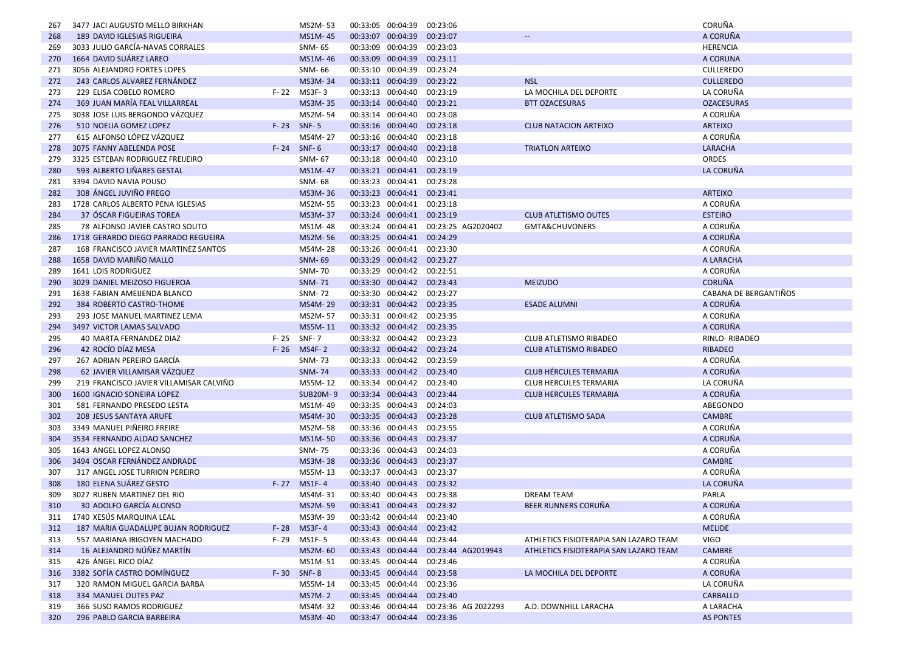| 267 | 3477 JACI AUGUSTO MELLO BIRKHAN | | MS2M- 53 | 00:33:05 | 00:04:39 | 00:23:06 | | | CORUÑA |
|---|---|---|---|---|---|---|---|---|---|
| 268 | 189 DAVID IGLESIAS RIGUEIRA | | MS1M- 45 | 00:33:07 | 00:04:39 | 00:23:07 | | -- | A CORUÑA |
| 269 | 3033 JULIO GARCÍA-NAVAS CORRALES | | SNM- 65 | 00:33:09 | 00:04:39 | 00:23:03 | | | HERENCIA |
| 270 | 1664 DAVID SUÁREZ LAREO | | MS1M- 46 | 00:33:09 | 00:04:39 | 00:23:11 | | | A CORUNA |
| 271 | 3056 ALEJANDRO FORTES LOPES | | SNM- 66 | 00:33:10 | 00:04:39 | 00:23:24 | | | CULLEREDO |
| 272 | 243 CARLOS ALVAREZ FERNÁNDEZ | | MS3M- 34 | 00:33:11 | 00:04:39 | 00:23:22 | | NSL | CULLEREDO |
| 273 | 229 ELISA COBELO ROMERO | F- 22 | MS3F- 3 | 00:33:13 | 00:04:40 | 00:23:19 | | LA MOCHILA DEL DEPORTE | LA CORUÑA |
| 274 | 369 JUAN MARÍA FEAL VILLARREAL | | MS3M- 35 | 00:33:14 | 00:04:40 | 00:23:21 | | BTT OZACESURAS | OZACESURAS |
| 275 | 3038 JOSE LUIS BERGONDO VÁZQUEZ | | MS2M- 54 | 00:33:14 | 00:04:40 | 00:23:08 | | | A CORUÑA |
| 276 | 510 NOELIA GOMEZ LOPEZ | F- 23 | SNF- 5 | 00:33:16 | 00:04:40 | 00:23:18 | | CLUB NATACION ARTEIXO | ARTEIXO |
| 277 | 615 ALFONSO LÓPEZ VÁZQUEZ | | MS4M- 27 | 00:33:16 | 00:04:40 | 00:23:18 | | | A CORUÑA |
| 278 | 3075 FANNY ABELENDA POSE | F- 24 | SNF- 6 | 00:33:17 | 00:04:40 | 00:23:18 | | TRIATLON ARTEIXO | LARACHA |
| 279 | 3325 ESTEBAN RODRIGUEZ FREIJEIRO | | SNM- 67 | 00:33:18 | 00:04:40 | 00:23:10 | | | ORDES |
| 280 | 593 ALBERTO LIÑARES GESTAL | | MS1M- 47 | 00:33:21 | 00:04:41 | 00:23:19 | | | LA CORUÑA |
| 281 | 3394 DAVID NAVIA POUSO | | SNM- 68 | 00:33:23 | 00:04:41 | 00:23:28 | | | |
| 282 | 308 ÁNGEL JUVIÑO PREGO | | MS3M- 36 | 00:33:23 | 00:04:41 | 00:23:41 | | | ARTEIXO |
| 283 | 1728 CARLOS ALBERTO PENA IGLESIAS | | MS2M- 55 | 00:33:23 | 00:04:41 | 00:23:18 | | | A CORUÑA |
| 284 | 37 ÓSCAR FIGUEIRAS TOREA | | MS3M- 37 | 00:33:24 | 00:04:41 | 00:23:19 | | CLUB ATLETISMO OUTES | ESTEIRO |
| 285 | 78 ALFONSO JAVIER CASTRO SOUTO | | MS1M- 48 | 00:33:24 | 00:04:41 | 00:23:25 | AG2020402 | GMTA&CHUVONERS | A CORUÑA |
| 286 | 1718 GERARDO DIEGO PARRADO REGUEIRA | | MS2M- 56 | 00:33:25 | 00:04:41 | 00:24:29 | | | A CORUÑA |
| 287 | 168 FRANCISCO JAVIER MARTINEZ SANTOS | | MS4M- 28 | 00:33:26 | 00:04:41 | 00:23:30 | | | A CORUÑA |
| 288 | 1658 DAVID MARIÑO MALLO | | SNM- 69 | 00:33:29 | 00:04:42 | 00:23:27 | | | A LARACHA |
| 289 | 1641 LOIS RODRIGUEZ | | SNM- 70 | 00:33:29 | 00:04:42 | 00:22:51 | | | A CORUÑA |
| 290 | 3029 DANIEL MEIZOSO FIGUEROA | | SNM- 71 | 00:33:30 | 00:04:42 | 00:23:43 | | MEIZUDO | CORUÑA |
| 291 | 1638 FABIAN AMEIJENDA BLANCO | | SNM- 72 | 00:33:30 | 00:04:42 | 00:23:27 | | | CABANA DE BERGANTIÑOS |
| 292 | 384 ROBERTO CASTRO-THOME | | MS4M- 29 | 00:33:31 | 00:04:42 | 00:23:35 | | ESADE ALUMNI | A CORUÑA |
| 293 | 293 JOSE MANUEL MARTINEZ LEMA | | MS2M- 57 | 00:33:31 | 00:04:42 | 00:23:35 | | | A CORUÑA |
| 294 | 3497 VICTOR LAMAS SALVADO | | MS5M- 11 | 00:33:32 | 00:04:42 | 00:23:35 | | | A CORUÑA |
| 295 | 40 MARTA FERNANDEZ DIAZ | F- 25 | SNF- 7 | 00:33:32 | 00:04:42 | 00:23:23 | | CLUB ATLETISMO RIBADEO | RINLO- RIBADEO |
| 296 | 42 ROCÍO DÍAZ MESA | F- 26 | MS4F- 2 | 00:33:32 | 00:04:42 | 00:23:24 | | CLUB ATLETISMO RIBADEO | RIBADEO |
| 297 | 267 ADRIAN PEREIRO GARCÍA | | SNM- 73 | 00:33:33 | 00:04:42 | 00:23:59 | | | A CORUÑA |
| 298 | 62 JAVIER VILLAMISAR VÁZQUEZ | | SNM- 74 | 00:33:33 | 00:04:42 | 00:23:40 | | CLUB HÉRCULES TERMARIA | A CORUÑA |
| 299 | 219 FRANCISCO JAVIER VILLAMISAR CALVIÑO | | MS5M- 12 | 00:33:34 | 00:04:42 | 00:23:40 | | CLUB HERCULES TERMARIA | LA CORUÑA |
| 300 | 1600 IGNACIO SONEIRA LOPEZ | | SUB20M- 9 | 00:33:34 | 00:04:43 | 00:23:44 | | CLUB HERCULES TERMARIA | A CORUÑA |
| 301 | 581 FERNANDO PRESEDO LESTA | | MS1M- 49 | 00:33:35 | 00:04:43 | 00:24:03 | | | ABEGONDO |
| 302 | 208 JESUS SANTAYA ARUFE | | MS4M- 30 | 00:33:35 | 00:04:43 | 00:23:28 | | CLUB ATLETISMO SADA | CAMBRE |
| 303 | 3349 MANUEL PIÑEIRO FREIRE | | MS2M- 58 | 00:33:36 | 00:04:43 | 00:23:55 | | | A CORUÑA |
| 304 | 3534 FERNANDO ALDAO SANCHEZ | | MS1M- 50 | 00:33:36 | 00:04:43 | 00:23:37 | | | A CORUÑA |
| 305 | 1643 ANGEL LOPEZ ALONSO | | SNM- 75 | 00:33:36 | 00:04:43 | 00:24:03 | | | A CORUÑA |
| 306 | 3494 OSCAR FERNÁNDEZ ANDRADE | | MS3M- 38 | 00:33:36 | 00:04:43 | 00:23:37 | | | CAMBRE |
| 307 | 317 ANGEL JOSE TURRION PEREIRO | | MS5M- 13 | 00:33:37 | 00:04:43 | 00:23:37 | | | A CORUÑA |
| 308 | 180 ELENA SUÁREZ GESTO | F- 27 | MS1F- 4 | 00:33:40 | 00:04:43 | 00:23:32 | | | LA CORUÑA |
| 309 | 3027 RUBEN MARTINEZ DEL RIO | | MS4M- 31 | 00:33:40 | 00:04:43 | 00:23:38 | | DREAM TEAM | PARLA |
| 310 | 30 ADOLFO GARCÍA ALONSO | | MS2M- 59 | 00:33:41 | 00:04:43 | 00:23:32 | | BEER RUNNERS CORUÑA | A CORUÑA |
| 311 | 1740 XESÚS MARQUINA LEAL | | MS3M- 39 | 00:33:42 | 00:04:44 | 00:23:40 | | | A CORUÑA |
| 312 | 187 MARIA GUADALUPE BUJAN RODRIGUEZ | F- 28 | MS3F- 4 | 00:33:43 | 00:04:44 | 00:23:42 | | | MELIDE |
| 313 | 557 MARIANA IRIGOYEN MACHADO | F- 29 | MS1F- 5 | 00:33:43 | 00:04:44 | 00:23:44 | | ATHLETICS FISIOTERAPIA SAN LAZARO TEAM | VIGO |
| 314 | 16 ALEJANDRO NÚÑEZ MARTÍN | | MS2M- 60 | 00:33:43 | 00:04:44 | 00:23:44 | AG2019943 | ATHLETICS FISIOTERAPIA SAN LAZARO TEAM | CAMBRE |
| 315 | 426 ÁNGEL RICO DÍAZ | | MS1M- 51 | 00:33:45 | 00:04:44 | 00:23:46 | | | A CORUÑA |
| 316 | 3382 SOFÍA CASTRO DOMÍNGUEZ | F- 30 | SNF- 8 | 00:33:45 | 00:04:44 | 00:23:58 | | LA MOCHILA DEL DEPORTE | A CORUÑA |
| 317 | 320 RAMON MIGUEL GARCIA BARBA | | MS5M- 14 | 00:33:45 | 00:04:44 | 00:23:36 | | | LA CORUÑA |
| 318 | 334 MANUEL OUTES PAZ | | MS7M- 2 | 00:33:45 | 00:04:44 | 00:23:40 | | | CARBALLO |
| 319 | 366 SUSO RAMOS RODRIGUEZ | | MS4M- 32 | 00:33:46 | 00:04:44 | 00:23:36 | AG 2022293 | A.D. DOWNHILL LARACHA | A LARACHA |
| 320 | 296 PABLO GARCIA BARBEIRA | | MS3M- 40 | 00:33:47 | 00:04:44 | 00:23:36 | | | AS PONTES |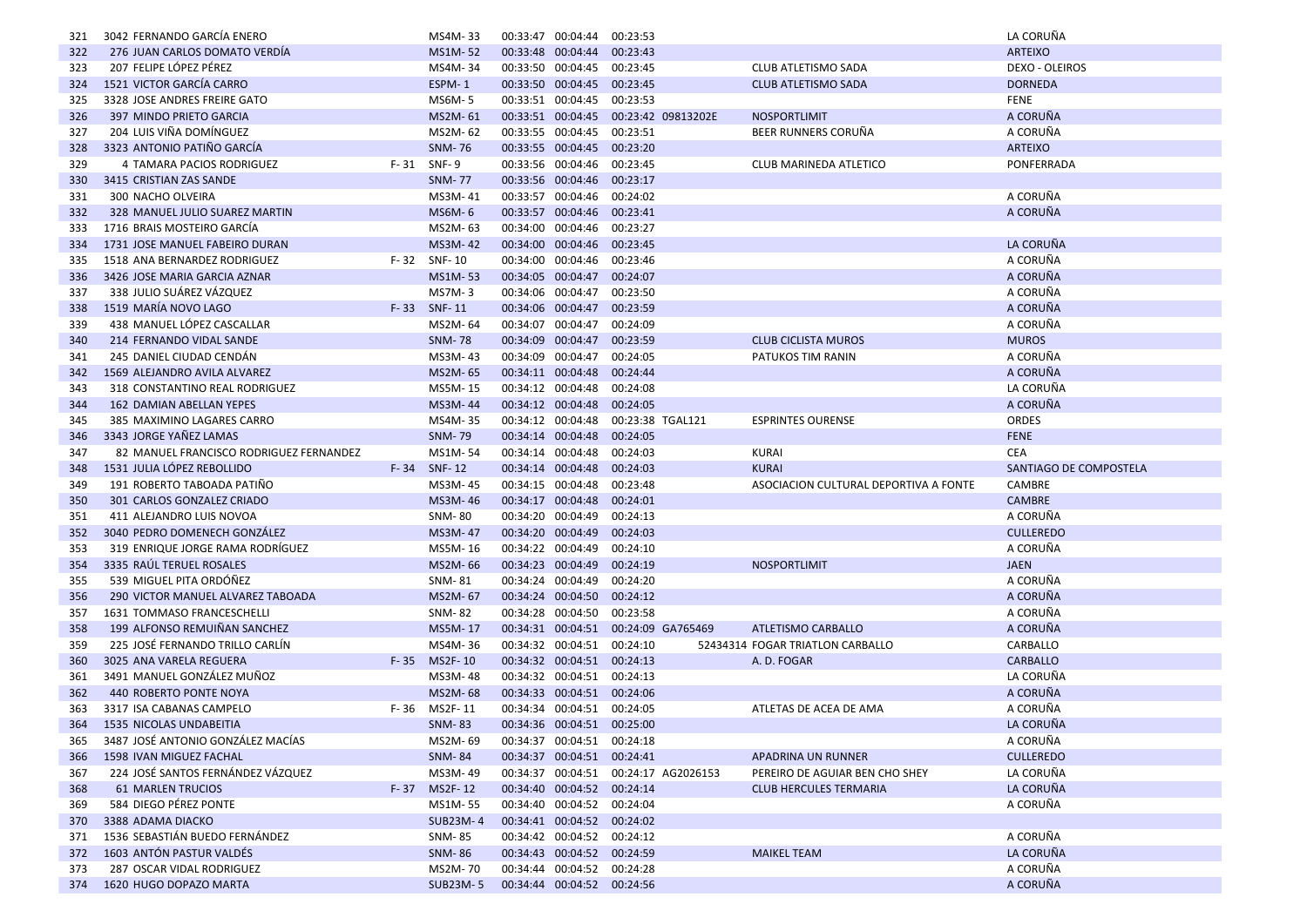| | | | | | | | | | | |
|---|---|---|---|---|---|---|---|---|---|---|
| 321 | 3042 | FERNANDO GARCÍA ENERO | | MS4M- 33 | 00:33:47 | 00:04:44 | 00:23:53 | | | LA CORUÑA |
| 322 | 276 | JUAN CARLOS DOMATO VERDÍA | | MS1M- 52 | 00:33:48 | 00:04:44 | 00:23:43 | | | ARTEIXO |
| 323 | 207 | FELIPE LÓPEZ PÉREZ | | MS4M- 34 | 00:33:50 | 00:04:45 | 00:23:45 | | CLUB ATLETISMO SADA | DEXO - OLEIROS |
| 324 | 1521 | VICTOR GARCÍA CARRO | | ESPM- 1 | 00:33:50 | 00:04:45 | 00:23:45 | | CLUB ATLETISMO SADA | DORNEDA |
| 325 | 3328 | JOSE ANDRES FREIRE GATO | | MS6M- 5 | 00:33:51 | 00:04:45 | 00:23:53 | | | FENE |
| 326 | 397 | MINDO PRIETO GARCIA | | MS2M- 61 | 00:33:51 | 00:04:45 | 00:23:42 | 09813202E | NOSPORTLIMIT | A CORUÑA |
| 327 | 204 | LUIS VIÑA DOMÍNGUEZ | | MS2M- 62 | 00:33:55 | 00:04:45 | 00:23:51 | | BEER RUNNERS CORUÑA | A CORUÑA |
| 328 | 3323 | ANTONIO PATIÑO GARCÍA | | SNM- 76 | 00:33:55 | 00:04:45 | 00:23:20 | | | ARTEIXO |
| 329 | 4 | TAMARA PACIOS RODRIGUEZ | F- 31 | SNF- 9 | 00:33:56 | 00:04:46 | 00:23:45 | | CLUB MARINEDA ATLETICO | PONFERRADA |
| 330 | 3415 | CRISTIAN ZAS SANDE | | SNM- 77 | 00:33:56 | 00:04:46 | 00:23:17 | | | |
| 331 | 300 | NACHO OLVEIRA | | MS3M- 41 | 00:33:57 | 00:04:46 | 00:24:02 | | | A CORUÑA |
| 332 | 328 | MANUEL JULIO SUAREZ MARTIN | | MS6M- 6 | 00:33:57 | 00:04:46 | 00:23:41 | | | A CORUÑA |
| 333 | 1716 | BRAIS MOSTEIRO GARCÍA | | MS2M- 63 | 00:34:00 | 00:04:46 | 00:23:27 | | | |
| 334 | 1731 | JOSE MANUEL FABEIRO DURAN | | MS3M- 42 | 00:34:00 | 00:04:46 | 00:23:45 | | | LA CORUÑA |
| 335 | 1518 | ANA BERNARDEZ RODRIGUEZ | F- 32 | SNF- 10 | 00:34:00 | 00:04:46 | 00:23:46 | | | A CORUÑA |
| 336 | 3426 | JOSE MARIA GARCIA AZNAR | | MS1M- 53 | 00:34:05 | 00:04:47 | 00:24:07 | | | A CORUÑA |
| 337 | 338 | JULIO SUÁREZ VÁZQUEZ | | MS7M- 3 | 00:34:06 | 00:04:47 | 00:23:50 | | | A CORUÑA |
| 338 | 1519 | MARÍA NOVO LAGO | F- 33 | SNF- 11 | 00:34:06 | 00:04:47 | 00:23:59 | | | A CORUÑA |
| 339 | 438 | MANUEL LÓPEZ CASCALLAR | | MS2M- 64 | 00:34:07 | 00:04:47 | 00:24:09 | | | A CORUÑA |
| 340 | 214 | FERNANDO VIDAL SANDE | | SNM- 78 | 00:34:09 | 00:04:47 | 00:23:59 | | CLUB CICLISTA MUROS | MUROS |
| 341 | 245 | DANIEL CIUDAD CENDÁN | | MS3M- 43 | 00:34:09 | 00:04:47 | 00:24:05 | | PATUKOS TIM RANIN | A CORUÑA |
| 342 | 1569 | ALEJANDRO AVILA ALVAREZ | | MS2M- 65 | 00:34:11 | 00:04:48 | 00:24:44 | | | A CORUÑA |
| 343 | 318 | CONSTANTINO REAL RODRIGUEZ | | MS5M- 15 | 00:34:12 | 00:04:48 | 00:24:08 | | | LA CORUÑA |
| 344 | 162 | DAMIAN ABELLAN YEPES | | MS3M- 44 | 00:34:12 | 00:04:48 | 00:24:05 | | | A CORUÑA |
| 345 | 385 | MAXIMINO LAGARES CARRO | | MS4M- 35 | 00:34:12 | 00:04:48 | 00:23:38 | TGAL121 | ESPRINTES OURENSE | ORDES |
| 346 | 3343 | JORGE YAÑEZ LAMAS | | SNM- 79 | 00:34:14 | 00:04:48 | 00:24:05 | | | FENE |
| 347 | 82 | MANUEL FRANCISCO RODRIGUEZ FERNANDEZ | | MS1M- 54 | 00:34:14 | 00:04:48 | 00:24:03 | | KURAI | CEA |
| 348 | 1531 | JULIA LÓPEZ REBOLLIDO | F- 34 | SNF- 12 | 00:34:14 | 00:04:48 | 00:24:03 | | KURAI | SANTIAGO DE COMPOSTELA |
| 349 | 191 | ROBERTO TABOADA PATIÑO | | MS3M- 45 | 00:34:15 | 00:04:48 | 00:23:48 | | ASOCIACION CULTURAL DEPORTIVA A FONTE | CAMBRE |
| 350 | 301 | CARLOS GONZALEZ CRIADO | | MS3M- 46 | 00:34:17 | 00:04:48 | 00:24:01 | | | CAMBRE |
| 351 | 411 | ALEJANDRO LUIS NOVOA | | SNM- 80 | 00:34:20 | 00:04:49 | 00:24:13 | | | A CORUÑA |
| 352 | 3040 | PEDRO DOMENECH GONZÁLEZ | | MS3M- 47 | 00:34:20 | 00:04:49 | 00:24:03 | | | CULLEREDO |
| 353 | 319 | ENRIQUE JORGE RAMA RODRÍGUEZ | | MS5M- 16 | 00:34:22 | 00:04:49 | 00:24:10 | | | A CORUÑA |
| 354 | 3335 | RAÚL TERUEL ROSALES | | MS2M- 66 | 00:34:23 | 00:04:49 | 00:24:19 | | NOSPORTLIMIT | JAEN |
| 355 | 539 | MIGUEL PITA ORDÓÑEZ | | SNM- 81 | 00:34:24 | 00:04:49 | 00:24:20 | | | A CORUÑA |
| 356 | 290 | VICTOR MANUEL ALVAREZ TABOADA | | MS2M- 67 | 00:34:24 | 00:04:50 | 00:24:12 | | | A CORUÑA |
| 357 | 1631 | TOMMASO FRANCESCHELLI | | SNM- 82 | 00:34:28 | 00:04:50 | 00:23:58 | | | A CORUÑA |
| 358 | 199 | ALFONSO REMUIÑAN SANCHEZ | | MS5M- 17 | 00:34:31 | 00:04:51 | 00:24:09 | GA765469 | ATLETISMO CARBALLO | A CORUÑA |
| 359 | 225 | JOSÉ FERNANDO TRILLO CARLÍN | | MS4M- 36 | 00:34:32 | 00:04:51 | 00:24:10 | 52434314 | FOGAR TRIATLON CARBALLO | CARBALLO |
| 360 | 3025 | ANA VARELA REGUERA | F- 35 | MS2F- 10 | 00:34:32 | 00:04:51 | 00:24:13 | | A. D. FOGAR | CARBALLO |
| 361 | 3491 | MANUEL GONZÁLEZ MUÑOZ | | MS3M- 48 | 00:34:32 | 00:04:51 | 00:24:13 | | | LA CORUÑA |
| 362 | 440 | ROBERTO PONTE NOYA | | MS2M- 68 | 00:34:33 | 00:04:51 | 00:24:06 | | | A CORUÑA |
| 363 | 3317 | ISA CABANAS CAMPELO | F- 36 | MS2F- 11 | 00:34:34 | 00:04:51 | 00:24:05 | | ATLETAS DE ACEA DE AMA | A CORUÑA |
| 364 | 1535 | NICOLAS UNDABEITIA | | SNM- 83 | 00:34:36 | 00:04:51 | 00:25:00 | | | LA CORUÑA |
| 365 | 3487 | JOSÉ ANTONIO GONZÁLEZ MACÍAS | | MS2M- 69 | 00:34:37 | 00:04:51 | 00:24:18 | | | A CORUÑA |
| 366 | 1598 | IVAN MIGUEZ FACHAL | | SNM- 84 | 00:34:37 | 00:04:51 | 00:24:41 | | APADRINA UN RUNNER | CULLEREDO |
| 367 | 224 | JOSÉ SANTOS FERNÁNDEZ VÁZQUEZ | | MS3M- 49 | 00:34:37 | 00:04:51 | 00:24:17 | AG2026153 | PEREIRO DE AGUIAR BEN CHO SHEY | LA CORUÑA |
| 368 | 61 | MARLEN TRUCIOS | F- 37 | MS2F- 12 | 00:34:40 | 00:04:52 | 00:24:14 | | CLUB HERCULES TERMARIA | LA CORUÑA |
| 369 | 584 | DIEGO PÉREZ PONTE | | MS1M- 55 | 00:34:40 | 00:04:52 | 00:24:04 | | | A CORUÑA |
| 370 | 3388 | ADAMA DIACKO | | SUB23M- 4 | 00:34:41 | 00:04:52 | 00:24:02 | | | |
| 371 | 1536 | SEBASTIÁN BUEDO FERNÁNDEZ | | SNM- 85 | 00:34:42 | 00:04:52 | 00:24:12 | | | A CORUÑA |
| 372 | 1603 | ANTÓN PASTUR VALDÉS | | SNM- 86 | 00:34:43 | 00:04:52 | 00:24:59 | | MAIKEL TEAM | LA CORUÑA |
| 373 | 287 | OSCAR VIDAL RODRIGUEZ | | MS2M- 70 | 00:34:44 | 00:04:52 | 00:24:28 | | | A CORUÑA |
| 374 | 1620 | HUGO DOPAZO MARTA | | SUB23M- 5 | 00:34:44 | 00:04:52 | 00:24:56 | | | A CORUÑA |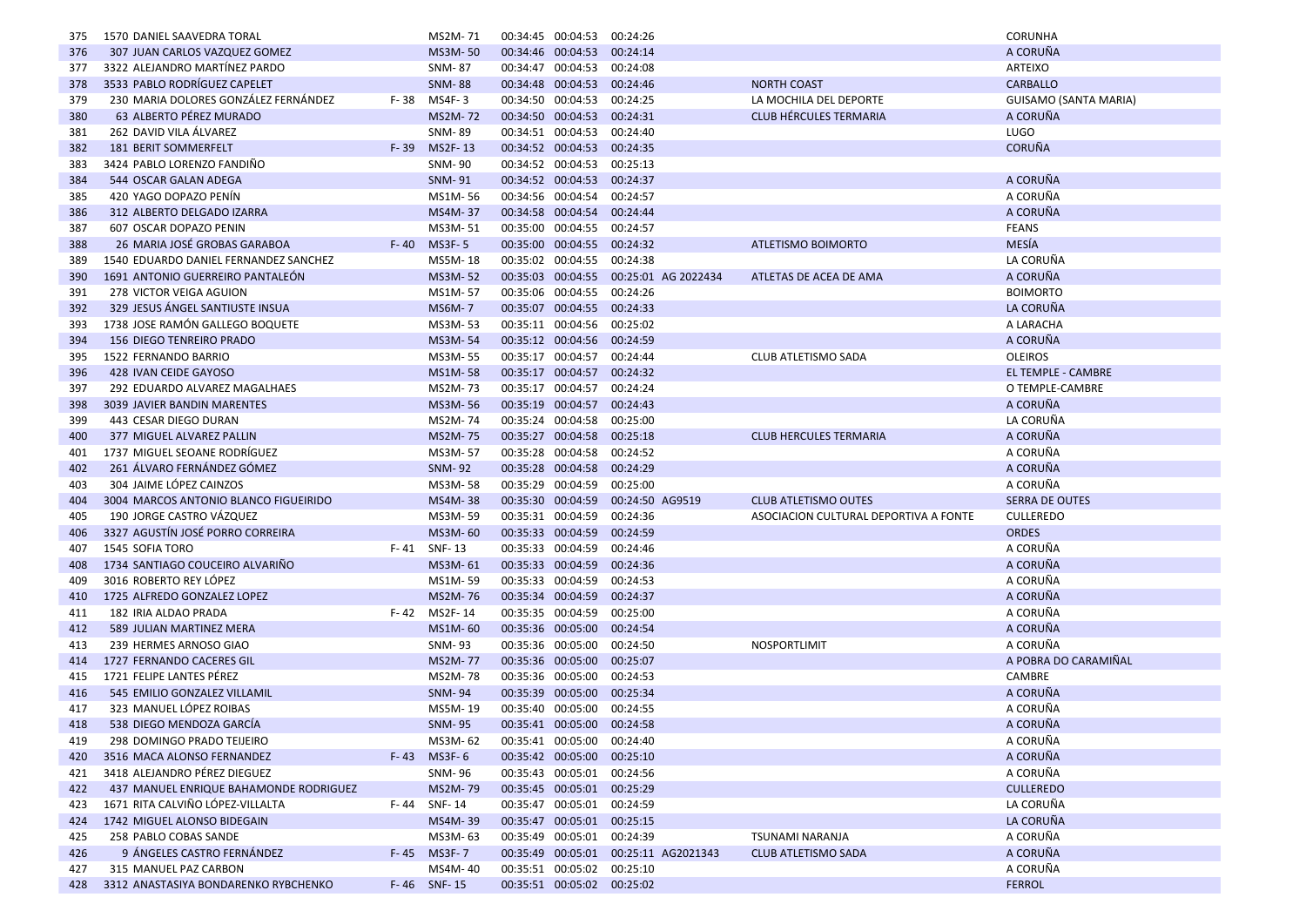| | | | | | | | | | | |
|---|---|---|---|---|---|---|---|---|---|---|
| 375 | 1570 DANIEL SAAVEDRA TORAL | | MS2M- 71 | 00:34:45 | 00:04:53 | 00:24:26 | | | CORUNHA |
| 376 | 307 JUAN CARLOS VAZQUEZ GOMEZ | | MS3M- 50 | 00:34:46 | 00:04:53 | 00:24:14 | | | A CORUÑA |
| 377 | 3322 ALEJANDRO MARTÍNEZ PARDO | | SNM- 87 | 00:34:47 | 00:04:53 | 00:24:08 | | | ARTEIXO |
| 378 | 3533 PABLO RODRÍGUEZ CAPELET | | SNM- 88 | 00:34:48 | 00:04:53 | 00:24:46 | | NORTH COAST | CARBALLO |
| 379 | 230 MARIA DOLORES GONZÁLEZ FERNÁNDEZ | F- 38 | MS4F- 3 | 00:34:50 | 00:04:53 | 00:24:25 | | LA MOCHILA DEL DEPORTE | GUISAMO (SANTA MARIA) |
| 380 | 63 ALBERTO PÉREZ MURADO | | MS2M- 72 | 00:34:50 | 00:04:53 | 00:24:31 | | CLUB HÉRCULES TERMARIA | A CORUÑA |
| 381 | 262 DAVID VILA ÁLVAREZ | | SNM- 89 | 00:34:51 | 00:04:53 | 00:24:40 | | | LUGO |
| 382 | 181 BERIT SOMMERFELT | F- 39 | MS2F- 13 | 00:34:52 | 00:04:53 | 00:24:35 | | | CORUÑA |
| 383 | 3424 PABLO LORENZO FANDIÑO | | SNM- 90 | 00:34:52 | 00:04:53 | 00:25:13 | | | |
| 384 | 544 OSCAR GALAN ADEGA | | SNM- 91 | 00:34:52 | 00:04:53 | 00:24:37 | | | A CORUÑA |
| 385 | 420 YAGO DOPAZO PENÍN | | MS1M- 56 | 00:34:56 | 00:04:54 | 00:24:57 | | | A CORUÑA |
| 386 | 312 ALBERTO DELGADO IZARRA | | MS4M- 37 | 00:34:58 | 00:04:54 | 00:24:44 | | | A CORUÑA |
| 387 | 607 OSCAR DOPAZO PENIN | | MS3M- 51 | 00:35:00 | 00:04:55 | 00:24:57 | | | FEANS |
| 388 | 26 MARIA JOSÉ GROBAS GARABOA | F- 40 | MS3F- 5 | 00:35:00 | 00:04:55 | 00:24:32 | | ATLETISMO BOIMORTO | MESÍA |
| 389 | 1540 EDUARDO DANIEL FERNANDEZ SANCHEZ | | MS5M- 18 | 00:35:02 | 00:04:55 | 00:24:38 | | | LA CORUÑA |
| 390 | 1691 ANTONIO GUERREIRO PANTALEÓN | | MS3M- 52 | 00:35:03 | 00:04:55 | 00:25:01 | AG 2022434 | ATLETAS DE ACEA DE AMA | A CORUÑA |
| 391 | 278 VICTOR VEIGA AGUION | | MS1M- 57 | 00:35:06 | 00:04:55 | 00:24:26 | | | BOIMORTO |
| 392 | 329 JESUS ÁNGEL SANTIUSTE INSUA | | MS6M- 7 | 00:35:07 | 00:04:55 | 00:24:33 | | | LA CORUÑA |
| 393 | 1738 JOSE RAMÓN GALLEGO BOQUETE | | MS3M- 53 | 00:35:11 | 00:04:56 | 00:25:02 | | | A LARACHA |
| 394 | 156 DIEGO TENREIRO PRADO | | MS3M- 54 | 00:35:12 | 00:04:56 | 00:24:59 | | | A CORUÑA |
| 395 | 1522 FERNANDO BARRIO | | MS3M- 55 | 00:35:17 | 00:04:57 | 00:24:44 | | CLUB ATLETISMO SADA | OLEIROS |
| 396 | 428 IVAN CEIDE GAYOSO | | MS1M- 58 | 00:35:17 | 00:04:57 | 00:24:32 | | | EL TEMPLE - CAMBRE |
| 397 | 292 EDUARDO ALVAREZ MAGALHAES | | MS2M- 73 | 00:35:17 | 00:04:57 | 00:24:24 | | | O TEMPLE-CAMBRE |
| 398 | 3039 JAVIER BANDIN MARENTES | | MS3M- 56 | 00:35:19 | 00:04:57 | 00:24:43 | | | A CORUÑA |
| 399 | 443 CESAR DIEGO DURAN | | MS2M- 74 | 00:35:24 | 00:04:58 | 00:25:00 | | | LA CORUÑA |
| 400 | 377 MIGUEL ALVAREZ PALLIN | | MS2M- 75 | 00:35:27 | 00:04:58 | 00:25:18 | | CLUB HERCULES TERMARIA | A CORUÑA |
| 401 | 1737 MIGUEL SEOANE RODRÍGUEZ | | MS3M- 57 | 00:35:28 | 00:04:58 | 00:24:52 | | | A CORUÑA |
| 402 | 261 ÁLVARO FERNÁNDEZ GÓMEZ | | SNM- 92 | 00:35:28 | 00:04:58 | 00:24:29 | | | A CORUÑA |
| 403 | 304 JAIME LÓPEZ CAINZOS | | MS3M- 58 | 00:35:29 | 00:04:59 | 00:25:00 | | | A CORUÑA |
| 404 | 3004 MARCOS ANTONIO BLANCO FIGUEIRIDO | | MS4M- 38 | 00:35:30 | 00:04:59 | 00:24:50 | AG9519 | CLUB ATLETISMO OUTES | SERRA DE OUTES |
| 405 | 190 JORGE CASTRO VÁZQUEZ | | MS3M- 59 | 00:35:31 | 00:04:59 | 00:24:36 | | ASOCIACION CULTURAL DEPORTIVA A FONTE | CULLEREDO |
| 406 | 3327 AGUSTÍN JOSÉ PORRO CORREIRA | | MS3M- 60 | 00:35:33 | 00:04:59 | 00:24:59 | | | ORDES |
| 407 | 1545 SOFIA TORO | F- 41 | SNF- 13 | 00:35:33 | 00:04:59 | 00:24:46 | | | A CORUÑA |
| 408 | 1734 SANTIAGO COUCEIRO ALVARIÑO | | MS3M- 61 | 00:35:33 | 00:04:59 | 00:24:36 | | | A CORUÑA |
| 409 | 3016 ROBERTO REY LÓPEZ | | MS1M- 59 | 00:35:33 | 00:04:59 | 00:24:53 | | | A CORUÑA |
| 410 | 1725 ALFREDO GONZALEZ LOPEZ | | MS2M- 76 | 00:35:34 | 00:04:59 | 00:24:37 | | | A CORUÑA |
| 411 | 182 IRIA ALDAO PRADA | F- 42 | MS2F- 14 | 00:35:35 | 00:04:59 | 00:25:00 | | | A CORUÑA |
| 412 | 589 JULIAN MARTINEZ MERA | | MS1M- 60 | 00:35:36 | 00:05:00 | 00:24:54 | | | A CORUÑA |
| 413 | 239 HERMES ARNOSO GIAO | | SNM- 93 | 00:35:36 | 00:05:00 | 00:24:50 | | NOSPORTLIMIT | A CORUÑA |
| 414 | 1727 FERNANDO CACERES GIL | | MS2M- 77 | 00:35:36 | 00:05:00 | 00:25:07 | | | A POBRA DO CARAMIÑAL |
| 415 | 1721 FELIPE LANTES PÉREZ | | MS2M- 78 | 00:35:36 | 00:05:00 | 00:24:53 | | | CAMBRE |
| 416 | 545 EMILIO GONZALEZ VILLAMIL | | SNM- 94 | 00:35:39 | 00:05:00 | 00:25:34 | | | A CORUÑA |
| 417 | 323 MANUEL LÓPEZ ROIBAS | | MS5M- 19 | 00:35:40 | 00:05:00 | 00:24:55 | | | A CORUÑA |
| 418 | 538 DIEGO MENDOZA GARCÍA | | SNM- 95 | 00:35:41 | 00:05:00 | 00:24:58 | | | A CORUÑA |
| 419 | 298 DOMINGO PRADO TEIJEIRO | | MS3M- 62 | 00:35:41 | 00:05:00 | 00:24:40 | | | A CORUÑA |
| 420 | 3516 MACA ALONSO FERNANDEZ | F- 43 | MS3F- 6 | 00:35:42 | 00:05:00 | 00:25:10 | | | A CORUÑA |
| 421 | 3418 ALEJANDRO PÉREZ DIEGUEZ | | SNM- 96 | 00:35:43 | 00:05:01 | 00:24:56 | | | A CORUÑA |
| 422 | 437 MANUEL ENRIQUE BAHAMONDE RODRIGUEZ | | MS2M- 79 | 00:35:45 | 00:05:01 | 00:25:29 | | | CULLEREDO |
| 423 | 1671 RITA CALVIÑO LÓPEZ-VILLALTA | F- 44 | SNF- 14 | 00:35:47 | 00:05:01 | 00:24:59 | | | LA CORUÑA |
| 424 | 1742 MIGUEL ALONSO BIDEGAIN | | MS4M- 39 | 00:35:47 | 00:05:01 | 00:25:15 | | | LA CORUÑA |
| 425 | 258 PABLO COBAS SANDE | | MS3M- 63 | 00:35:49 | 00:05:01 | 00:24:39 | | TSUNAMI NARANJA | A CORUÑA |
| 426 | 9 ÁNGELES CASTRO FERNÁNDEZ | F- 45 | MS3F- 7 | 00:35:49 | 00:05:01 | 00:25:11 | AG2021343 | CLUB ATLETISMO SADA | A CORUÑA |
| 427 | 315 MANUEL PAZ CARBON | | MS4M- 40 | 00:35:51 | 00:05:02 | 00:25:10 | | | A CORUÑA |
| 428 | 3312 ANASTASIYA BONDARENKO RYBCHENKO | F- 46 | SNF- 15 | 00:35:51 | 00:05:02 | 00:25:02 | | | FERROL |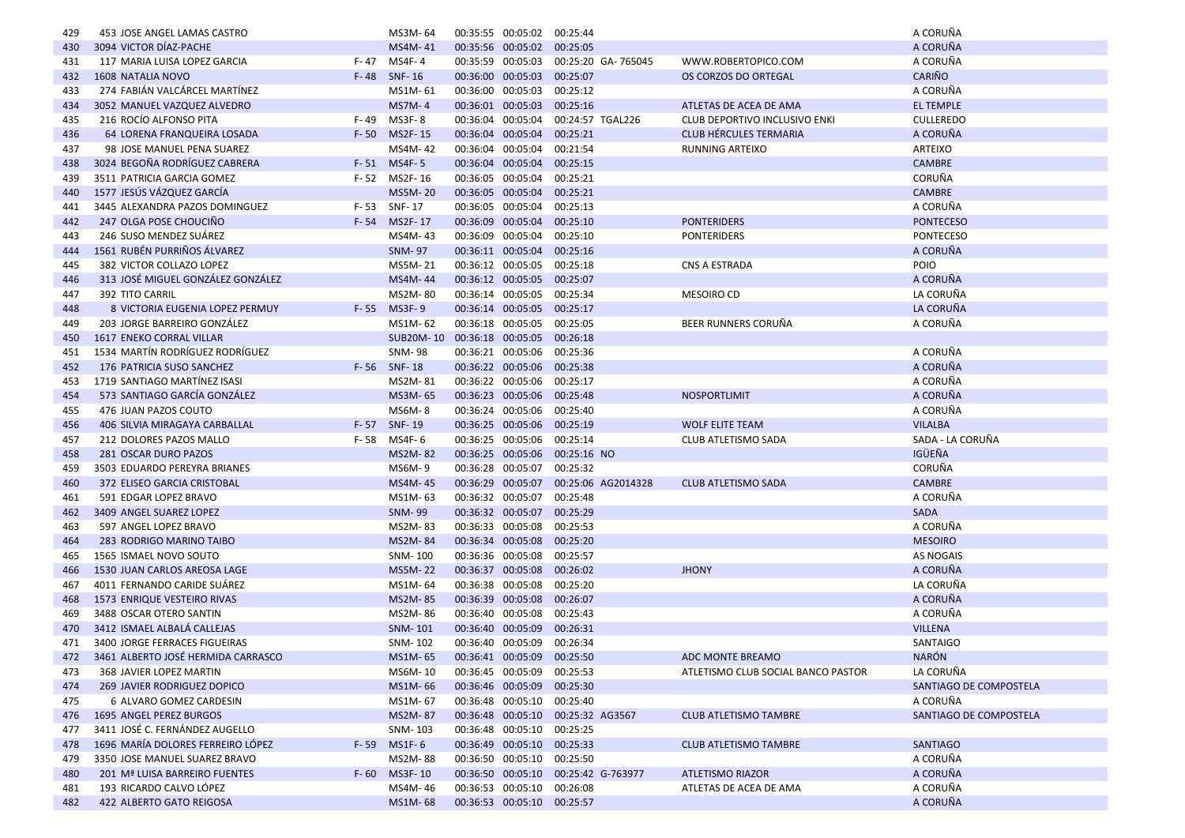| 429 | 453 | JOSE ANGEL LAMAS CASTRO | | MS3M- 64 | 00:35:55 | 00:05:02 | 00:25:44 | | | A CORUÑA |
|---|---|---|---|---|---|---|---|---|---|---|
| 430 | 3094 | VICTOR DÍAZ-PACHE | | MS4M- 41 | 00:35:56 | 00:05:02 | 00:25:05 | | | A CORUÑA |
| 431 | 117 | MARIA LUISA LOPEZ GARCIA | F- 47 | MS4F- 4 | 00:35:59 | 00:05:03 | 00:25:20 | GA- 765045 | WWW.ROBERTOPICO.COM | A CORUÑA |
| 432 | 1608 | NATALIA NOVO | F- 48 | SNF- 16 | 00:36:00 | 00:05:03 | 00:25:07 | | OS CORZOS DO ORTEGAL | CARIÑO |
| 433 | 274 | FABIÁN VALCÁRCEL MARTÍNEZ | | MS1M- 61 | 00:36:00 | 00:05:03 | 00:25:12 | | | A CORUÑA |
| 434 | 3052 | MANUEL VAZQUEZ ALVEDRO | | MS7M- 4 | 00:36:01 | 00:05:03 | 00:25:16 | | ATLETAS DE ACEA DE AMA | EL TEMPLE |
| 435 | 216 | ROCÍO ALFONSO PITA | F- 49 | MS3F- 8 | 00:36:04 | 00:05:04 | 00:24:57 | TGAL226 | CLUB DEPORTIVO INCLUSIVO ENKI | CULLEREDO |
| 436 | 64 | LORENA FRANQUEIRA LOSADA | F- 50 | MS2F- 15 | 00:36:04 | 00:05:04 | 00:25:21 | | CLUB HÉRCULES TERMARIA | A CORUÑA |
| 437 | 98 | JOSE MANUEL PENA SUAREZ | | MS4M- 42 | 00:36:04 | 00:05:04 | 00:21:54 | | RUNNING ARTEIXO | ARTEIXO |
| 438 | 3024 | BEGOÑA RODRÍGUEZ CABRERA | F- 51 | MS4F- 5 | 00:36:04 | 00:05:04 | 00:25:15 | | | CAMBRE |
| 439 | 3511 | PATRICIA GARCIA GOMEZ | F- 52 | MS2F- 16 | 00:36:05 | 00:05:04 | 00:25:21 | | | CORUÑA |
| 440 | 1577 | JESÚS VÁZQUEZ GARCÍA | | MS5M- 20 | 00:36:05 | 00:05:04 | 00:25:21 | | | CAMBRE |
| 441 | 3445 | ALEXANDRA PAZOS DOMINGUEZ | F- 53 | SNF- 17 | 00:36:05 | 00:05:04 | 00:25:13 | | | A CORUÑA |
| 442 | 247 | OLGA POSE CHOUCIÑO | F- 54 | MS2F- 17 | 00:36:09 | 00:05:04 | 00:25:10 | | PONTERIDERS | PONTECESO |
| 443 | 246 | SUSO MENDEZ SUÁREZ | | MS4M- 43 | 00:36:09 | 00:05:04 | 00:25:10 | | PONTERIDERS | PONTECESO |
| 444 | 1561 | RUBÉN PURRIÑOS ÁLVAREZ | | SNM- 97 | 00:36:11 | 00:05:04 | 00:25:16 | | | A CORUÑA |
| 445 | 382 | VICTOR COLLAZO LOPEZ | | MS5M- 21 | 00:36:12 | 00:05:05 | 00:25:18 | | CNS A ESTRADA | POIO |
| 446 | 313 | JOSÉ MIGUEL GONZÁLEZ GONZÁLEZ | | MS4M- 44 | 00:36:12 | 00:05:05 | 00:25:07 | | | A CORUÑA |
| 447 | 392 | TITO CARRIL | | MS2M- 80 | 00:36:14 | 00:05:05 | 00:25:34 | | MESOIRO CD | LA CORUÑA |
| 448 | 8 | VICTORIA EUGENIA LOPEZ PERMUY | F- 55 | MS3F- 9 | 00:36:14 | 00:05:05 | 00:25:17 | | | LA CORUÑA |
| 449 | 203 | JORGE BARREIRO GONZÁLEZ | | MS1M- 62 | 00:36:18 | 00:05:05 | 00:25:05 | | BEER RUNNERS CORUÑA | A CORUÑA |
| 450 | 1617 | ENEKO CORRAL VILLAR | | SUB20M- 10 | 00:36:18 | 00:05:05 | 00:26:18 | | | |
| 451 | 1534 | MARTÍN RODRÍGUEZ RODRÍGUEZ | | SNM- 98 | 00:36:21 | 00:05:06 | 00:25:36 | | | A CORUÑA |
| 452 | 176 | PATRICIA SUSO SANCHEZ | F- 56 | SNF- 18 | 00:36:22 | 00:05:06 | 00:25:38 | | | A CORUÑA |
| 453 | 1719 | SANTIAGO MARTÍNEZ ISASI | | MS2M- 81 | 00:36:22 | 00:05:06 | 00:25:17 | | | A CORUÑA |
| 454 | 573 | SANTIAGO GARCÍA GONZÁLEZ | | MS3M- 65 | 00:36:23 | 00:05:06 | 00:25:48 | | NOSPORTLIMIT | A CORUÑA |
| 455 | 476 | JUAN PAZOS COUTO | | MS6M- 8 | 00:36:24 | 00:05:06 | 00:25:40 | | | A CORUÑA |
| 456 | 406 | SILVIA MIRAGAYA CARBALLAL | F- 57 | SNF- 19 | 00:36:25 | 00:05:06 | 00:25:19 | | WOLF ELITE TEAM | VILALBA |
| 457 | 212 | DOLORES PAZOS MALLO | F- 58 | MS4F- 6 | 00:36:25 | 00:05:06 | 00:25:14 | | CLUB ATLETISMO SADA | SADA - LA CORUÑA |
| 458 | 281 | OSCAR DURO PAZOS | | MS2M- 82 | 00:36:25 | 00:05:06 | 00:25:16 | NO | | IGÜEÑA |
| 459 | 3503 | EDUARDO PEREYRA BRIANES | | MS6M- 9 | 00:36:28 | 00:05:07 | 00:25:32 | | | CORUÑA |
| 460 | 372 | ELISEO GARCIA CRISTOBAL | | MS4M- 45 | 00:36:29 | 00:05:07 | 00:25:06 | AG2014328 | CLUB ATLETISMO SADA | CAMBRE |
| 461 | 591 | EDGAR LOPEZ BRAVO | | MS1M- 63 | 00:36:32 | 00:05:07 | 00:25:48 | | | A CORUÑA |
| 462 | 3409 | ANGEL SUAREZ LOPEZ | | SNM- 99 | 00:36:32 | 00:05:07 | 00:25:29 | | | SADA |
| 463 | 597 | ANGEL LOPEZ BRAVO | | MS2M- 83 | 00:36:33 | 00:05:08 | 00:25:53 | | | A CORUÑA |
| 464 | 283 | RODRIGO MARINO TAIBO | | MS2M- 84 | 00:36:34 | 00:05:08 | 00:25:20 | | | MESOIRO |
| 465 | 1565 | ISMAEL NOVO SOUTO | | SNM- 100 | 00:36:36 | 00:05:08 | 00:25:57 | | | AS NOGAIS |
| 466 | 1530 | JUAN CARLOS AREOSA LAGE | | MS5M- 22 | 00:36:37 | 00:05:08 | 00:26:02 | | JHONY | A CORUÑA |
| 467 | 4011 | FERNANDO CARIDE SUÁREZ | | MS1M- 64 | 00:36:38 | 00:05:08 | 00:25:20 | | | LA CORUÑA |
| 468 | 1573 | ENRIQUE VESTEIRO RIVAS | | MS2M- 85 | 00:36:39 | 00:05:08 | 00:26:07 | | | A CORUÑA |
| 469 | 3488 | OSCAR OTERO SANTIN | | MS2M- 86 | 00:36:40 | 00:05:08 | 00:25:43 | | | A CORUÑA |
| 470 | 3412 | ISMAEL ALBALÁ CALLEJAS | | SNM- 101 | 00:36:40 | 00:05:09 | 00:26:31 | | | VILLENA |
| 471 | 3400 | JORGE FERRACES FIGUEIRAS | | SNM- 102 | 00:36:40 | 00:05:09 | 00:26:34 | | | SANTAIGO |
| 472 | 3461 | ALBERTO JOSÉ HERMIDA CARRASCO | | MS1M- 65 | 00:36:41 | 00:05:09 | 00:25:50 | | ADC MONTE BREAMO | NARÓN |
| 473 | 368 | JAVIER LOPEZ MARTIN | | MS6M- 10 | 00:36:45 | 00:05:09 | 00:25:53 | | ATLETISMO CLUB SOCIAL BANCO PASTOR | LA CORUÑA |
| 474 | 269 | JAVIER RODRIGUEZ DOPICO | | MS1M- 66 | 00:36:46 | 00:05:09 | 00:25:30 | | | SANTIAGO DE COMPOSTELA |
| 475 | 6 | ALVARO GOMEZ CARDESIN | | MS1M- 67 | 00:36:48 | 00:05:10 | 00:25:40 | | | A CORUÑA |
| 476 | 1695 | ANGEL PEREZ BURGOS | | MS2M- 87 | 00:36:48 | 00:05:10 | 00:25:32 | AG3567 | CLUB ATLETISMO TAMBRE | SANTIAGO DE COMPOSTELA |
| 477 | 3411 | JOSÉ C. FERNÁNDEZ AUGELLO | | SNM- 103 | 00:36:48 | 00:05:10 | 00:25:25 | | | |
| 478 | 1696 | MARÍA DOLORES FERREIRO LÓPEZ | F- 59 | MS1F- 6 | 00:36:49 | 00:05:10 | 00:25:33 | | CLUB ATLETISMO TAMBRE | SANTIAGO |
| 479 | 3350 | JOSE MANUEL SUAREZ BRAVO | | MS2M- 88 | 00:36:50 | 00:05:10 | 00:25:50 | | | A CORUÑA |
| 480 | 201 | Mª LUISA BARREIRO FUENTES | F- 60 | MS3F- 10 | 00:36:50 | 00:05:10 | 00:25:42 | G-763977 | ATLETISMO RIAZOR | A CORUÑA |
| 481 | 193 | RICARDO CALVO LÓPEZ | | MS4M- 46 | 00:36:53 | 00:05:10 | 00:26:08 | | ATLETAS DE ACEA DE AMA | A CORUÑA |
| 482 | 422 | ALBERTO GATO REIGOSA | | MS1M- 68 | 00:36:53 | 00:05:10 | 00:25:57 | | | A CORUÑA |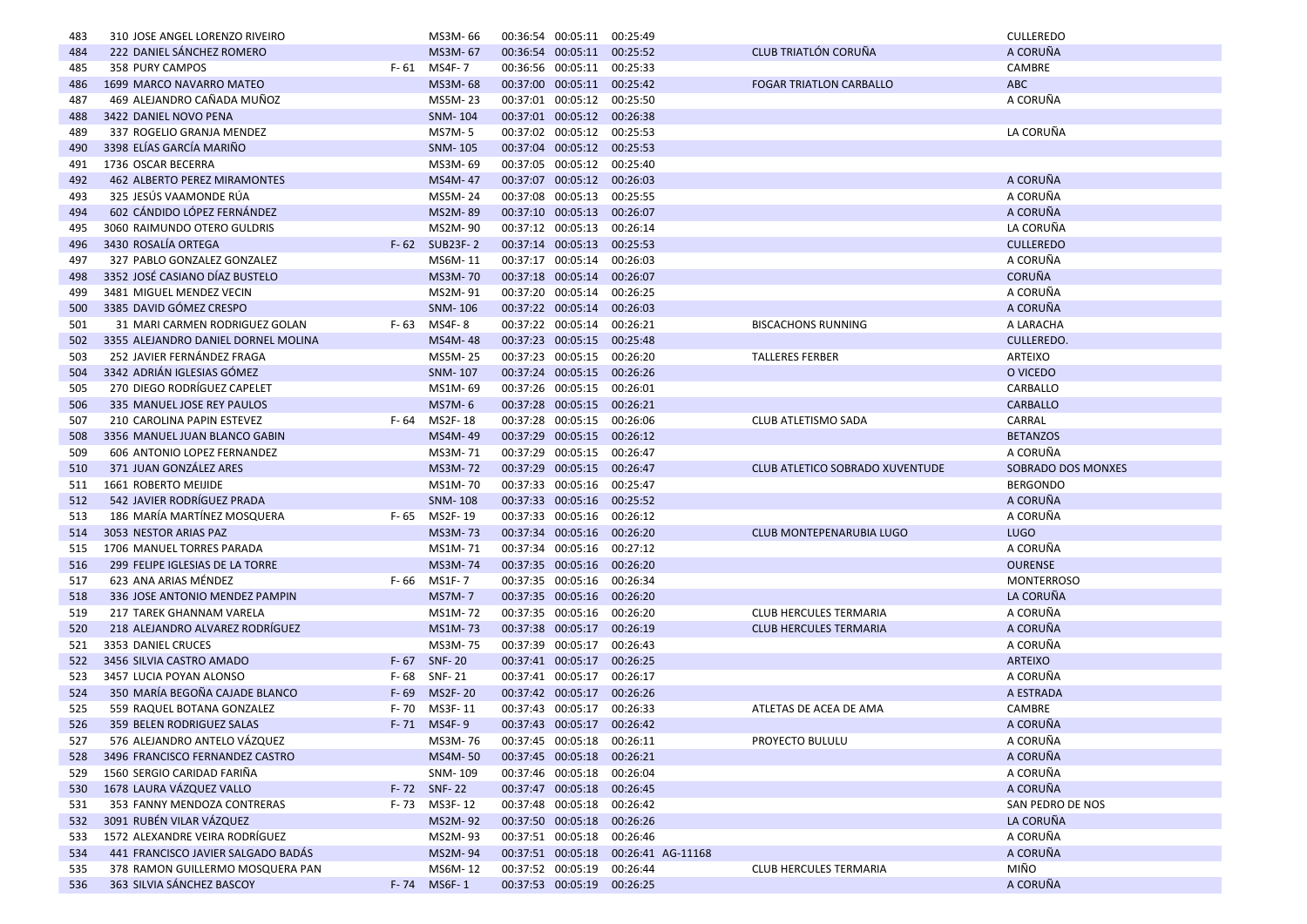| | | | | | | | | | | |
|---|---|---|---|---|---|---|---|---|---|---|
| 483 | 310 | JOSE ANGEL LORENZO RIVEIRO | | MS3M- 66 | 00:36:54 | 00:05:11 | 00:25:49 | | | CULLEREDO |
| 484 | 222 | DANIEL SÁNCHEZ ROMERO | | MS3M- 67 | 00:36:54 | 00:05:11 | 00:25:52 | | CLUB TRIATLÓN CORUÑA | A CORUÑA |
| 485 | 358 | PURY CAMPOS | F- 61 | MS4F- 7 | 00:36:56 | 00:05:11 | 00:25:33 | | | CAMBRE |
| 486 | 1699 | MARCO NAVARRO MATEO | | MS3M- 68 | 00:37:00 | 00:05:11 | 00:25:42 | | FOGAR TRIATLON CARBALLO | ABC |
| 487 | 469 | ALEJANDRO CAÑADA MUÑOZ | | MS5M- 23 | 00:37:01 | 00:05:12 | 00:25:50 | | | A CORUÑA |
| 488 | 3422 | DANIEL NOVO PENA | | SNM- 104 | 00:37:01 | 00:05:12 | 00:26:38 | | | |
| 489 | 337 | ROGELIO GRANJA MENDEZ | | MS7M- 5 | 00:37:02 | 00:05:12 | 00:25:53 | | | LA CORUÑA |
| 490 | 3398 | ELÍAS GARCÍA MARIÑO | | SNM- 105 | 00:37:04 | 00:05:12 | 00:25:53 | | | |
| 491 | 1736 | OSCAR BECERRA | | MS3M- 69 | 00:37:05 | 00:05:12 | 00:25:40 | | | |
| 492 | 462 | ALBERTO PEREZ MIRAMONTES | | MS4M- 47 | 00:37:07 | 00:05:12 | 00:26:03 | | | A CORUÑA |
| 493 | 325 | JESÚS VAAMONDE RÚA | | MS5M- 24 | 00:37:08 | 00:05:13 | 00:25:55 | | | A CORUÑA |
| 494 | 602 | CÁNDIDO LÓPEZ FERNÁNDEZ | | MS2M- 89 | 00:37:10 | 00:05:13 | 00:26:07 | | | A CORUÑA |
| 495 | 3060 | RAIMUNDO OTERO GULDRIS | | MS2M- 90 | 00:37:12 | 00:05:13 | 00:26:14 | | | LA CORUÑA |
| 496 | 3430 | ROSALÍA ORTEGA | F- 62 | SUB23F- 2 | 00:37:14 | 00:05:13 | 00:25:53 | | | CULLEREDO |
| 497 | 327 | PABLO GONZALEZ GONZALEZ | | MS6M- 11 | 00:37:17 | 00:05:14 | 00:26:03 | | | A CORUÑA |
| 498 | 3352 | JOSÉ CASIANO DÍAZ BUSTELO | | MS3M- 70 | 00:37:18 | 00:05:14 | 00:26:07 | | | CORUÑA |
| 499 | 3481 | MIGUEL MENDEZ VECIN | | MS2M- 91 | 00:37:20 | 00:05:14 | 00:26:25 | | | A CORUÑA |
| 500 | 3385 | DAVID GÓMEZ CRESPO | | SNM- 106 | 00:37:22 | 00:05:14 | 00:26:03 | | | A CORUÑA |
| 501 | 31 | MARI CARMEN RODRIGUEZ GOLAN | F- 63 | MS4F- 8 | 00:37:22 | 00:05:14 | 00:26:21 | | BISCACHONS RUNNING | A LARACHA |
| 502 | 3355 | ALEJANDRO DANIEL DORNEL MOLINA | | MS4M- 48 | 00:37:23 | 00:05:15 | 00:25:48 | | | CULLEREDO. |
| 503 | 252 | JAVIER FERNÁNDEZ FRAGA | | MS5M- 25 | 00:37:23 | 00:05:15 | 00:26:20 | | TALLERES FERBER | ARTEIXO |
| 504 | 3342 | ADRIÁN IGLESIAS GÓMEZ | | SNM- 107 | 00:37:24 | 00:05:15 | 00:26:26 | | | O VICEDO |
| 505 | 270 | DIEGO RODRÍGUEZ CAPELET | | MS1M- 69 | 00:37:26 | 00:05:15 | 00:26:01 | | | CARBALLO |
| 506 | 335 | MANUEL JOSE REY PAULOS | | MS7M- 6 | 00:37:28 | 00:05:15 | 00:26:21 | | | CARBALLO |
| 507 | 210 | CAROLINA PAPIN ESTEVEZ | F- 64 | MS2F- 18 | 00:37:28 | 00:05:15 | 00:26:06 | | CLUB ATLETISMO SADA | CARRAL |
| 508 | 3356 | MANUEL JUAN BLANCO GABIN | | MS4M- 49 | 00:37:29 | 00:05:15 | 00:26:12 | | | BETANZOS |
| 509 | 606 | ANTONIO LOPEZ FERNANDEZ | | MS3M- 71 | 00:37:29 | 00:05:15 | 00:26:47 | | | A CORUÑA |
| 510 | 371 | JUAN GONZÁLEZ ARES | | MS3M- 72 | 00:37:29 | 00:05:15 | 00:26:47 | | CLUB ATLETICO SOBRADO XUVENTUDE | SOBRADO DOS MONXES |
| 511 | 1661 | ROBERTO MEIJIDE | | MS1M- 70 | 00:37:33 | 00:05:16 | 00:25:47 | | | BERGONDO |
| 512 | 542 | JAVIER RODRÍGUEZ PRADA | | SNM- 108 | 00:37:33 | 00:05:16 | 00:25:52 | | | A CORUÑA |
| 513 | 186 | MARÍA MARTÍNEZ MOSQUERA | F- 65 | MS2F- 19 | 00:37:33 | 00:05:16 | 00:26:12 | | | A CORUÑA |
| 514 | 3053 | NESTOR ARIAS PAZ | | MS3M- 73 | 00:37:34 | 00:05:16 | 00:26:20 | | CLUB MONTEPENARUBIA LUGO | LUGO |
| 515 | 1706 | MANUEL TORRES PARADA | | MS1M- 71 | 00:37:34 | 00:05:16 | 00:27:12 | | | A CORUÑA |
| 516 | 299 | FELIPE IGLESIAS DE LA TORRE | | MS3M- 74 | 00:37:35 | 00:05:16 | 00:26:20 | | | OURENSE |
| 517 | 623 | ANA ARIAS MÉNDEZ | F- 66 | MS1F- 7 | 00:37:35 | 00:05:16 | 00:26:34 | | | MONTERROSO |
| 518 | 336 | JOSE ANTONIO MENDEZ PAMPIN | | MS7M- 7 | 00:37:35 | 00:05:16 | 00:26:20 | | | LA CORUÑA |
| 519 | 217 | TAREK GHANNAM VARELA | | MS1M- 72 | 00:37:35 | 00:05:16 | 00:26:20 | | CLUB HERCULES TERMARIA | A CORUÑA |
| 520 | 218 | ALEJANDRO ALVAREZ RODRÍGUEZ | | MS1M- 73 | 00:37:38 | 00:05:17 | 00:26:19 | | CLUB HERCULES TERMARIA | A CORUÑA |
| 521 | 3353 | DANIEL CRUCES | | MS3M- 75 | 00:37:39 | 00:05:17 | 00:26:43 | | | A CORUÑA |
| 522 | 3456 | SILVIA CASTRO AMADO | F- 67 | SNF- 20 | 00:37:41 | 00:05:17 | 00:26:25 | | | ARTEIXO |
| 523 | 3457 | LUCIA POYAN ALONSO | F- 68 | SNF- 21 | 00:37:41 | 00:05:17 | 00:26:17 | | | A CORUÑA |
| 524 | 350 | MARÍA BEGOÑA CAJADE BLANCO | F- 69 | MS2F- 20 | 00:37:42 | 00:05:17 | 00:26:26 | | | A ESTRADA |
| 525 | 559 | RAQUEL BOTANA GONZALEZ | F- 70 | MS3F- 11 | 00:37:43 | 00:05:17 | 00:26:33 | | ATLETAS DE ACEA DE AMA | CAMBRE |
| 526 | 359 | BELEN RODRIGUEZ SALAS | F- 71 | MS4F- 9 | 00:37:43 | 00:05:17 | 00:26:42 | | | A CORUÑA |
| 527 | 576 | ALEJANDRO ANTELO VÁZQUEZ | | MS3M- 76 | 00:37:45 | 00:05:18 | 00:26:11 | | PROYECTO BULULU | A CORUÑA |
| 528 | 3496 | FRANCISCO FERNANDEZ CASTRO | | MS4M- 50 | 00:37:45 | 00:05:18 | 00:26:21 | | | A CORUÑA |
| 529 | 1560 | SERGIO CARIDAD FARIÑA | | SNM- 109 | 00:37:46 | 00:05:18 | 00:26:04 | | | A CORUÑA |
| 530 | 1678 | LAURA VÁZQUEZ VALLO | F- 72 | SNF- 22 | 00:37:47 | 00:05:18 | 00:26:45 | | | A CORUÑA |
| 531 | 353 | FANNY MENDOZA CONTRERAS | F- 73 | MS3F- 12 | 00:37:48 | 00:05:18 | 00:26:42 | | | SAN PEDRO DE NOS |
| 532 | 3091 | RUBÉN VILAR VÁZQUEZ | | MS2M- 92 | 00:37:50 | 00:05:18 | 00:26:26 | | | LA CORUÑA |
| 533 | 1572 | ALEXANDRE VEIRA RODRÍGUEZ | | MS2M- 93 | 00:37:51 | 00:05:18 | 00:26:46 | | | A CORUÑA |
| 534 | 441 | FRANCISCO JAVIER SALGADO BADÁS | | MS2M- 94 | 00:37:51 | 00:05:18 | 00:26:41 | AG-11168 | | A CORUÑA |
| 535 | 378 | RAMON GUILLERMO MOSQUERA PAN | | MS6M- 12 | 00:37:52 | 00:05:19 | 00:26:44 | | CLUB HERCULES TERMARIA | MIÑO |
| 536 | 363 | SILVIA SÁNCHEZ BASCOY | F- 74 | MS6F- 1 | 00:37:53 | 00:05:19 | 00:26:25 | | | A CORUÑA |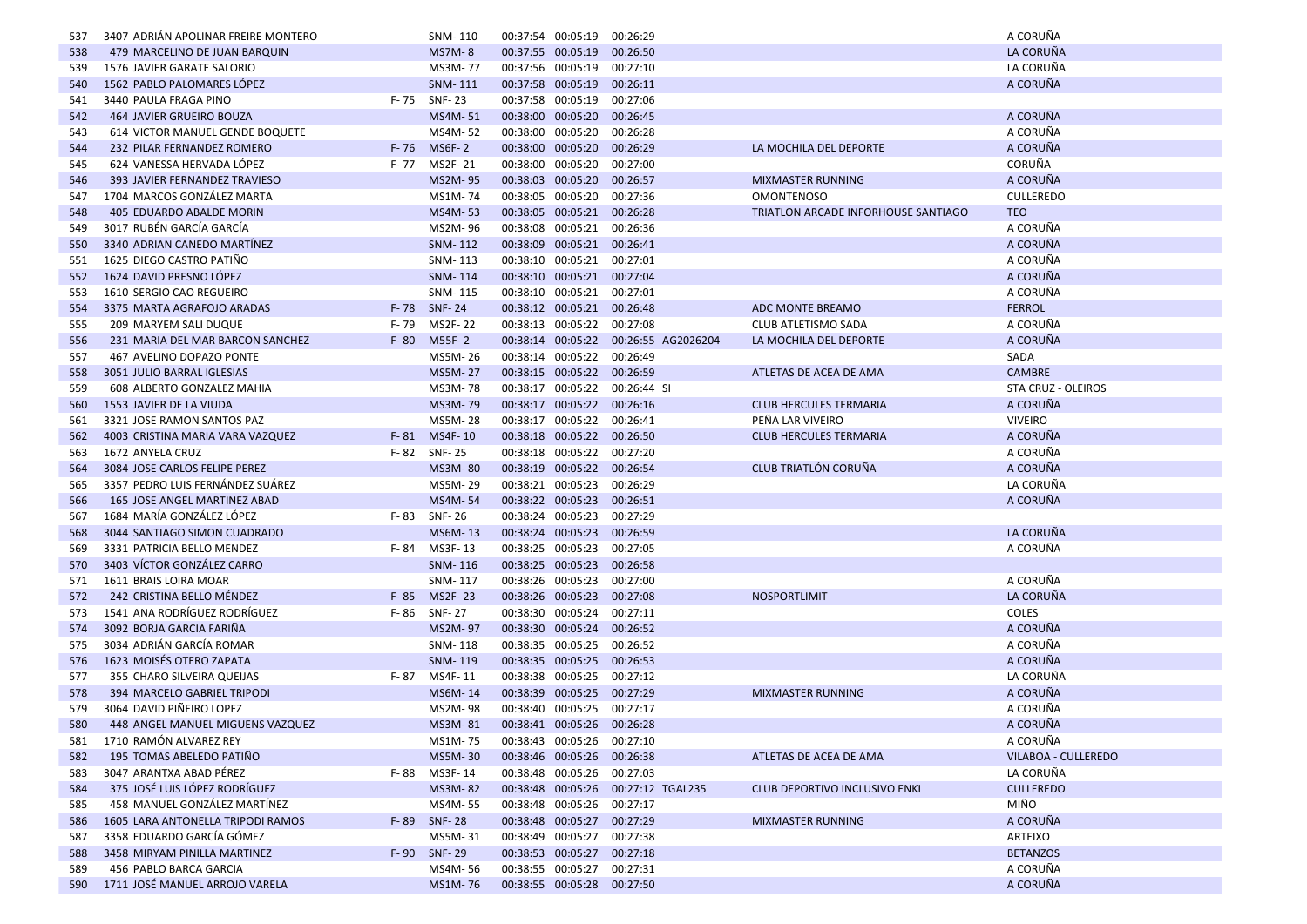| | | | | | | | | | | |
|---|---|---|---|---|---|---|---|---|---|---|
| 537 | 3407 ADRIÁN APOLINAR FREIRE MONTERO | | SNM- 110 | 00:37:54 | 00:05:19 | 00:26:29 | | | | A CORUÑA |
| 538 | 479 MARCELINO DE JUAN BARQUIN | | MS7M- 8 | 00:37:55 | 00:05:19 | 00:26:50 | | | | LA CORUÑA |
| 539 | 1576 JAVIER GARATE SALORIO | | MS3M- 77 | 00:37:56 | 00:05:19 | 00:27:10 | | | | LA CORUÑA |
| 540 | 1562 PABLO PALOMARES LÓPEZ | | SNM- 111 | 00:37:58 | 00:05:19 | 00:26:11 | | | | A CORUÑA |
| 541 | 3440 PAULA FRAGA PINO | F- 75 | SNF- 23 | 00:37:58 | 00:05:19 | 00:27:06 | | | | |
| 542 | 464 JAVIER GRUEIRO BOUZA | | MS4M- 51 | 00:38:00 | 00:05:20 | 00:26:45 | | | | A CORUÑA |
| 543 | 614 VICTOR MANUEL GENDE BOQUETE | | MS4M- 52 | 00:38:00 | 00:05:20 | 00:26:28 | | | | A CORUÑA |
| 544 | 232 PILAR FERNANDEZ ROMERO | F- 76 | MS6F- 2 | 00:38:00 | 00:05:20 | 00:26:29 | | | LA MOCHILA DEL DEPORTE | A CORUÑA |
| 545 | 624 VANESSA HERVADA LÓPEZ | F- 77 | MS2F- 21 | 00:38:00 | 00:05:20 | 00:27:00 | | | | CORUÑA |
| 546 | 393 JAVIER FERNANDEZ TRAVIESO | | MS2M- 95 | 00:38:03 | 00:05:20 | 00:26:57 | | | MIXMASTER RUNNING | A CORUÑA |
| 547 | 1704 MARCOS GONZÁLEZ MARTA | | MS1M- 74 | 00:38:05 | 00:05:20 | 00:27:36 | | | OMONTENOSO | CULLEREDO |
| 548 | 405 EDUARDO ABALDE MORIN | | MS4M- 53 | 00:38:05 | 00:05:21 | 00:26:28 | | | TRIATLON ARCADE INFORHOUSE SANTIAGO | TEO |
| 549 | 3017 RUBÉN GARCÍA GARCÍA | | MS2M- 96 | 00:38:08 | 00:05:21 | 00:26:36 | | | | A CORUÑA |
| 550 | 3340 ADRIAN CANEDO MARTÍNEZ | | SNM- 112 | 00:38:09 | 00:05:21 | 00:26:41 | | | | A CORUÑA |
| 551 | 1625 DIEGO CASTRO PATIÑO | | SNM- 113 | 00:38:10 | 00:05:21 | 00:27:01 | | | | A CORUÑA |
| 552 | 1624 DAVID PRESNO LÓPEZ | | SNM- 114 | 00:38:10 | 00:05:21 | 00:27:04 | | | | A CORUÑA |
| 553 | 1610 SERGIO CAO REGUEIRO | | SNM- 115 | 00:38:10 | 00:05:21 | 00:27:01 | | | | A CORUÑA |
| 554 | 3375 MARTA AGRAFOJO ARADAS | F- 78 | SNF- 24 | 00:38:12 | 00:05:21 | 00:26:48 | | | ADC MONTE BREAMO | FERROL |
| 555 | 209 MARYEM SALI DUQUE | F- 79 | MS2F- 22 | 00:38:13 | 00:05:22 | 00:27:08 | | | CLUB ATLETISMO SADA | A CORUÑA |
| 556 | 231 MARIA DEL MAR BARCON SANCHEZ | F- 80 | MS5F- 2 | 00:38:14 | 00:05:22 | 00:26:55 | AG2026204 | | LA MOCHILA DEL DEPORTE | A CORUÑA |
| 557 | 467 AVELINO DOPAZO PONTE | | MS5M- 26 | 00:38:14 | 00:05:22 | 00:26:49 | | | | SADA |
| 558 | 3051 JULIO BARRAL IGLESIAS | | MS5M- 27 | 00:38:15 | 00:05:22 | 00:26:59 | | | ATLETAS DE ACEA DE AMA | CAMBRE |
| 559 | 608 ALBERTO GONZALEZ MAHIA | | MS3M- 78 | 00:38:17 | 00:05:22 | 00:26:44 | SI | | | STA CRUZ - OLEIROS |
| 560 | 1553 JAVIER DE LA VIUDA | | MS3M- 79 | 00:38:17 | 00:05:22 | 00:26:16 | | | CLUB HERCULES TERMARIA | A CORUÑA |
| 561 | 3321 JOSE RAMON SANTOS PAZ | | MS5M- 28 | 00:38:17 | 00:05:22 | 00:26:41 | | | PEÑA LAR VIVEIRO | VIVEIRO |
| 562 | 4003 CRISTINA MARIA VARA VAZQUEZ | F- 81 | MS4F- 10 | 00:38:18 | 00:05:22 | 00:26:50 | | | CLUB HERCULES TERMARIA | A CORUÑA |
| 563 | 1672 ANYELA CRUZ | F- 82 | SNF- 25 | 00:38:18 | 00:05:22 | 00:27:20 | | | | A CORUÑA |
| 564 | 3084 JOSE CARLOS FELIPE PEREZ | | MS3M- 80 | 00:38:19 | 00:05:22 | 00:26:54 | | | CLUB TRIATLÓN CORUÑA | A CORUÑA |
| 565 | 3357 PEDRO LUIS FERNÁNDEZ SUÁREZ | | MS5M- 29 | 00:38:21 | 00:05:23 | 00:26:29 | | | | LA CORUÑA |
| 566 | 165 JOSE ANGEL MARTINEZ ABAD | | MS4M- 54 | 00:38:22 | 00:05:23 | 00:26:51 | | | | A CORUÑA |
| 567 | 1684 MARÍA GONZÁLEZ LÓPEZ | F- 83 | SNF- 26 | 00:38:24 | 00:05:23 | 00:27:29 | | | | |
| 568 | 3044 SANTIAGO SIMON CUADRADO | | MS6M- 13 | 00:38:24 | 00:05:23 | 00:26:59 | | | | LA CORUÑA |
| 569 | 3331 PATRICIA BELLO MENDEZ | F- 84 | MS3F- 13 | 00:38:25 | 00:05:23 | 00:27:05 | | | | A CORUÑA |
| 570 | 3403 VÍCTOR GONZÁLEZ CARRO | | SNM- 116 | 00:38:25 | 00:05:23 | 00:26:58 | | | | |
| 571 | 1611 BRAIS LOIRA MOAR | | SNM- 117 | 00:38:26 | 00:05:23 | 00:27:00 | | | | A CORUÑA |
| 572 | 242 CRISTINA BELLO MÉNDEZ | F- 85 | MS2F- 23 | 00:38:26 | 00:05:23 | 00:27:08 | | | NOSPORTLIMIT | LA CORUÑA |
| 573 | 1541 ANA RODRÍGUEZ RODRÍGUEZ | F- 86 | SNF- 27 | 00:38:30 | 00:05:24 | 00:27:11 | | | | COLES |
| 574 | 3092 BORJA GARCIA FARIÑA | | MS2M- 97 | 00:38:30 | 00:05:24 | 00:26:52 | | | | A CORUÑA |
| 575 | 3034 ADRIÁN GARCÍA ROMAR | | SNM- 118 | 00:38:35 | 00:05:25 | 00:26:52 | | | | A CORUÑA |
| 576 | 1623 MOISÉS OTERO ZAPATA | | SNM- 119 | 00:38:35 | 00:05:25 | 00:26:53 | | | | A CORUÑA |
| 577 | 355 CHARO SILVEIRA QUEIJAS | F- 87 | MS4F- 11 | 00:38:38 | 00:05:25 | 00:27:12 | | | | LA CORUÑA |
| 578 | 394 MARCELO GABRIEL TRIPODI | | MS6M- 14 | 00:38:39 | 00:05:25 | 00:27:29 | | | MIXMASTER RUNNING | A CORUÑA |
| 579 | 3064 DAVID PIÑEIRO LOPEZ | | MS2M- 98 | 00:38:40 | 00:05:25 | 00:27:17 | | | | A CORUÑA |
| 580 | 448 ANGEL MANUEL MIGUENS VAZQUEZ | | MS3M- 81 | 00:38:41 | 00:05:26 | 00:26:28 | | | | A CORUÑA |
| 581 | 1710 RAMÓN ALVAREZ REY | | MS1M- 75 | 00:38:43 | 00:05:26 | 00:27:10 | | | | A CORUÑA |
| 582 | 195 TOMAS ABELEDO PATIÑO | | MS5M- 30 | 00:38:46 | 00:05:26 | 00:26:38 | | | ATLETAS DE ACEA DE AMA | VILABOA - CULLEREDO |
| 583 | 3047 ARANTXA ABAD PÉREZ | F- 88 | MS3F- 14 | 00:38:48 | 00:05:26 | 00:27:03 | | | | LA CORUÑA |
| 584 | 375 JOSÉ LUIS LÓPEZ RODRÍGUEZ | | MS3M- 82 | 00:38:48 | 00:05:26 | 00:27:12 | TGAL235 | | CLUB DEPORTIVO INCLUSIVO ENKI | CULLEREDO |
| 585 | 458 MANUEL GONZÁLEZ MARTÍNEZ | | MS4M- 55 | 00:38:48 | 00:05:26 | 00:27:17 | | | | MIÑO |
| 586 | 1605 LARA ANTONELLA TRIPODI RAMOS | F- 89 | SNF- 28 | 00:38:48 | 00:05:27 | 00:27:29 | | | MIXMASTER RUNNING | A CORUÑA |
| 587 | 3358 EDUARDO GARCÍA GÓMEZ | | MS5M- 31 | 00:38:49 | 00:05:27 | 00:27:38 | | | | ARTEIXO |
| 588 | 3458 MIRYAM PINILLA MARTINEZ | F- 90 | SNF- 29 | 00:38:53 | 00:05:27 | 00:27:18 | | | | BETANZOS |
| 589 | 456 PABLO BARCA GARCIA | | MS4M- 56 | 00:38:55 | 00:05:27 | 00:27:31 | | | | A CORUÑA |
| 590 | 1711 JOSÉ MANUEL ARROJO VARELA | | MS1M- 76 | 00:38:55 | 00:05:28 | 00:27:50 | | | | A CORUÑA |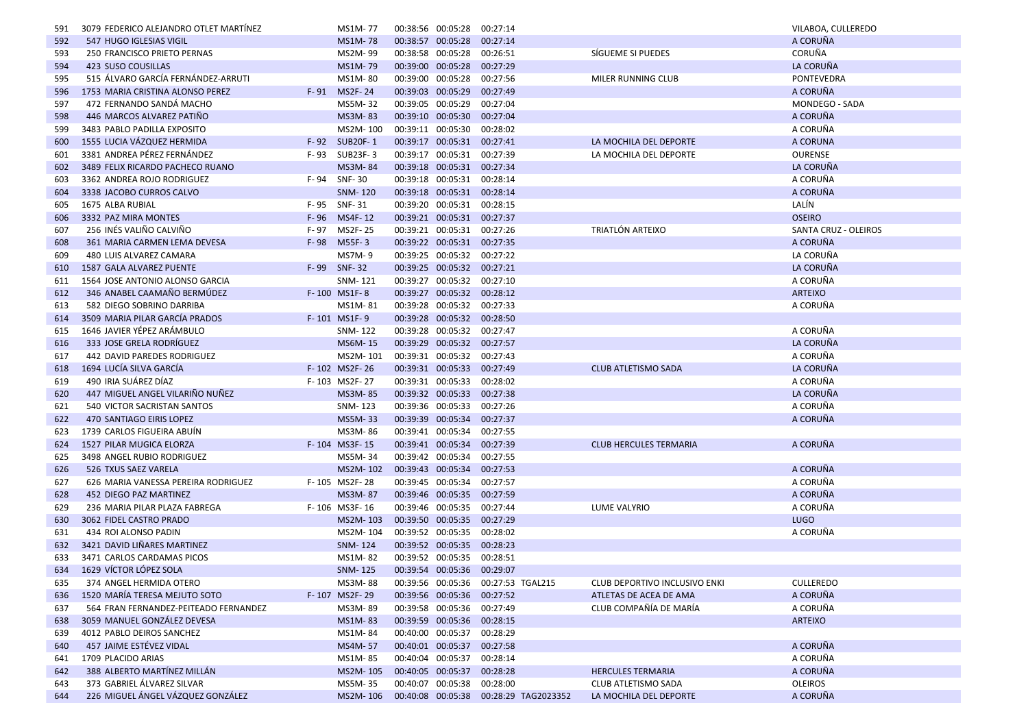| | | | | | | | | | | |
|---|---|---|---|---|---|---|---|---|---|---|
| 591 | 3079 | FEDERICO ALEJANDRO OTLET MARTÍNEZ | | MS1M- 77 | 00:38:56 | 00:05:28 | 00:27:14 | | | VILABOA, CULLEREDO |
| 592 | 547 | HUGO IGLESIAS VIGIL | | MS1M- 78 | 00:38:57 | 00:05:28 | 00:27:14 | | | A CORUÑA |
| 593 | 250 | FRANCISCO PRIETO PERNAS | | MS2M- 99 | 00:38:58 | 00:05:28 | 00:26:51 | | SÍGUEME SI PUEDES | CORUÑA |
| 594 | 423 | SUSO COUSILLAS | | MS1M- 79 | 00:39:00 | 00:05:28 | 00:27:29 | | | LA CORUÑA |
| 595 | 515 | ÁLVARO GARCÍA FERNÁNDEZ-ARRUTI | | MS1M- 80 | 00:39:00 | 00:05:28 | 00:27:56 | | MILER RUNNING CLUB | PONTEVEDRA |
| 596 | 1753 | MARIA CRISTINA ALONSO PEREZ | F- 91 | MS2F- 24 | 00:39:03 | 00:05:29 | 00:27:49 | | | A CORUÑA |
| 597 | 472 | FERNANDO SANDÁ MACHO | | MS5M- 32 | 00:39:05 | 00:05:29 | 00:27:04 | | | MONDEGO - SADA |
| 598 | 446 | MARCOS ALVAREZ PATIÑO | | MS3M- 83 | 00:39:10 | 00:05:30 | 00:27:04 | | | A CORUÑA |
| 599 | 3483 | PABLO PADILLA EXPOSITO | | MS2M- 100 | 00:39:11 | 00:05:30 | 00:28:02 | | | A CORUÑA |
| 600 | 1555 | LUCIA VÁZQUEZ HERMIDA | F- 92 | SUB20F- 1 | 00:39:17 | 00:05:31 | 00:27:41 | | LA MOCHILA DEL DEPORTE | A CORUNA |
| 601 | 3381 | ANDREA PÉREZ FERNÁNDEZ | F- 93 | SUB23F- 3 | 00:39:17 | 00:05:31 | 00:27:39 | | LA MOCHILA DEL DEPORTE | OURENSE |
| 602 | 3489 | FELIX RICARDO PACHECO RUANO | | MS3M- 84 | 00:39:18 | 00:05:31 | 00:27:34 | | | LA CORUÑA |
| 603 | 3362 | ANDREA ROJO RODRIGUEZ | F- 94 | SNF- 30 | 00:39:18 | 00:05:31 | 00:28:14 | | | A CORUÑA |
| 604 | 3338 | JACOBO CURROS CALVO | | SNM- 120 | 00:39:18 | 00:05:31 | 00:28:14 | | | A CORUÑA |
| 605 | 1675 | ALBA RUBIAL | F- 95 | SNF- 31 | 00:39:20 | 00:05:31 | 00:28:15 | | | LALÍN |
| 606 | 3332 | PAZ MIRA MONTES | F- 96 | MS4F- 12 | 00:39:21 | 00:05:31 | 00:27:37 | | | OSEIRO |
| 607 | 256 | INÉS VALIÑO CALVIÑO | F- 97 | MS2F- 25 | 00:39:21 | 00:05:31 | 00:27:26 | | TRIATLÓN ARTEIXO | SANTA CRUZ - OLEIROS |
| 608 | 361 | MARIA CARMEN LEMA DEVESA | F- 98 | MS5F- 3 | 00:39:22 | 00:05:31 | 00:27:35 | | | A CORUÑA |
| 609 | 480 | LUIS ALVAREZ CAMARA | | MS7M- 9 | 00:39:25 | 00:05:32 | 00:27:22 | | | LA CORUÑA |
| 610 | 1587 | GALA ALVAREZ PUENTE | F- 99 | SNF- 32 | 00:39:25 | 00:05:32 | 00:27:21 | | | LA CORUÑA |
| 611 | 1564 | JOSE ANTONIO ALONSO GARCIA | | SNM- 121 | 00:39:27 | 00:05:32 | 00:27:10 | | | A CORUÑA |
| 612 | 346 | ANABEL CAAMAÑO BERMÚDEZ | F- 100 | MS1F- 8 | 00:39:27 | 00:05:32 | 00:28:12 | | | ARTEIXO |
| 613 | 582 | DIEGO SOBRINO DARRIBA | | MS1M- 81 | 00:39:28 | 00:05:32 | 00:27:33 | | | A CORUÑA |
| 614 | 3509 | MARIA PILAR GARCÍA PRADOS | F- 101 | MS1F- 9 | 00:39:28 | 00:05:32 | 00:28:50 | | | |
| 615 | 1646 | JAVIER YÉPEZ ARÁMBULO | | SNM- 122 | 00:39:28 | 00:05:32 | 00:27:47 | | | A CORUÑA |
| 616 | 333 | JOSE GRELA RODRÍGUEZ | | MS6M- 15 | 00:39:29 | 00:05:32 | 00:27:57 | | | LA CORUÑA |
| 617 | 442 | DAVID PAREDES RODRIGUEZ | | MS2M- 101 | 00:39:31 | 00:05:32 | 00:27:43 | | | A CORUÑA |
| 618 | 1694 | LUCÍA SILVA GARCÍA | F- 102 | MS2F- 26 | 00:39:31 | 00:05:33 | 00:27:49 | | CLUB ATLETISMO SADA | LA CORUÑA |
| 619 | 490 | IRIA SUÁREZ DÍAZ | F- 103 | MS2F- 27 | 00:39:31 | 00:05:33 | 00:28:02 | | | A CORUÑA |
| 620 | 447 | MIGUEL ANGEL VILARIÑO NUÑEZ | | MS3M- 85 | 00:39:32 | 00:05:33 | 00:27:38 | | | LA CORUÑA |
| 621 | 540 | VICTOR SACRISTAN SANTOS | | SNM- 123 | 00:39:36 | 00:05:33 | 00:27:26 | | | A CORUÑA |
| 622 | 470 | SANTIAGO EIRIS LOPEZ | | MS5M- 33 | 00:39:39 | 00:05:34 | 00:27:37 | | | A CORUÑA |
| 623 | 1739 | CARLOS FIGUEIRA ABUÍN | | MS3M- 86 | 00:39:41 | 00:05:34 | 00:27:55 | | | |
| 624 | 1527 | PILAR MUGICA ELORZA | F- 104 | MS3F- 15 | 00:39:41 | 00:05:34 | 00:27:39 | | CLUB HERCULES TERMARIA | A CORUÑA |
| 625 | 3498 | ANGEL RUBIO RODRIGUEZ | | MS5M- 34 | 00:39:42 | 00:05:34 | 00:27:55 | | | |
| 626 | 526 | TXUS SAEZ VARELA | | MS2M- 102 | 00:39:43 | 00:05:34 | 00:27:53 | | | A CORUÑA |
| 627 | 626 | MARIA VANESSA PEREIRA RODRIGUEZ | F- 105 | MS2F- 28 | 00:39:45 | 00:05:34 | 00:27:57 | | | A CORUÑA |
| 628 | 452 | DIEGO PAZ MARTINEZ | | MS3M- 87 | 00:39:46 | 00:05:35 | 00:27:59 | | | A CORUÑA |
| 629 | 236 | MARIA PILAR PLAZA FABREGA | F- 106 | MS3F- 16 | 00:39:46 | 00:05:35 | 00:27:44 | | LUME VALYRIO | A CORUÑA |
| 630 | 3062 | FIDEL CASTRO PRADO | | MS2M- 103 | 00:39:50 | 00:05:35 | 00:27:29 | | | LUGO |
| 631 | 434 | ROI ALONSO PADIN | | MS2M- 104 | 00:39:52 | 00:05:35 | 00:28:02 | | | A CORUÑA |
| 632 | 3421 | DAVID LIÑARES MARTINEZ | | SNM- 124 | 00:39:52 | 00:05:35 | 00:28:23 | | | |
| 633 | 3471 | CARLOS CARDAMAS PICOS | | MS1M- 82 | 00:39:52 | 00:05:35 | 00:28:51 | | | |
| 634 | 1629 | VÍCTOR LÓPEZ SOLA | | SNM- 125 | 00:39:54 | 00:05:36 | 00:29:07 | | | |
| 635 | 374 | ANGEL HERMIDA OTERO | | MS3M- 88 | 00:39:56 | 00:05:36 | 00:27:53 | TGAL215 | CLUB DEPORTIVO INCLUSIVO ENKI | CULLEREDO |
| 636 | 1520 | MARÍA TERESA MEJUTO SOTO | F- 107 | MS2F- 29 | 00:39:56 | 00:05:36 | 00:27:52 | | ATLETAS DE ACEA DE AMA | A CORUÑA |
| 637 | 564 | FRAN FERNANDEZ-PEITEADO FERNANDEZ | | MS3M- 89 | 00:39:58 | 00:05:36 | 00:27:49 | | CLUB COMPAÑÍA DE MARÍA | A CORUÑA |
| 638 | 3059 | MANUEL GONZÁLEZ DEVESA | | MS1M- 83 | 00:39:59 | 00:05:36 | 00:28:15 | | | ARTEIXO |
| 639 | 4012 | PABLO DEIROS SANCHEZ | | MS1M- 84 | 00:40:00 | 00:05:37 | 00:28:29 | | | |
| 640 | 457 | JAIME ESTÉVEZ VIDAL | | MS4M- 57 | 00:40:01 | 00:05:37 | 00:27:58 | | | A CORUÑA |
| 641 | 1709 | PLACIDO ARIAS | | MS1M- 85 | 00:40:04 | 00:05:37 | 00:28:14 | | | A CORUÑA |
| 642 | 388 | ALBERTO MARTÍNEZ MILLÁN | | MS2M- 105 | 00:40:05 | 00:05:37 | 00:28:28 | | HERCULES TERMARIA | A CORUÑA |
| 643 | 373 | GABRIEL ÁLVAREZ SILVAR | | MS5M- 35 | 00:40:07 | 00:05:38 | 00:28:00 | | CLUB ATLETISMO SADA | OLEIROS |
| 644 | 226 | MIGUEL ÁNGEL VÁZQUEZ GONZÁLEZ | | MS2M- 106 | 00:40:08 | 00:05:38 | 00:28:29 | TAG2023352 | LA MOCHILA DEL DEPORTE | A CORUÑA |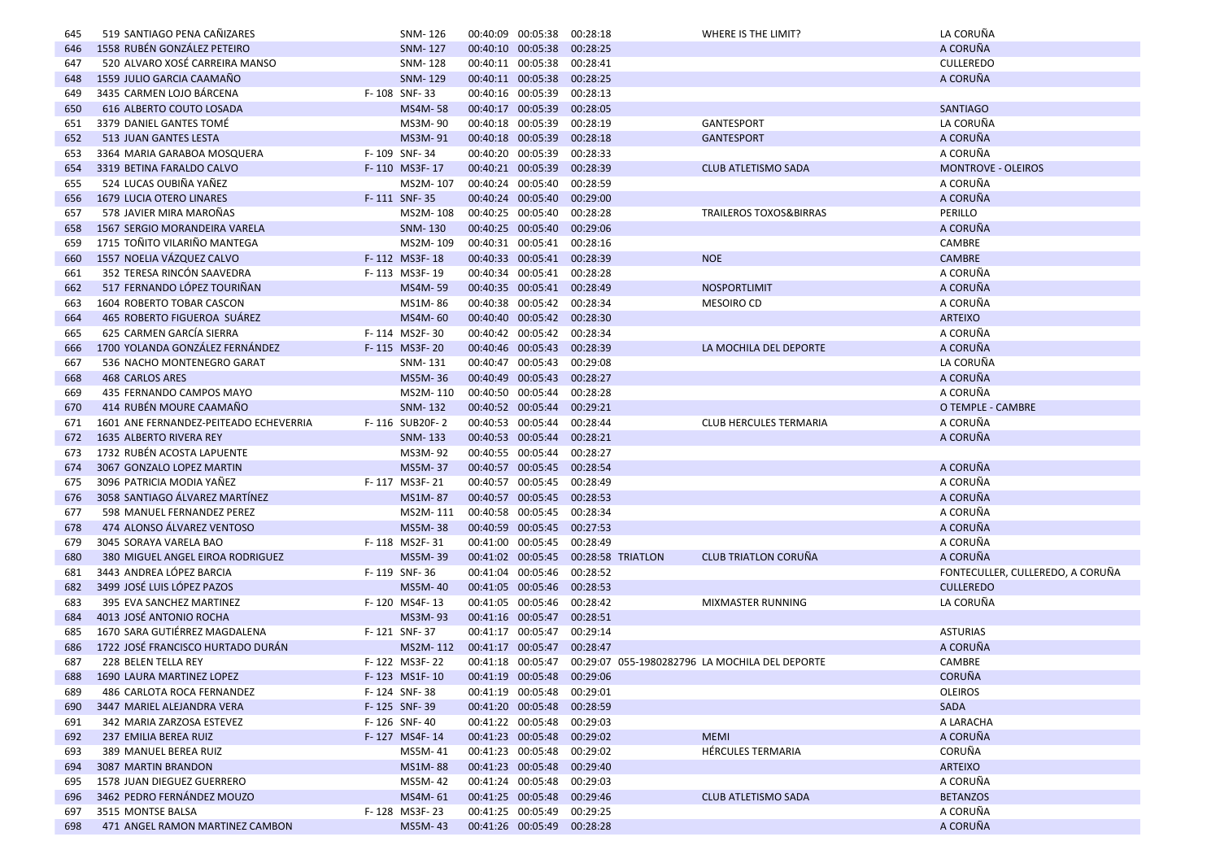| | | | | | | | | | | |
|---|---|---|---|---|---|---|---|---|---|---|
| 645 | 519 | SANTIAGO PENA CAÑIZARES | | SNM- 126 | 00:40:09 | 00:05:38 | 00:28:18 | | WHERE IS THE LIMIT? | LA CORUÑA |
| 646 | 1558 | RUBÉN GONZÁLEZ PETEIRO | | SNM- 127 | 00:40:10 | 00:05:38 | 00:28:25 | | | A CORUÑA |
| 647 | 520 | ALVARO XOSÉ CARREIRA MANSO | | SNM- 128 | 00:40:11 | 00:05:38 | 00:28:41 | | | CULLEREDO |
| 648 | 1559 | JULIO GARCIA CAAMAÑO | | SNM- 129 | 00:40:11 | 00:05:38 | 00:28:25 | | | A CORUÑA |
| 649 | 3435 | CARMEN LOJO BÁRCENA | F- 108 | SNF- 33 | 00:40:16 | 00:05:39 | 00:28:13 | | | |
| 650 | 616 | ALBERTO COUTO LOSADA | | MS4M- 58 | 00:40:17 | 00:05:39 | 00:28:05 | | | SANTIAGO |
| 651 | 3379 | DANIEL GANTES TOMÉ | | MS3M- 90 | 00:40:18 | 00:05:39 | 00:28:19 | | GANTESPORT | LA CORUÑA |
| 652 | 513 | JUAN GANTES LESTA | | MS3M- 91 | 00:40:18 | 00:05:39 | 00:28:18 | | GANTESPORT | A CORUÑA |
| 653 | 3364 | MARIA GARABOA MOSQUERA | F- 109 | SNF- 34 | 00:40:20 | 00:05:39 | 00:28:33 | | | A CORUÑA |
| 654 | 3319 | BETINA FARALDO CALVO | F- 110 | MS3F- 17 | 00:40:21 | 00:05:39 | 00:28:39 | | CLUB ATLETISMO SADA | MONTROVE - OLEIROS |
| 655 | 524 | LUCAS OUBIÑA YAÑEZ | | MS2M- 107 | 00:40:24 | 00:05:40 | 00:28:59 | | | A CORUÑA |
| 656 | 1679 | LUCIA OTERO LINARES | F- 111 | SNF- 35 | 00:40:24 | 00:05:40 | 00:29:00 | | | A CORUÑA |
| 657 | 578 | JAVIER MIRA MAROÑAS | | MS2M- 108 | 00:40:25 | 00:05:40 | 00:28:28 | | TRAILEROS TOXOS&BIRRAS | PERILLO |
| 658 | 1567 | SERGIO MORANDEIRA VARELA | | SNM- 130 | 00:40:25 | 00:05:40 | 00:29:06 | | | A CORUÑA |
| 659 | 1715 | TOÑITO VILARIÑO MANTEGA | | MS2M- 109 | 00:40:31 | 00:05:41 | 00:28:16 | | | CAMBRE |
| 660 | 1557 | NOELIA VÁZQUEZ CALVO | F- 112 | MS3F- 18 | 00:40:33 | 00:05:41 | 00:28:39 | | NOE | CAMBRE |
| 661 | 352 | TERESA RINCÓN SAAVEDRA | F- 113 | MS3F- 19 | 00:40:34 | 00:05:41 | 00:28:28 | | | A CORUÑA |
| 662 | 517 | FERNANDO LÓPEZ TOURIÑAN | | MS4M- 59 | 00:40:35 | 00:05:41 | 00:28:49 | | NOSPORTLIMIT | A CORUÑA |
| 663 | 1604 | ROBERTO TOBAR CASCON | | MS1M- 86 | 00:40:38 | 00:05:42 | 00:28:34 | | MESOIRO CD | A CORUÑA |
| 664 | 465 | ROBERTO FIGUEROA SUÁREZ | | MS4M- 60 | 00:40:40 | 00:05:42 | 00:28:30 | | | ARTEIXO |
| 665 | 625 | CARMEN GARCÍA SIERRA | F- 114 | MS2F- 30 | 00:40:42 | 00:05:42 | 00:28:34 | | | A CORUÑA |
| 666 | 1700 | YOLANDA GONZÁLEZ FERNÁNDEZ | F- 115 | MS3F- 20 | 00:40:46 | 00:05:43 | 00:28:39 | | LA MOCHILA DEL DEPORTE | A CORUÑA |
| 667 | 536 | NACHO MONTENEGRO GARAT | | SNM- 131 | 00:40:47 | 00:05:43 | 00:29:08 | | | LA CORUÑA |
| 668 | 468 | CARLOS ARES | | MS5M- 36 | 00:40:49 | 00:05:43 | 00:28:27 | | | A CORUÑA |
| 669 | 435 | FERNANDO CAMPOS MAYO | | MS2M- 110 | 00:40:50 | 00:05:44 | 00:28:28 | | | A CORUÑA |
| 670 | 414 | RUBÉN MOURE CAAMAÑO | | SNM- 132 | 00:40:52 | 00:05:44 | 00:29:21 | | | O TEMPLE - CAMBRE |
| 671 | 1601 | ANE FERNANDEZ-PEITEADO ECHEVERRIA | F- 116 | SUB20F- 2 | 00:40:53 | 00:05:44 | 00:28:44 | | CLUB HERCULES TERMARIA | A CORUÑA |
| 672 | 1635 | ALBERTO RIVERA REY | | SNM- 133 | 00:40:53 | 00:05:44 | 00:28:21 | | | A CORUÑA |
| 673 | 1732 | RUBÉN ACOSTA LAPUENTE | | MS3M- 92 | 00:40:55 | 00:05:44 | 00:28:27 | | | |
| 674 | 3067 | GONZALO LOPEZ MARTIN | | MS5M- 37 | 00:40:57 | 00:05:45 | 00:28:54 | | | A CORUÑA |
| 675 | 3096 | PATRICIA MODIA YAÑEZ | F- 117 | MS3F- 21 | 00:40:57 | 00:05:45 | 00:28:49 | | | A CORUÑA |
| 676 | 3058 | SANTIAGO ÁLVAREZ MARTÍNEZ | | MS1M- 87 | 00:40:57 | 00:05:45 | 00:28:53 | | | A CORUÑA |
| 677 | 598 | MANUEL FERNANDEZ PEREZ | | MS2M- 111 | 00:40:58 | 00:05:45 | 00:28:34 | | | A CORUÑA |
| 678 | 474 | ALONSO ÁLVAREZ VENTOSO | | MS5M- 38 | 00:40:59 | 00:05:45 | 00:27:53 | | | A CORUÑA |
| 679 | 3045 | SORAYA VARELA BAO | F- 118 | MS2F- 31 | 00:41:00 | 00:05:45 | 00:28:49 | | | A CORUÑA |
| 680 | 380 | MIGUEL ANGEL EIROA RODRIGUEZ | | MS5M- 39 | 00:41:02 | 00:05:45 | 00:28:58 | TRIATLON | CLUB TRIATLON CORUÑA | A CORUÑA |
| 681 | 3443 | ANDREA LÓPEZ BARCIA | F- 119 | SNF- 36 | 00:41:04 | 00:05:46 | 00:28:52 | | | FONTECULLER, CULLEREDO, A CORUÑA |
| 682 | 3499 | JOSÉ LUIS LÓPEZ PAZOS | | MS5M- 40 | 00:41:05 | 00:05:46 | 00:28:53 | | | CULLEREDO |
| 683 | 395 | EVA SANCHEZ MARTINEZ | F- 120 | MS4F- 13 | 00:41:05 | 00:05:46 | 00:28:42 | | MIXMASTER RUNNING | LA CORUÑA |
| 684 | 4013 | JOSÉ ANTONIO ROCHA | | MS3M- 93 | 00:41:16 | 00:05:47 | 00:28:51 | | | |
| 685 | 1670 | SARA GUTIÉRREZ MAGDALENA | F- 121 | SNF- 37 | 00:41:17 | 00:05:47 | 00:29:14 | | | ASTURIAS |
| 686 | 1722 | JOSÉ FRANCISCO HURTADO DURÁN | | MS2M- 112 | 00:41:17 | 00:05:47 | 00:28:47 | | | A CORUÑA |
| 687 | 228 | BELEN TELLA REY | F- 122 | MS3F- 22 | 00:41:18 | 00:05:47 | 00:29:07 | 055-1980282796 | LA MOCHILA DEL DEPORTE | CAMBRE |
| 688 | 1690 | LAURA MARTINEZ LOPEZ | F- 123 | MS1F- 10 | 00:41:19 | 00:05:48 | 00:29:06 | | | CORUÑA |
| 689 | 486 | CARLOTA ROCA FERNANDEZ | F- 124 | SNF- 38 | 00:41:19 | 00:05:48 | 00:29:01 | | | OLEIROS |
| 690 | 3447 | MARIEL ALEJANDRA VERA | F- 125 | SNF- 39 | 00:41:20 | 00:05:48 | 00:28:59 | | | SADA |
| 691 | 342 | MARIA ZARZOSA ESTEVEZ | F- 126 | SNF- 40 | 00:41:22 | 00:05:48 | 00:29:03 | | | A LARACHA |
| 692 | 237 | EMILIA BEREA RUIZ | F- 127 | MS4F- 14 | 00:41:23 | 00:05:48 | 00:29:02 | | MEMI | A CORUÑA |
| 693 | 389 | MANUEL BEREA RUIZ | | MS5M- 41 | 00:41:23 | 00:05:48 | 00:29:02 | | HÉRCULES TERMARIA | CORUÑA |
| 694 | 3087 | MARTIN BRANDON | | MS1M- 88 | 00:41:23 | 00:05:48 | 00:29:40 | | | ARTEIXO |
| 695 | 1578 | JUAN DIEGUEZ GUERRERO | | MS5M- 42 | 00:41:24 | 00:05:48 | 00:29:03 | | | A CORUÑA |
| 696 | 3462 | PEDRO FERNÁNDEZ MOUZO | | MS4M- 61 | 00:41:25 | 00:05:48 | 00:29:46 | | CLUB ATLETISMO SADA | BETANZOS |
| 697 | 3515 | MONTSE BALSA | F- 128 | MS3F- 23 | 00:41:25 | 00:05:49 | 00:29:25 | | | A CORUÑA |
| 698 | 471 | ANGEL RAMON MARTINEZ CAMBON | | MS5M- 43 | 00:41:26 | 00:05:49 | 00:28:28 | | | A CORUÑA |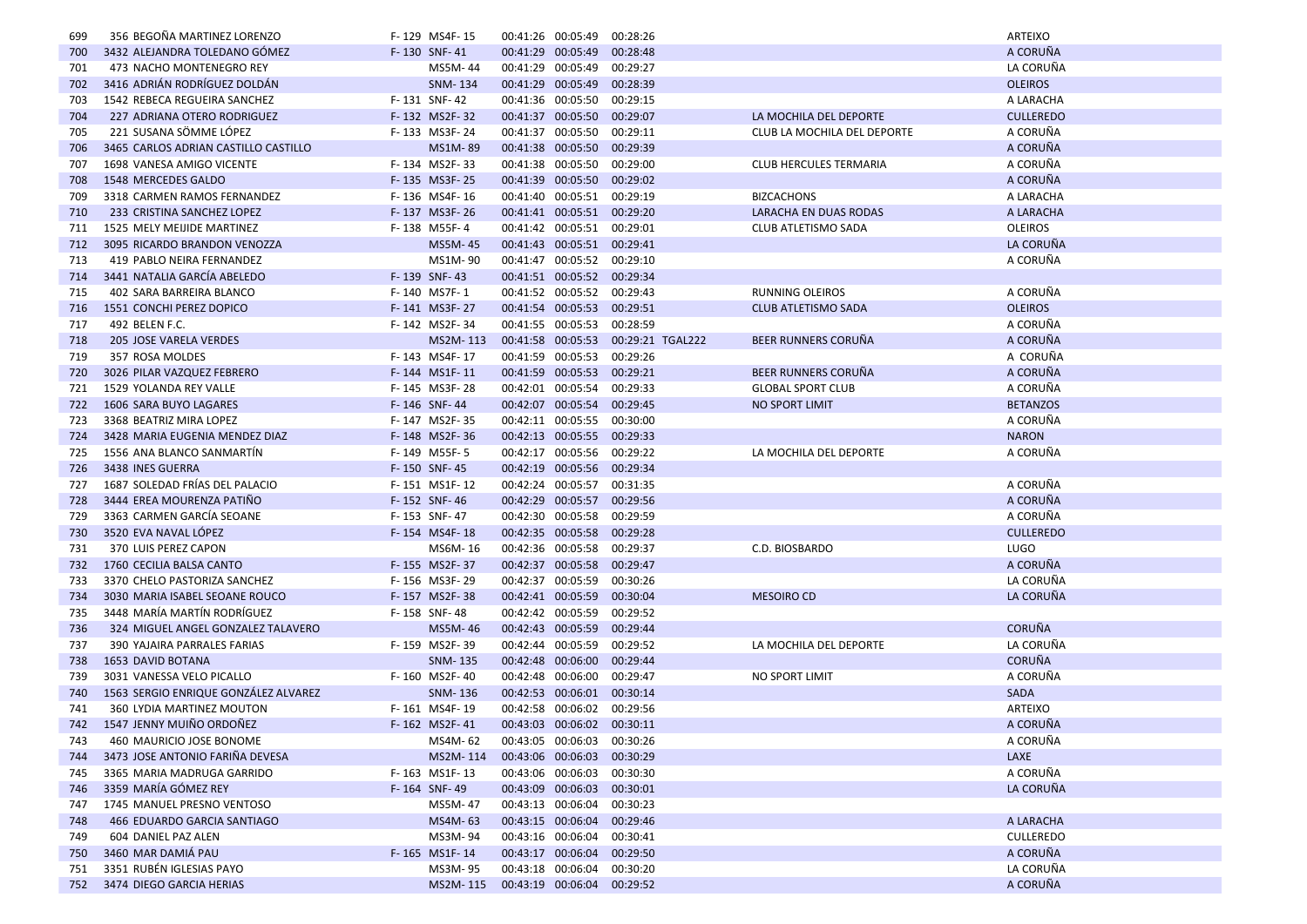| | | | | | | | | | |
|---|---|---|---|---|---|---|---|---|---|
| 699 | 356 BEGOÑA MARTINEZ LORENZO | F- 129 | MS4F- 15 | 00:41:26 | 00:05:49 | 00:28:26 | | | ARTEIXO |
| 700 | 3432 ALEJANDRA TOLEDANO GÓMEZ | F- 130 | SNF- 41 | 00:41:29 | 00:05:49 | 00:28:48 | | | A CORUÑA |
| 701 | 473 NACHO MONTENEGRO REY | | MS5M- 44 | 00:41:29 | 00:05:49 | 00:29:27 | | | LA CORUÑA |
| 702 | 3416 ADRIÁN RODRÍGUEZ DOLDÁN | | SNM- 134 | 00:41:29 | 00:05:49 | 00:28:39 | | | OLEIROS |
| 703 | 1542 REBECA REGUEIRA SANCHEZ | F- 131 | SNF- 42 | 00:41:36 | 00:05:50 | 00:29:15 | | | A LARACHA |
| 704 | 227 ADRIANA OTERO RODRIGUEZ | F- 132 | MS2F- 32 | 00:41:37 | 00:05:50 | 00:29:07 | | LA MOCHILA DEL DEPORTE | CULLEREDO |
| 705 | 221 SUSANA SÖMME LÓPEZ | F- 133 | MS3F- 24 | 00:41:37 | 00:05:50 | 00:29:11 | | CLUB LA MOCHILA DEL DEPORTE | A CORUÑA |
| 706 | 3465 CARLOS ADRIAN CASTILLO CASTILLO | | MS1M- 89 | 00:41:38 | 00:05:50 | 00:29:39 | | | A CORUÑA |
| 707 | 1698 VANESA AMIGO VICENTE | F- 134 | MS2F- 33 | 00:41:38 | 00:05:50 | 00:29:00 | | CLUB HERCULES TERMARIA | A CORUÑA |
| 708 | 1548 MERCEDES GALDO | F- 135 | MS3F- 25 | 00:41:39 | 00:05:50 | 00:29:02 | | | A CORUÑA |
| 709 | 3318 CARMEN RAMOS FERNANDEZ | F- 136 | MS4F- 16 | 00:41:40 | 00:05:51 | 00:29:19 | | BIZCACHONS | A LARACHA |
| 710 | 233 CRISTINA SANCHEZ LOPEZ | F- 137 | MS3F- 26 | 00:41:41 | 00:05:51 | 00:29:20 | | LARACHA EN DUAS RODAS | A LARACHA |
| 711 | 1525 MELY MEIJIDE MARTINEZ | F- 138 | MS5F- 4 | 00:41:42 | 00:05:51 | 00:29:01 | | CLUB ATLETISMO SADA | OLEIROS |
| 712 | 3095 RICARDO BRANDON VENOZZA | | MS5M- 45 | 00:41:43 | 00:05:51 | 00:29:41 | | | LA CORUÑA |
| 713 | 419 PABLO NEIRA FERNANDEZ | | MS1M- 90 | 00:41:47 | 00:05:52 | 00:29:10 | | | A CORUÑA |
| 714 | 3441 NATALIA GARCÍA ABELEDO | F- 139 | SNF- 43 | 00:41:51 | 00:05:52 | 00:29:34 | | | |
| 715 | 402 SARA BARREIRA BLANCO | F- 140 | MS7F- 1 | 00:41:52 | 00:05:52 | 00:29:43 | | RUNNING OLEIROS | A CORUÑA |
| 716 | 1551 CONCHI PEREZ DOPICO | F- 141 | MS3F- 27 | 00:41:54 | 00:05:53 | 00:29:51 | | CLUB ATLETISMO SADA | OLEIROS |
| 717 | 492 BELEN F.C. | F- 142 | MS2F- 34 | 00:41:55 | 00:05:53 | 00:28:59 | | | A CORUÑA |
| 718 | 205 JOSE VARELA VERDES | | MS2M- 113 | 00:41:58 | 00:05:53 | 00:29:21 | TGAL222 | BEER RUNNERS CORUÑA | A CORUÑA |
| 719 | 357 ROSA MOLDES | F- 143 | MS4F- 17 | 00:41:59 | 00:05:53 | 00:29:26 | | | A CORUÑA |
| 720 | 3026 PILAR VAZQUEZ FEBRERO | F- 144 | MS1F- 11 | 00:41:59 | 00:05:53 | 00:29:21 | | BEER RUNNERS CORUÑA | A CORUÑA |
| 721 | 1529 YOLANDA REY VALLE | F- 145 | MS3F- 28 | 00:42:01 | 00:05:54 | 00:29:33 | | GLOBAL SPORT CLUB | A CORUÑA |
| 722 | 1606 SARA BUYO LAGARES | F- 146 | SNF- 44 | 00:42:07 | 00:05:54 | 00:29:45 | | NO SPORT LIMIT | BETANZOS |
| 723 | 3368 BEATRIZ MIRA LOPEZ | F- 147 | MS2F- 35 | 00:42:11 | 00:05:55 | 00:30:00 | | | A CORUÑA |
| 724 | 3428 MARIA EUGENIA MENDEZ DIAZ | F- 148 | MS2F- 36 | 00:42:13 | 00:05:55 | 00:29:33 | | | NARON |
| 725 | 1556 ANA BLANCO SANMARTÍN | F- 149 | MS5F- 5 | 00:42:17 | 00:05:56 | 00:29:22 | | LA MOCHILA DEL DEPORTE | A CORUÑA |
| 726 | 3438 INES GUERRA | F- 150 | SNF- 45 | 00:42:19 | 00:05:56 | 00:29:34 | | | |
| 727 | 1687 SOLEDAD FRÍAS DEL PALACIO | F- 151 | MS1F- 12 | 00:42:24 | 00:05:57 | 00:31:35 | | | A CORUÑA |
| 728 | 3444 EREA MOURENZA PATIÑO | F- 152 | SNF- 46 | 00:42:29 | 00:05:57 | 00:29:56 | | | A CORUÑA |
| 729 | 3363 CARMEN GARCÍA SEOANE | F- 153 | SNF- 47 | 00:42:30 | 00:05:58 | 00:29:59 | | | A CORUÑA |
| 730 | 3520 EVA NAVAL LÓPEZ | F- 154 | MS4F- 18 | 00:42:35 | 00:05:58 | 00:29:28 | | | CULLEREDO |
| 731 | 370 LUIS PEREZ CAPON | | MS6M- 16 | 00:42:36 | 00:05:58 | 00:29:37 | | C.D. BIOSBARDO | LUGO |
| 732 | 1760 CECILIA BALSA CANTO | F- 155 | MS2F- 37 | 00:42:37 | 00:05:58 | 00:29:47 | | | A CORUÑA |
| 733 | 3370 CHELO PASTORIZA SANCHEZ | F- 156 | MS3F- 29 | 00:42:37 | 00:05:59 | 00:30:26 | | | LA CORUÑA |
| 734 | 3030 MARIA ISABEL SEOANE ROUCO | F- 157 | MS2F- 38 | 00:42:41 | 00:05:59 | 00:30:04 | | MESOIRO CD | LA CORUÑA |
| 735 | 3448 MARÍA MARTÍN RODRÍGUEZ | F- 158 | SNF- 48 | 00:42:42 | 00:05:59 | 00:29:52 | | | |
| 736 | 324 MIGUEL ANGEL GONZALEZ TALAVERO | | MS5M- 46 | 00:42:43 | 00:05:59 | 00:29:44 | | | CORUÑA |
| 737 | 390 YAJAIRA PARRALES FARIAS | F- 159 | MS2F- 39 | 00:42:44 | 00:05:59 | 00:29:52 | | LA MOCHILA DEL DEPORTE | LA CORUÑA |
| 738 | 1653 DAVID BOTANA | | SNM- 135 | 00:42:48 | 00:06:00 | 00:29:44 | | | CORUÑA |
| 739 | 3031 VANESSA VELO PICALLO | F- 160 | MS2F- 40 | 00:42:48 | 00:06:00 | 00:29:47 | | NO SPORT LIMIT | A CORUÑA |
| 740 | 1563 SERGIO ENRIQUE GONZÁLEZ ALVAREZ | | SNM- 136 | 00:42:53 | 00:06:01 | 00:30:14 | | | SADA |
| 741 | 360 LYDIA MARTINEZ MOUTON | F- 161 | MS4F- 19 | 00:42:58 | 00:06:02 | 00:29:56 | | | ARTEIXO |
| 742 | 1547 JENNY MUIÑO ORDOÑEZ | F- 162 | MS2F- 41 | 00:43:03 | 00:06:02 | 00:30:11 | | | A CORUÑA |
| 743 | 460 MAURICIO JOSE BONOME | | MS4M- 62 | 00:43:05 | 00:06:03 | 00:30:26 | | | A CORUÑA |
| 744 | 3473 JOSE ANTONIO FARIÑA DEVESA | | MS2M- 114 | 00:43:06 | 00:06:03 | 00:30:29 | | | LAXE |
| 745 | 3365 MARIA MADRUGA GARRIDO | F- 163 | MS1F- 13 | 00:43:06 | 00:06:03 | 00:30:30 | | | A CORUÑA |
| 746 | 3359 MARÍA GÓMEZ REY | F- 164 | SNF- 49 | 00:43:09 | 00:06:03 | 00:30:01 | | | LA CORUÑA |
| 747 | 1745 MANUEL PRESNO VENTOSO | | MS5M- 47 | 00:43:13 | 00:06:04 | 00:30:23 | | | |
| 748 | 466 EDUARDO GARCIA SANTIAGO | | MS4M- 63 | 00:43:15 | 00:06:04 | 00:29:46 | | | A LARACHA |
| 749 | 604 DANIEL PAZ ALEN | | MS3M- 94 | 00:43:16 | 00:06:04 | 00:30:41 | | | CULLEREDO |
| 750 | 3460 MAR DAMIÁ PAU | F- 165 | MS1F- 14 | 00:43:17 | 00:06:04 | 00:29:50 | | | A CORUÑA |
| 751 | 3351 RUBÉN IGLESIAS PAYO | | MS3M- 95 | 00:43:18 | 00:06:04 | 00:30:20 | | | LA CORUÑA |
| 752 | 3474 DIEGO GARCIA HERIAS | | MS2M- 115 | 00:43:19 | 00:06:04 | 00:29:52 | | | A CORUÑA |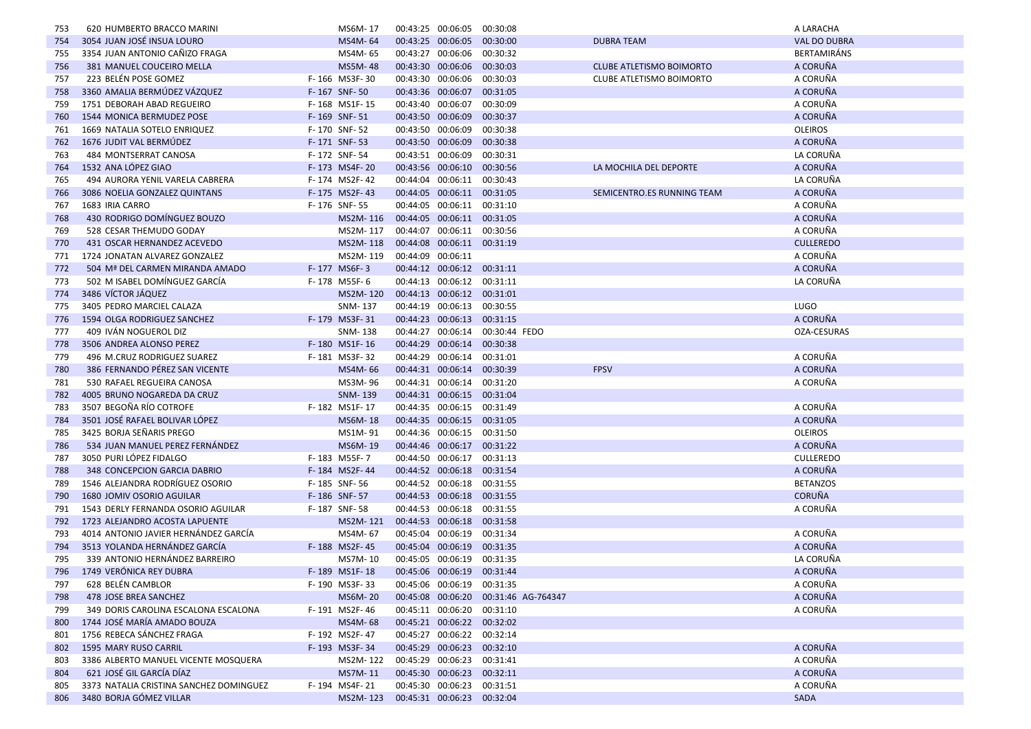| | | | | | | | | | | |
|---|---|---|---|---|---|---|---|---|---|---|
| 753 | 620 | HUMBERTO BRACCO MARINI | | MS6M- 17 | 00:43:25 | 00:06:05 | 00:30:08 | | | A LARACHA |
| 754 | 3054 | JUAN JOSÉ INSUA LOURO | | MS4M- 64 | 00:43:25 | 00:06:05 | 00:30:00 | | DUBRA TEAM | VAL DO DUBRA |
| 755 | 3354 | JUAN ANTONIO CAÑIZO FRAGA | | MS4M- 65 | 00:43:27 | 00:06:06 | 00:30:32 | | | BERTAMIRÁNS |
| 756 | 381 | MANUEL COUCEIRO MELLA | | MS5M- 48 | 00:43:30 | 00:06:06 | 00:30:03 | | CLUBE ATLETISMO BOIMORTO | A CORUÑA |
| 757 | 223 | BELÉN POSE GOMEZ | F- 166 | MS3F- 30 | 00:43:30 | 00:06:06 | 00:30:03 | | CLUBE ATLETISMO BOIMORTO | A CORUÑA |
| 758 | 3360 | AMALIA BERMÚDEZ VÁZQUEZ | F- 167 | SNF- 50 | 00:43:36 | 00:06:07 | 00:31:05 | | | A CORUÑA |
| 759 | 1751 | DEBORAH ABAD REGUEIRO | F- 168 | MS1F- 15 | 00:43:40 | 00:06:07 | 00:30:09 | | | A CORUÑA |
| 760 | 1544 | MONICA BERMUDEZ POSE | F- 169 | SNF- 51 | 00:43:50 | 00:06:09 | 00:30:37 | | | A CORUÑA |
| 761 | 1669 | NATALIA SOTELO ENRIQUEZ | F- 170 | SNF- 52 | 00:43:50 | 00:06:09 | 00:30:38 | | | OLEIROS |
| 762 | 1676 | JUDIT VAL BERMÚDEZ | F- 171 | SNF- 53 | 00:43:50 | 00:06:09 | 00:30:38 | | | A CORUÑA |
| 763 | 484 | MONTSERRAT CANOSA | F- 172 | SNF- 54 | 00:43:51 | 00:06:09 | 00:30:31 | | | LA CORUÑA |
| 764 | 1532 | ANA LÓPEZ GIAO | F- 173 | MS4F- 20 | 00:43:56 | 00:06:10 | 00:30:56 | | LA MOCHILA DEL DEPORTE | A CORUÑA |
| 765 | 494 | AURORA YENIL VARELA CABRERA | F- 174 | MS2F- 42 | 00:44:04 | 00:06:11 | 00:30:43 | | | LA CORUÑA |
| 766 | 3086 | NOELIA GONZALEZ QUINTANS | F- 175 | MS2F- 43 | 00:44:05 | 00:06:11 | 00:31:05 | | SEMICENTRO.ES RUNNING TEAM | A CORUÑA |
| 767 | 1683 | IRIA CARRO | F- 176 | SNF- 55 | 00:44:05 | 00:06:11 | 00:31:10 | | | A CORUÑA |
| 768 | 430 | RODRIGO DOMÍNGUEZ BOUZO | | MS2M- 116 | 00:44:05 | 00:06:11 | 00:31:05 | | | A CORUÑA |
| 769 | 528 | CESAR THEMUDO GODAY | | MS2M- 117 | 00:44:07 | 00:06:11 | 00:30:56 | | | A CORUÑA |
| 770 | 431 | OSCAR HERNANDEZ ACEVEDO | | MS2M- 118 | 00:44:08 | 00:06:11 | 00:31:19 | | | CULLEREDO |
| 771 | 1724 | JONATAN ALVAREZ GONZALEZ | | MS2M- 119 | 00:44:09 | 00:06:11 | | | | A CORUÑA |
| 772 | 504 | Mª DEL CARMEN MIRANDA AMADO | F- 177 | MS6F- 3 | 00:44:12 | 00:06:12 | 00:31:11 | | | A CORUÑA |
| 773 | 502 | M ISABEL DOMÍNGUEZ GARCÍA | F- 178 | MS5F- 6 | 00:44:13 | 00:06:12 | 00:31:11 | | | LA CORUÑA |
| 774 | 3486 | VÍCTOR JÁQUEZ | | MS2M- 120 | 00:44:13 | 00:06:12 | 00:31:01 | | | |
| 775 | 3405 | PEDRO MARCIEL CALAZA | | SNM- 137 | 00:44:19 | 00:06:13 | 00:30:55 | | | LUGO |
| 776 | 1594 | OLGA RODRIGUEZ SANCHEZ | F- 179 | MS3F- 31 | 00:44:23 | 00:06:13 | 00:31:15 | | | A CORUÑA |
| 777 | 409 | IVÁN NOGUEROL DIZ | | SNM- 138 | 00:44:27 | 00:06:14 | 00:30:44 | FEDO | | OZA-CESURAS |
| 778 | 3506 | ANDREA ALONSO PEREZ | F- 180 | MS1F- 16 | 00:44:29 | 00:06:14 | 00:30:38 | | | |
| 779 | 496 | M.CRUZ RODRIGUEZ SUAREZ | F- 181 | MS3F- 32 | 00:44:29 | 00:06:14 | 00:31:01 | | | A CORUÑA |
| 780 | 386 | FERNANDO PÉREZ SAN VICENTE | | MS4M- 66 | 00:44:31 | 00:06:14 | 00:30:39 | | FPSV | A CORUÑA |
| 781 | 530 | RAFAEL REGUEIRA CANOSA | | MS3M- 96 | 00:44:31 | 00:06:14 | 00:31:20 | | | A CORUÑA |
| 782 | 4005 | BRUNO NOGAREDA DA CRUZ | | SNM- 139 | 00:44:31 | 00:06:15 | 00:31:04 | | | |
| 783 | 3507 | BEGOÑA RÍO COTROFE | F- 182 | MS1F- 17 | 00:44:35 | 00:06:15 | 00:31:49 | | | A CORUÑA |
| 784 | 3501 | JOSÉ RAFAEL BOLIVAR LÓPEZ | | MS6M- 18 | 00:44:35 | 00:06:15 | 00:31:05 | | | A CORUÑA |
| 785 | 3425 | BORJA SEÑARIS PREGO | | MS1M- 91 | 00:44:36 | 00:06:15 | 00:31:50 | | | OLEIROS |
| 786 | 534 | JUAN MANUEL PEREZ FERNÁNDEZ | | MS6M- 19 | 00:44:46 | 00:06:17 | 00:31:22 | | | A CORUÑA |
| 787 | 3050 | PURI LÓPEZ FIDALGO | F- 183 | MS5F- 7 | 00:44:50 | 00:06:17 | 00:31:13 | | | CULLEREDO |
| 788 | 348 | CONCEPCION GARCIA DABRIO | F- 184 | MS2F- 44 | 00:44:52 | 00:06:18 | 00:31:54 | | | A CORUÑA |
| 789 | 1546 | ALEJANDRA RODRÍGUEZ OSORIO | F- 185 | SNF- 56 | 00:44:52 | 00:06:18 | 00:31:55 | | | BETANZOS |
| 790 | 1680 | JOMIV OSORIO AGUILAR | F- 186 | SNF- 57 | 00:44:53 | 00:06:18 | 00:31:55 | | | CORUÑA |
| 791 | 1543 | DERLY FERNANDA OSORIO AGUILAR | F- 187 | SNF- 58 | 00:44:53 | 00:06:18 | 00:31:55 | | | A CORUÑA |
| 792 | 1723 | ALEJANDRO ACOSTA LAPUENTE | | MS2M- 121 | 00:44:53 | 00:06:18 | 00:31:58 | | | |
| 793 | 4014 | ANTONIO JAVIER HERNÁNDEZ GARCÍA | | MS4M- 67 | 00:45:04 | 00:06:19 | 00:31:34 | | | A CORUÑA |
| 794 | 3513 | YOLANDA HERNÁNDEZ GARCÍA | F- 188 | MS2F- 45 | 00:45:04 | 00:06:19 | 00:31:35 | | | A CORUÑA |
| 795 | 339 | ANTONIO HERNÁNDEZ BARREIRO | | MS7M- 10 | 00:45:05 | 00:06:19 | 00:31:35 | | | LA CORUÑA |
| 796 | 1749 | VERÓNICA REY DUBRA | F- 189 | MS1F- 18 | 00:45:06 | 00:06:19 | 00:31:44 | | | A CORUÑA |
| 797 | 628 | BELÉN CAMBLOR | F- 190 | MS3F- 33 | 00:45:06 | 00:06:19 | 00:31:35 | | | A CORUÑA |
| 798 | 478 | JOSE BREA SANCHEZ | | MS6M- 20 | 00:45:08 | 00:06:20 | 00:31:46 | AG-764347 | | A CORUÑA |
| 799 | 349 | DORIS CAROLINA ESCALONA ESCALONA | F- 191 | MS2F- 46 | 00:45:11 | 00:06:20 | 00:31:10 | | | A CORUÑA |
| 800 | 1744 | JOSÉ MARÍA AMADO BOUZA | | MS4M- 68 | 00:45:21 | 00:06:22 | 00:32:02 | | | |
| 801 | 1756 | REBECA SÁNCHEZ FRAGA | F- 192 | MS2F- 47 | 00:45:27 | 00:06:22 | 00:32:14 | | | |
| 802 | 1595 | MARY RUSO CARRIL | F- 193 | MS3F- 34 | 00:45:29 | 00:06:23 | 00:32:10 | | | A CORUÑA |
| 803 | 3386 | ALBERTO MANUEL VICENTE MOSQUERA | | MS2M- 122 | 00:45:29 | 00:06:23 | 00:31:41 | | | A CORUÑA |
| 804 | 621 | JOSÉ GIL GARCÍA DÍAZ | | MS7M- 11 | 00:45:30 | 00:06:23 | 00:32:11 | | | A CORUÑA |
| 805 | 3373 | NATALIA CRISTINA SANCHEZ DOMINGUEZ | F- 194 | MS4F- 21 | 00:45:30 | 00:06:23 | 00:31:51 | | | A CORUÑA |
| 806 | 3480 | BORJA GÓMEZ VILLAR | | MS2M- 123 | 00:45:31 | 00:06:23 | 00:32:04 | | | SADA |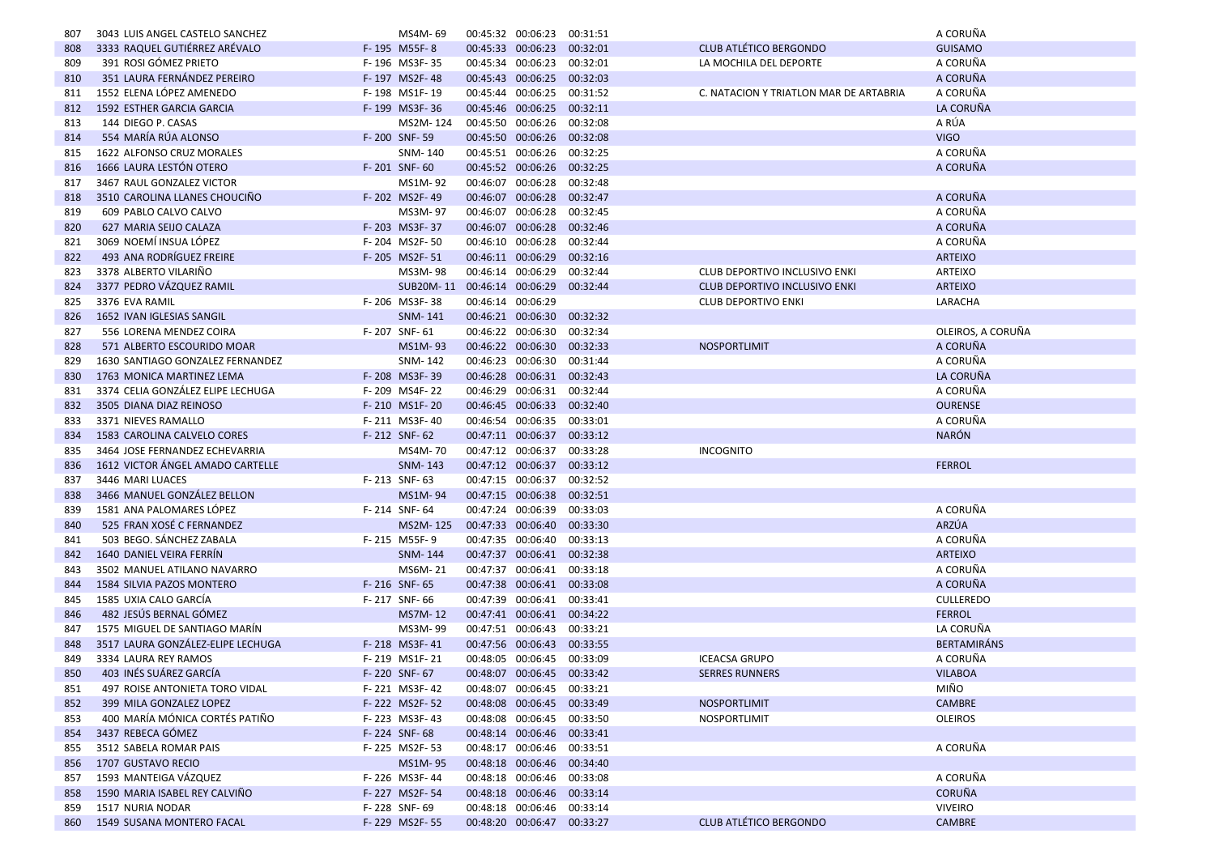| | | | | | | | | | |
|---|---|---|---|---|---|---|---|---|---|
| 807 | 3043 | LUIS ANGEL CASTELO SANCHEZ | | MS4M- 69 | 00:45:32 | 00:06:23 | 00:31:51 | | A CORUÑA |
| 808 | 3333 | RAQUEL GUTIÉRREZ ARÉVALO | F- 195 | M55F- 8 | 00:45:33 | 00:06:23 | 00:32:01 | CLUB ATLÉTICO BERGONDO | GUISAMO |
| 809 | 391 | ROSI GÓMEZ PRIETO | F- 196 | MS3F- 35 | 00:45:34 | 00:06:23 | 00:32:01 | LA MOCHILA DEL DEPORTE | A CORUÑA |
| 810 | 351 | LAURA FERNÁNDEZ PEREIRO | F- 197 | MS2F- 48 | 00:45:43 | 00:06:25 | 00:32:03 | | A CORUÑA |
| 811 | 1552 | ELENA LÓPEZ AMENEDO | F- 198 | MS1F- 19 | 00:45:44 | 00:06:25 | 00:31:52 | C. NATACION Y TRIATLON MAR DE ARTABRIA | A CORUÑA |
| 812 | 1592 | ESTHER GARCIA GARCIA | F- 199 | MS3F- 36 | 00:45:46 | 00:06:25 | 00:32:11 | | LA CORUÑA |
| 813 | 144 | DIEGO P. CASAS | | MS2M- 124 | 00:45:50 | 00:06:26 | 00:32:08 | | A RÚA |
| 814 | 554 | MARÍA RÚA ALONSO | F- 200 | SNF- 59 | 00:45:50 | 00:06:26 | 00:32:08 | | VIGO |
| 815 | 1622 | ALFONSO CRUZ MORALES | | SNM- 140 | 00:45:51 | 00:06:26 | 00:32:25 | | A CORUÑA |
| 816 | 1666 | LAURA LESTÓN OTERO | F- 201 | SNF- 60 | 00:45:52 | 00:06:26 | 00:32:25 | | A CORUÑA |
| 817 | 3467 | RAUL GONZALEZ VICTOR | | MS1M- 92 | 00:46:07 | 00:06:28 | 00:32:48 | | |
| 818 | 3510 | CAROLINA LLANES CHOUCIÑO | F- 202 | MS2F- 49 | 00:46:07 | 00:06:28 | 00:32:47 | | A CORUÑA |
| 819 | 609 | PABLO CALVO CALVO | | MS3M- 97 | 00:46:07 | 00:06:28 | 00:32:45 | | A CORUÑA |
| 820 | 627 | MARIA SEIJO CALAZA | F- 203 | MS3F- 37 | 00:46:07 | 00:06:28 | 00:32:46 | | A CORUÑA |
| 821 | 3069 | NOEMÍ INSUA LÓPEZ | F- 204 | MS2F- 50 | 00:46:10 | 00:06:28 | 00:32:44 | | A CORUÑA |
| 822 | 493 | ANA RODRÍGUEZ FREIRE | F- 205 | MS2F- 51 | 00:46:11 | 00:06:29 | 00:32:16 | | ARTEIXO |
| 823 | 3378 | ALBERTO VILARIÑO | | MS3M- 98 | 00:46:14 | 00:06:29 | 00:32:44 | CLUB DEPORTIVO INCLUSIVO ENKI | ARTEIXO |
| 824 | 3377 | PEDRO VÁZQUEZ RAMIL | | SUB20M- 11 | 00:46:14 | 00:06:29 | 00:32:44 | CLUB DEPORTIVO INCLUSIVO ENKI | ARTEIXO |
| 825 | 3376 | EVA RAMIL | F- 206 | MS3F- 38 | 00:46:14 | 00:06:29 | | CLUB DEPORTIVO ENKI | LARACHA |
| 826 | 1652 | IVAN IGLESIAS SANGIL | | SNM- 141 | 00:46:21 | 00:06:30 | 00:32:32 | | |
| 827 | 556 | LORENA MENDEZ COIRA | F- 207 | SNF- 61 | 00:46:22 | 00:06:30 | 00:32:34 | | OLEIROS, A CORUÑA |
| 828 | 571 | ALBERTO ESCOURIDO MOAR | | MS1M- 93 | 00:46:22 | 00:06:30 | 00:32:33 | NOSPORTLIMIT | A CORUÑA |
| 829 | 1630 | SANTIAGO GONZALEZ FERNANDEZ | | SNM- 142 | 00:46:23 | 00:06:30 | 00:31:44 | | A CORUÑA |
| 830 | 1763 | MONICA MARTINEZ LEMA | F- 208 | MS3F- 39 | 00:46:28 | 00:06:31 | 00:32:43 | | LA CORUÑA |
| 831 | 3374 | CELIA GONZÁLEZ ELIPE LECHUGA | F- 209 | MS4F- 22 | 00:46:29 | 00:06:31 | 00:32:44 | | A CORUÑA |
| 832 | 3505 | DIANA DIAZ REINOSO | F- 210 | MS1F- 20 | 00:46:45 | 00:06:33 | 00:32:40 | | OURENSE |
| 833 | 3371 | NIEVES RAMALLO | F- 211 | MS3F- 40 | 00:46:54 | 00:06:35 | 00:33:01 | | A CORUÑA |
| 834 | 1583 | CAROLINA CALVELO CORES | F- 212 | SNF- 62 | 00:47:11 | 00:06:37 | 00:33:12 | | NARÓN |
| 835 | 3464 | JOSE FERNANDEZ ECHEVARRIA | | MS4M- 70 | 00:47:12 | 00:06:37 | 00:33:28 | INCOGNITO | |
| 836 | 1612 | VICTOR ÁNGEL AMADO CARTELLE | | SNM- 143 | 00:47:12 | 00:06:37 | 00:33:12 | | FERROL |
| 837 | 3446 | MARI LUACES | F- 213 | SNF- 63 | 00:47:15 | 00:06:37 | 00:32:52 | | |
| 838 | 3466 | MANUEL GONZÁLEZ BELLON | | MS1M- 94 | 00:47:15 | 00:06:38 | 00:32:51 | | |
| 839 | 1581 | ANA PALOMARES LÓPEZ | F- 214 | SNF- 64 | 00:47:24 | 00:06:39 | 00:33:03 | | A CORUÑA |
| 840 | 525 | FRAN XOSÉ C FERNANDEZ | | MS2M- 125 | 00:47:33 | 00:06:40 | 00:33:30 | | ARZÚA |
| 841 | 503 | BEGO. SÁNCHEZ ZABALA | F- 215 | M55F- 9 | 00:47:35 | 00:06:40 | 00:33:13 | | A CORUÑA |
| 842 | 1640 | DANIEL VEIRA FERRÍN | | SNM- 144 | 00:47:37 | 00:06:41 | 00:32:38 | | ARTEIXO |
| 843 | 3502 | MANUEL ATILANO NAVARRO | | MS6M- 21 | 00:47:37 | 00:06:41 | 00:33:18 | | A CORUÑA |
| 844 | 1584 | SILVIA PAZOS MONTERO | F- 216 | SNF- 65 | 00:47:38 | 00:06:41 | 00:33:08 | | A CORUÑA |
| 845 | 1585 | UXIA CALO GARCÍA | F- 217 | SNF- 66 | 00:47:39 | 00:06:41 | 00:33:41 | | CULLEREDO |
| 846 | 482 | JESÚS BERNAL GÓMEZ | | MS7M- 12 | 00:47:41 | 00:06:41 | 00:34:22 | | FERROL |
| 847 | 1575 | MIGUEL DE SANTIAGO MARÍN | | MS3M- 99 | 00:47:51 | 00:06:43 | 00:33:21 | | LA CORUÑA |
| 848 | 3517 | LAURA GONZÁLEZ-ELIPE LECHUGA | F- 218 | MS3F- 41 | 00:47:56 | 00:06:43 | 00:33:55 | | BERTAMIRÁNS |
| 849 | 3334 | LAURA REY RAMOS | F- 219 | MS1F- 21 | 00:48:05 | 00:06:45 | 00:33:09 | ICEACSA GRUPO | A CORUÑA |
| 850 | 403 | INÉS SUÁREZ GARCÍA | F- 220 | SNF- 67 | 00:48:07 | 00:06:45 | 00:33:42 | SERRES RUNNERS | VILABOA |
| 851 | 497 | ROISE ANTONIETA TORO VIDAL | F- 221 | MS3F- 42 | 00:48:07 | 00:06:45 | 00:33:21 | | MIÑO |
| 852 | 399 | MILA GONZALEZ LOPEZ | F- 222 | MS2F- 52 | 00:48:08 | 00:06:45 | 00:33:49 | NOSPORTLIMIT | CAMBRE |
| 853 | 400 | MARÍA MÓNICA CORTÉS PATIÑO | F- 223 | MS3F- 43 | 00:48:08 | 00:06:45 | 00:33:50 | NOSPORTLIMIT | OLEIROS |
| 854 | 3437 | REBECA GÓMEZ | F- 224 | SNF- 68 | 00:48:14 | 00:06:46 | 00:33:41 | | |
| 855 | 3512 | SABELA ROMAR PAIS | F- 225 | MS2F- 53 | 00:48:17 | 00:06:46 | 00:33:51 | | A CORUÑA |
| 856 | 1707 | GUSTAVO RECIO | | MS1M- 95 | 00:48:18 | 00:06:46 | 00:34:40 | | |
| 857 | 1593 | MANTEIGA VÁZQUEZ | F- 226 | MS3F- 44 | 00:48:18 | 00:06:46 | 00:33:08 | | A CORUÑA |
| 858 | 1590 | MARIA ISABEL REY CALVIÑO | F- 227 | MS2F- 54 | 00:48:18 | 00:06:46 | 00:33:14 | | CORUÑA |
| 859 | 1517 | NURIA NODAR | F- 228 | SNF- 69 | 00:48:18 | 00:06:46 | 00:33:14 | | VIVEIRO |
| 860 | 1549 | SUSANA MONTERO FACAL | F- 229 | MS2F- 55 | 00:48:20 | 00:06:47 | 00:33:27 | CLUB ATLÉTICO BERGONDO | CAMBRE |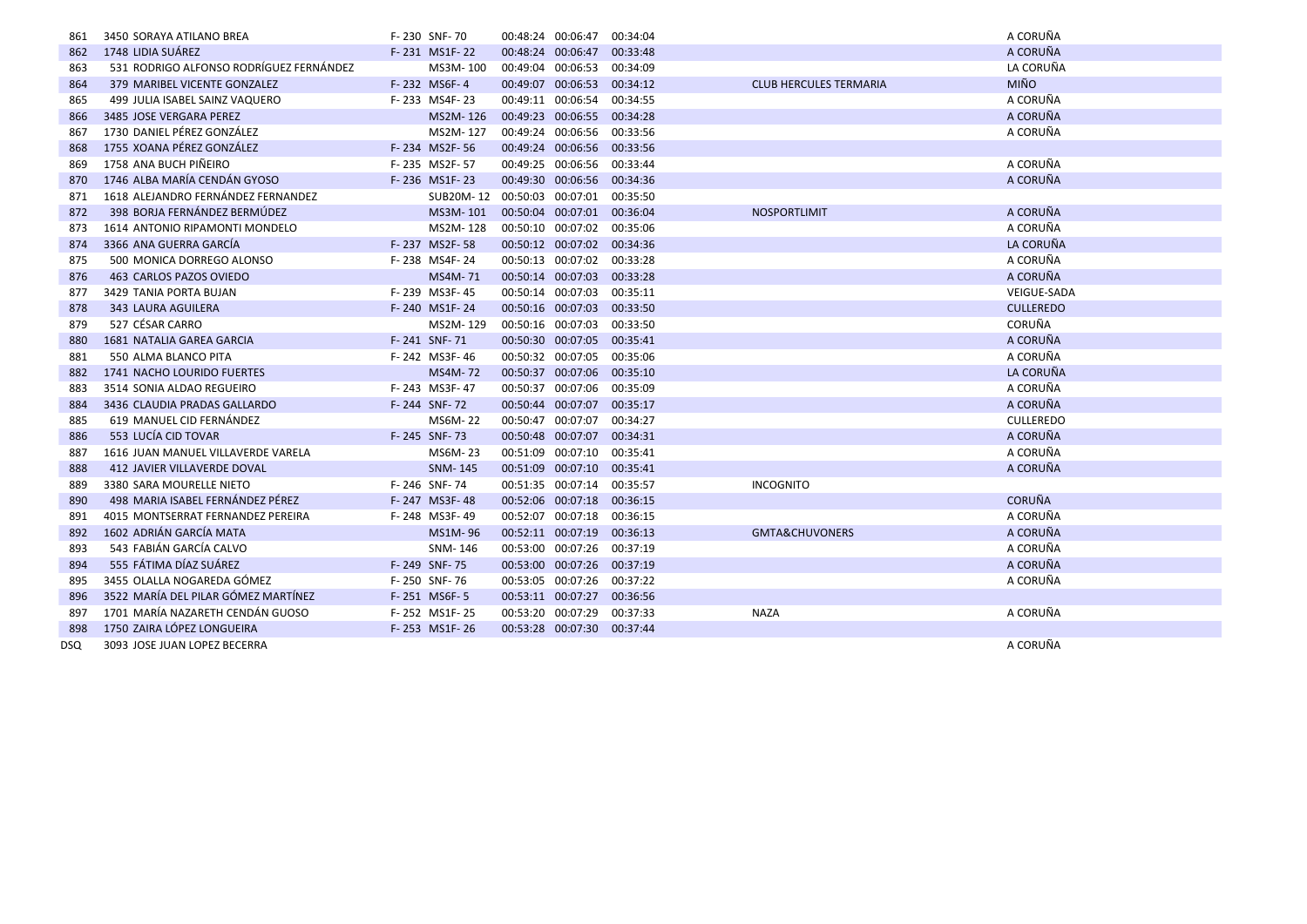| | | | | | | | | | |
|---|---|---|---|---|---|---|---|---|---|
| 861 | 3450 SORAYA ATILANO BREA | F- 230 | SNF- 70 | 00:48:24 | 00:06:47 | 00:34:04 | | | A CORUÑA |
| 862 | 1748 LIDIA SUÁREZ | F- 231 | MS1F- 22 | 00:48:24 | 00:06:47 | 00:33:48 | | | A CORUÑA |
| 863 | 531 RODRIGO ALFONSO RODRÍGUEZ FERNÁNDEZ | | MS3M- 100 | 00:49:04 | 00:06:53 | 00:34:09 | | | LA CORUÑA |
| 864 | 379 MARIBEL VICENTE GONZALEZ | F- 232 | MS6F- 4 | 00:49:07 | 00:06:53 | 00:34:12 | | CLUB HERCULES TERMARIA | MIÑO |
| 865 | 499 JULIA ISABEL SAINZ VAQUERO | F- 233 | MS4F- 23 | 00:49:11 | 00:06:54 | 00:34:55 | | | A CORUÑA |
| 866 | 3485 JOSE VERGARA PEREZ | | MS2M- 126 | 00:49:23 | 00:06:55 | 00:34:28 | | | A CORUÑA |
| 867 | 1730 DANIEL PÉREZ GONZÁLEZ | | MS2M- 127 | 00:49:24 | 00:06:56 | 00:33:56 | | | A CORUÑA |
| 868 | 1755 XOANA PÉREZ GONZÁLEZ | F- 234 | MS2F- 56 | 00:49:24 | 00:06:56 | 00:33:56 | | | |
| 869 | 1758 ANA BUCH PIÑEIRO | F- 235 | MS2F- 57 | 00:49:25 | 00:06:56 | 00:33:44 | | | A CORUÑA |
| 870 | 1746 ALBA MARÍA CENDÁN GYOSO | F- 236 | MS1F- 23 | 00:49:30 | 00:06:56 | 00:34:36 | | | A CORUÑA |
| 871 | 1618 ALEJANDRO FERNÁNDEZ FERNANDEZ | | SUB20M- 12 | 00:50:03 | 00:07:01 | 00:35:50 | | | |
| 872 | 398 BORJA FERNÁNDEZ BERMÚDEZ | | MS3M- 101 | 00:50:04 | 00:07:01 | 00:36:04 | | NOSPORTLIMIT | A CORUÑA |
| 873 | 1614 ANTONIO RIPAMONTI MONDELO | | MS2M- 128 | 00:50:10 | 00:07:02 | 00:35:06 | | | A CORUÑA |
| 874 | 3366 ANA GUERRA GARCÍA | F- 237 | MS2F- 58 | 00:50:12 | 00:07:02 | 00:34:36 | | | LA CORUÑA |
| 875 | 500 MONICA DORREGO ALONSO | F- 238 | MS4F- 24 | 00:50:13 | 00:07:02 | 00:33:28 | | | A CORUÑA |
| 876 | 463 CARLOS PAZOS OVIEDO | | MS4M- 71 | 00:50:14 | 00:07:03 | 00:33:28 | | | A CORUÑA |
| 877 | 3429 TANIA PORTA BUJAN | F- 239 | MS3F- 45 | 00:50:14 | 00:07:03 | 00:35:11 | | | VEIGUE-SADA |
| 878 | 343 LAURA AGUILERA | F- 240 | MS1F- 24 | 00:50:16 | 00:07:03 | 00:33:50 | | | CULLEREDO |
| 879 | 527 CÉSAR CARRO | | MS2M- 129 | 00:50:16 | 00:07:03 | 00:33:50 | | | CORUÑA |
| 880 | 1681 NATALIA GAREA GARCIA | F- 241 | SNF- 71 | 00:50:30 | 00:07:05 | 00:35:41 | | | A CORUÑA |
| 881 | 550 ALMA BLANCO PITA | F- 242 | MS3F- 46 | 00:50:32 | 00:07:05 | 00:35:06 | | | A CORUÑA |
| 882 | 1741 NACHO LOURIDO FUERTES | | MS4M- 72 | 00:50:37 | 00:07:06 | 00:35:10 | | | LA CORUÑA |
| 883 | 3514 SONIA ALDAO REGUEIRO | F- 243 | MS3F- 47 | 00:50:37 | 00:07:06 | 00:35:09 | | | A CORUÑA |
| 884 | 3436 CLAUDIA PRADAS GALLARDO | F- 244 | SNF- 72 | 00:50:44 | 00:07:07 | 00:35:17 | | | A CORUÑA |
| 885 | 619 MANUEL CID FERNÁNDEZ | | MS6M- 22 | 00:50:47 | 00:07:07 | 00:34:27 | | | CULLEREDO |
| 886 | 553 LUCÍA CID TOVAR | F- 245 | SNF- 73 | 00:50:48 | 00:07:07 | 00:34:31 | | | A CORUÑA |
| 887 | 1616 JUAN MANUEL VILLAVERDE VARELA | | MS6M- 23 | 00:51:09 | 00:07:10 | 00:35:41 | | | A CORUÑA |
| 888 | 412 JAVIER VILLAVERDE DOVAL | | SNM- 145 | 00:51:09 | 00:07:10 | 00:35:41 | | | A CORUÑA |
| 889 | 3380 SARA MOURELLE NIETO | F- 246 | SNF- 74 | 00:51:35 | 00:07:14 | 00:35:57 | | INCOGNITO | |
| 890 | 498 MARIA ISABEL FERNÁNDEZ PÉREZ | F- 247 | MS3F- 48 | 00:52:06 | 00:07:18 | 00:36:15 | | | CORUÑA |
| 891 | 4015 MONTSERRAT FERNANDEZ PEREIRA | F- 248 | MS3F- 49 | 00:52:07 | 00:07:18 | 00:36:15 | | | A CORUÑA |
| 892 | 1602 ADRIÁN GARCÍA MATA | | MS1M- 96 | 00:52:11 | 00:07:19 | 00:36:13 | | GMTA&CHUVONERS | A CORUÑA |
| 893 | 543 FABIÁN GARCÍA CALVO | | SNM- 146 | 00:53:00 | 00:07:26 | 00:37:19 | | | A CORUÑA |
| 894 | 555 FÁTIMA DÍAZ SUÁREZ | F- 249 | SNF- 75 | 00:53:00 | 00:07:26 | 00:37:19 | | | A CORUÑA |
| 895 | 3455 OLALLA NOGAREDA GÓMEZ | F- 250 | SNF- 76 | 00:53:05 | 00:07:26 | 00:37:22 | | | A CORUÑA |
| 896 | 3522 MARÍA DEL PILAR GÓMEZ MARTÍNEZ | F- 251 | MS6F- 5 | 00:53:11 | 00:07:27 | 00:36:56 | | | |
| 897 | 1701 MARÍA NAZARETH CENDÁN GUOSO | F- 252 | MS1F- 25 | 00:53:20 | 00:07:29 | 00:37:33 | | NAZA | A CORUÑA |
| 898 | 1750 ZAIRA LÓPEZ LONGUEIRA | F- 253 | MS1F- 26 | 00:53:28 | 00:07:30 | 00:37:44 | | | |
| DSQ | 3093 JOSE JUAN LOPEZ BECERRA | | | | | | | | A CORUÑA |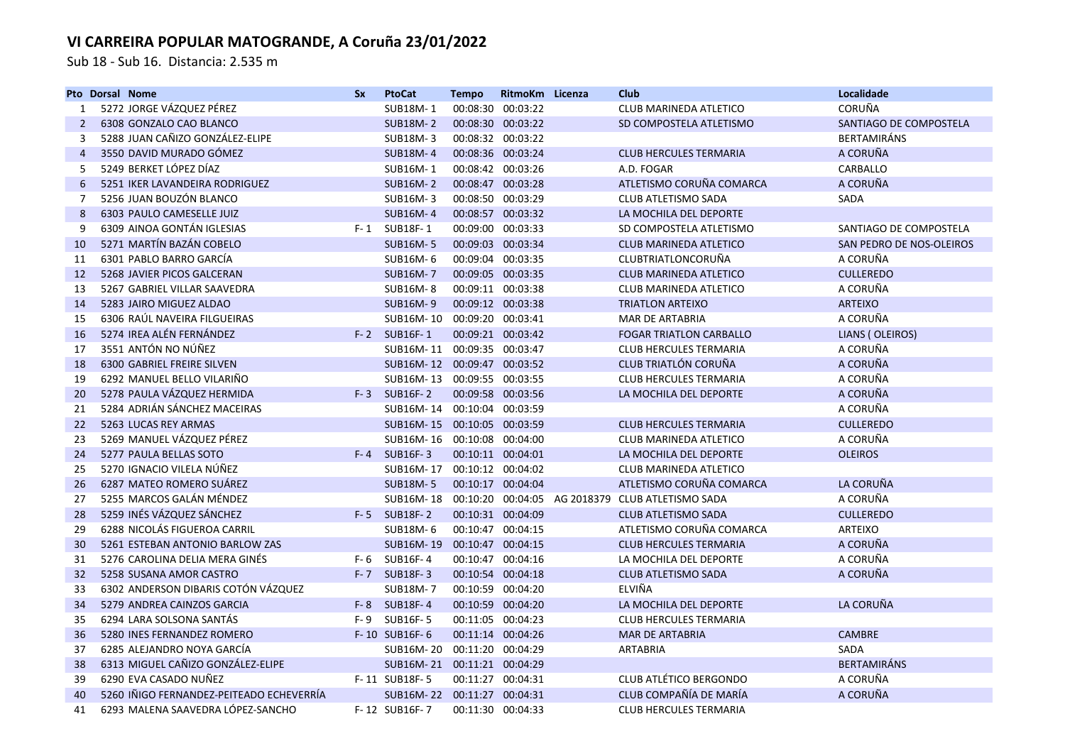# VI CARREIRA POPULAR MATOGRANDE, A Coruña 23/01/2022

Sub 18 - Sub 16. Distancia: 2.535 m

| Pto | Dorsal | Nome | Sx | PtoCat | Tempo | RitmoKm | Licenza | Club | Localidade |
|---|---|---|---|---|---|---|---|---|---|
| 1 | 5272 | JORGE VÁZQUEZ PÉREZ | | SUB18M- 1 | 00:08:30 | 00:03:22 | | CLUB MARINEDA ATLETICO | CORUÑA |
| 2 | 6308 | GONZALO CAO BLANCO | | SUB18M- 2 | 00:08:30 | 00:03:22 | | SD COMPOSTELA ATLETISMO | SANTIAGO DE COMPOSTELA |
| 3 | 5288 | JUAN CAÑIZO GONZÁLEZ-ELIPE | | SUB18M- 3 | 00:08:32 | 00:03:22 | | | BERTAMIRÁNS |
| 4 | 3550 | DAVID MURADO GÓMEZ | | SUB18M- 4 | 00:08:36 | 00:03:24 | | CLUB HERCULES TERMARIA | A CORUÑA |
| 5 | 5249 | BERKET LÓPEZ DÍAZ | | SUB16M- 1 | 00:08:42 | 00:03:26 | | A.D. FOGAR | CARBALLO |
| 6 | 5251 | IKER LAVANDEIRA RODRIGUEZ | | SUB16M- 2 | 00:08:47 | 00:03:28 | | ATLETISMO CORUÑA COMARCA | A CORUÑA |
| 7 | 5256 | JUAN BOUZÓN BLANCO | | SUB16M- 3 | 00:08:50 | 00:03:29 | | CLUB ATLETISMO SADA | SADA |
| 8 | 6303 | PAULO CAMESELLE JUIZ | | SUB16M- 4 | 00:08:57 | 00:03:32 | | LA MOCHILA DEL DEPORTE | |
| 9 | 6309 | AINOA GONTÁN IGLESIAS | F- 1 | SUB18F- 1 | 00:09:00 | 00:03:33 | | SD COMPOSTELA ATLETISMO | SANTIAGO DE COMPOSTELA |
| 10 | 5271 | MARTÍN BAZÁN COBELO | | SUB16M- 5 | 00:09:03 | 00:03:34 | | CLUB MARINEDA ATLETICO | SAN PEDRO DE NOS-OLEIROS |
| 11 | 6301 | PABLO BARRO GARCÍA | | SUB16M- 6 | 00:09:04 | 00:03:35 | | CLUBTRIATLONCORUÑA | A CORUÑA |
| 12 | 5268 | JAVIER PICOS GALCERAN | | SUB16M- 7 | 00:09:05 | 00:03:35 | | CLUB MARINEDA ATLETICO | CULLEREDO |
| 13 | 5267 | GABRIEL VILLAR SAAVEDRA | | SUB16M- 8 | 00:09:11 | 00:03:38 | | CLUB MARINEDA ATLETICO | A CORUÑA |
| 14 | 5283 | JAIRO MIGUEZ ALDAO | | SUB16M- 9 | 00:09:12 | 00:03:38 | | TRIATLON ARTEIXO | ARTEIXO |
| 15 | 6306 | RAÚL NAVEIRA FILGUEIRAS | | SUB16M- 10 | 00:09:20 | 00:03:41 | | MAR DE ARTABRIA | A CORUÑA |
| 16 | 5274 | IREA ALÉN FERNÁNDEZ | F- 2 | SUB16F- 1 | 00:09:21 | 00:03:42 | | FOGAR TRIATLON CARBALLO | LIANS ( OLEIROS) |
| 17 | 3551 | ANTÓN NO NÚÑEZ | | SUB16M- 11 | 00:09:35 | 00:03:47 | | CLUB HERCULES TERMARIA | A CORUÑA |
| 18 | 6300 | GABRIEL FREIRE SILVEN | | SUB16M- 12 | 00:09:47 | 00:03:52 | | CLUB TRIATLÓN CORUÑA | A CORUÑA |
| 19 | 6292 | MANUEL BELLO VILARIÑO | | SUB16M- 13 | 00:09:55 | 00:03:55 | | CLUB HERCULES TERMARIA | A CORUÑA |
| 20 | 5278 | PAULA VÁZQUEZ HERMIDA | F- 3 | SUB16F- 2 | 00:09:58 | 00:03:56 | | LA MOCHILA DEL DEPORTE | A CORUÑA |
| 21 | 5284 | ADRIÁN SÁNCHEZ MACEIRAS | | SUB16M- 14 | 00:10:04 | 00:03:59 | | | A CORUÑA |
| 22 | 5263 | LUCAS REY ARMAS | | SUB16M- 15 | 00:10:05 | 00:03:59 | | CLUB HERCULES TERMARIA | CULLEREDO |
| 23 | 5269 | MANUEL VÁZQUEZ PÉREZ | | SUB16M- 16 | 00:10:08 | 00:04:00 | | CLUB MARINEDA ATLETICO | A CORUÑA |
| 24 | 5277 | PAULA BELLAS SOTO | F- 4 | SUB16F- 3 | 00:10:11 | 00:04:01 | | LA MOCHILA DEL DEPORTE | OLEIROS |
| 25 | 5270 | IGNACIO VILELA NÚÑEZ | | SUB16M- 17 | 00:10:12 | 00:04:02 | | CLUB MARINEDA ATLETICO | |
| 26 | 6287 | MATEO ROMERO SUÁREZ | | SUB18M- 5 | 00:10:17 | 00:04:04 | | ATLETISMO CORUÑA COMARCA | LA CORUÑA |
| 27 | 5255 | MARCOS GALÁN MÉNDEZ | | SUB16M- 18 | 00:10:20 | 00:04:05 | AG 2018379 | CLUB ATLETISMO SADA | A CORUÑA |
| 28 | 5259 | INÉS VÁZQUEZ SÁNCHEZ | F- 5 | SUB18F- 2 | 00:10:31 | 00:04:09 | | CLUB ATLETISMO SADA | CULLEREDO |
| 29 | 6288 | NICOLÁS FIGUEROA CARRIL | | SUB18M- 6 | 00:10:47 | 00:04:15 | | ATLETISMO CORUÑA COMARCA | ARTEIXO |
| 30 | 5261 | ESTEBAN ANTONIO BARLOW ZAS | | SUB16M- 19 | 00:10:47 | 00:04:15 | | CLUB HERCULES TERMARIA | A CORUÑA |
| 31 | 5276 | CAROLINA DELIA MERA GINÉS | F- 6 | SUB16F- 4 | 00:10:47 | 00:04:16 | | LA MOCHILA DEL DEPORTE | A CORUÑA |
| 32 | 5258 | SUSANA AMOR CASTRO | F- 7 | SUB18F- 3 | 00:10:54 | 00:04:18 | | CLUB ATLETISMO SADA | A CORUÑA |
| 33 | 6302 | ANDERSON DIBARIS COTÓN VÁZQUEZ | | SUB18M- 7 | 00:10:59 | 00:04:20 | | ELVIÑA | |
| 34 | 5279 | ANDREA CAINZOS GARCIA | F- 8 | SUB18F- 4 | 00:10:59 | 00:04:20 | | LA MOCHILA DEL DEPORTE | LA CORUÑA |
| 35 | 6294 | LARA SOLSONA SANTÁS | F- 9 | SUB16F- 5 | 00:11:05 | 00:04:23 | | CLUB HERCULES TERMARIA | |
| 36 | 5280 | INES FERNANDEZ ROMERO | F- 10 | SUB16F- 6 | 00:11:14 | 00:04:26 | | MAR DE ARTABRIA | CAMBRE |
| 37 | 6285 | ALEJANDRO NOYA GARCÍA | | SUB16M- 20 | 00:11:20 | 00:04:29 | | ARTABRIA | SADA |
| 38 | 6313 | MIGUEL CAÑIZO GONZÁLEZ-ELIPE | | SUB16M- 21 | 00:11:21 | 00:04:29 | | | BERTAMIRÁNS |
| 39 | 6290 | EVA CASADO NUÑEZ | F- 11 | SUB18F- 5 | 00:11:27 | 00:04:31 | | CLUB ATLÉTICO BERGONDO | A CORUÑA |
| 40 | 5260 | IÑIGO FERNANDEZ-PEITEADO ECHEVERRÍA | | SUB16M- 22 | 00:11:27 | 00:04:31 | | CLUB COMPAÑÍA DE MARÍA | A CORUÑA |
| 41 | 6293 | MALENA SAAVEDRA LÓPEZ-SANCHO | F- 12 | SUB16F- 7 | 00:11:30 | 00:04:33 | | CLUB HERCULES TERMARIA | |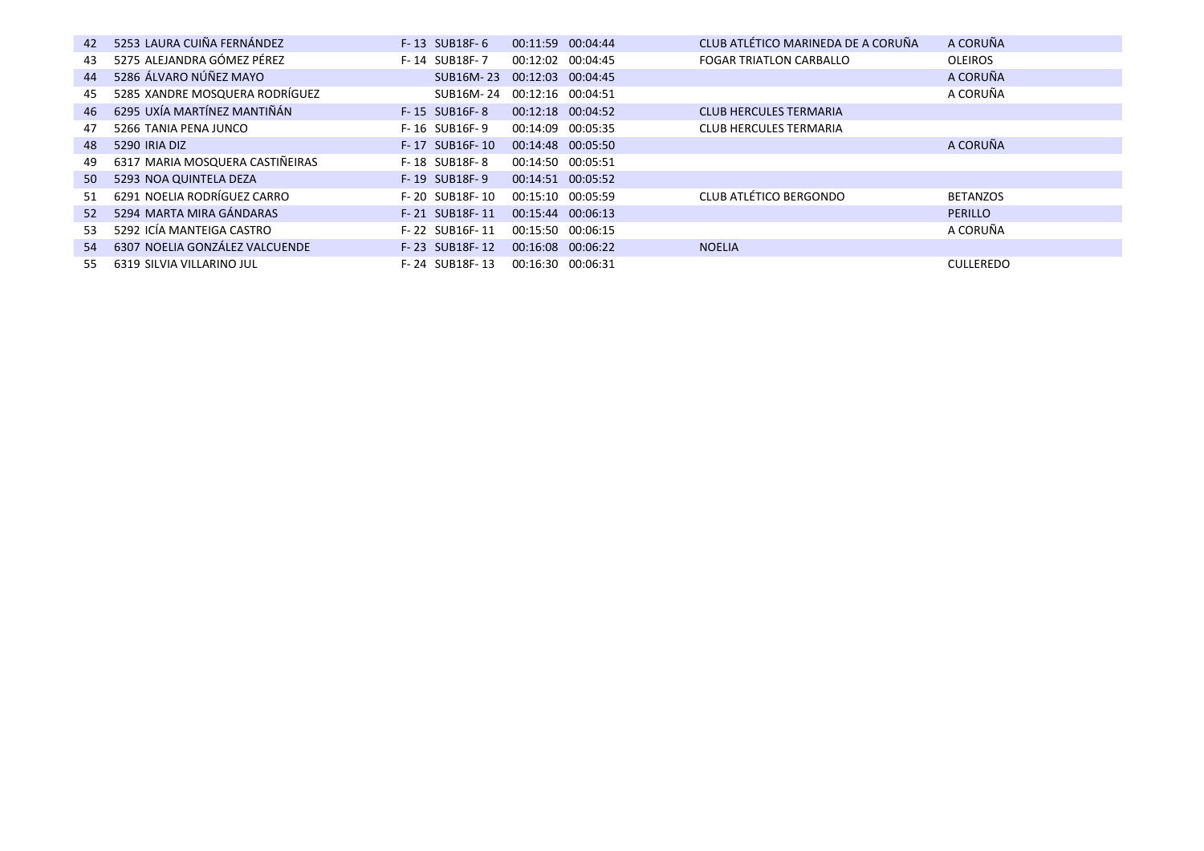| | | | | | | | | |
|---|---|---|---|---|---|---|---|---|
| 42 | 5253 | LAURA CUIÑA FERNÁNDEZ | F- 13 | SUB18F- 6 | 00:11:59 | 00:04:44 | CLUB ATLÉTICO MARINEDA DE A CORUÑA | A CORUÑA |
| 43 | 5275 | ALEJANDRA GÓMEZ PÉREZ | F- 14 | SUB18F- 7 | 00:12:02 | 00:04:45 | FOGAR TRIATLON CARBALLO | OLEIROS |
| 44 | 5286 | ÁLVARO NÚÑEZ MAYO | | SUB16M- 23 | 00:12:03 | 00:04:45 | | A CORUÑA |
| 45 | 5285 | XANDRE MOSQUERA RODRÍGUEZ | | SUB16M- 24 | 00:12:16 | 00:04:51 | | A CORUÑA |
| 46 | 6295 | UXÍA MARTÍNEZ MANTIÑÁN | F- 15 | SUB16F- 8 | 00:12:18 | 00:04:52 | CLUB HERCULES TERMARIA | |
| 47 | 5266 | TANIA PENA JUNCO | F- 16 | SUB16F- 9 | 00:14:09 | 00:05:35 | CLUB HERCULES TERMARIA | |
| 48 | 5290 | IRIA DIZ | F- 17 | SUB16F- 10 | 00:14:48 | 00:05:50 | | A CORUÑA |
| 49 | 6317 | MARIA MOSQUERA CASTIÑEIRAS | F- 18 | SUB18F- 8 | 00:14:50 | 00:05:51 | | |
| 50 | 5293 | NOA QUINTELA DEZA | F- 19 | SUB18F- 9 | 00:14:51 | 00:05:52 | | |
| 51 | 6291 | NOELIA RODRÍGUEZ CARRO | F- 20 | SUB18F- 10 | 00:15:10 | 00:05:59 | CLUB ATLÉTICO BERGONDO | BETANZOS |
| 52 | 5294 | MARTA MIRA GÁNDARAS | F- 21 | SUB18F- 11 | 00:15:44 | 00:06:13 | | PERILLO |
| 53 | 5292 | ICÍA MANTEIGA CASTRO | F- 22 | SUB16F- 11 | 00:15:50 | 00:06:15 | | A CORUÑA |
| 54 | 6307 | NOELIA GONZÁLEZ VALCUENDE | F- 23 | SUB18F- 12 | 00:16:08 | 00:06:22 | NOELIA | |
| 55 | 6319 | SILVIA VILLARINO JUL | F- 24 | SUB18F- 13 | 00:16:30 | 00:06:31 | | CULLEREDO |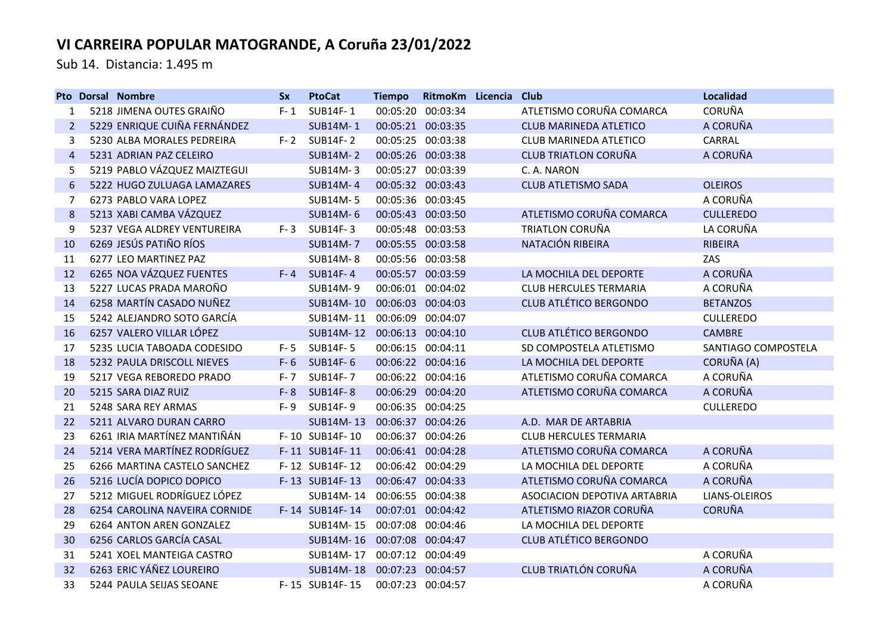# VI CARREIRA POPULAR MATOGRANDE, A Coruña 23/01/2022

Sub 14. Distancia: 1.495 m

| Pto | Dorsal | Nombre | Sx | PtoCat | Tiempo | RitmoKm | Licencia | Club | Localidad |
|---|---|---|---|---|---|---|---|---|---|
| 1 | 5218 | JIMENA OUTES GRAIÑO | F- 1 | SUB14F- 1 | 00:05:20 | 00:03:34 | | ATLETISMO CORUÑA COMARCA | CORUÑA |
| 2 | 5229 | ENRIQUE CUIÑA FERNÁNDEZ | | SUB14M- 1 | 00:05:21 | 00:03:35 | | CLUB MARINEDA ATLETICO | A CORUÑA |
| 3 | 5230 | ALBA MORALES PEDREIRA | F- 2 | SUB14F- 2 | 00:05:25 | 00:03:38 | | CLUB MARINEDA ATLETICO | CARRAL |
| 4 | 5231 | ADRIAN PAZ CELEIRO | | SUB14M- 2 | 00:05:26 | 00:03:38 | | CLUB TRIATLON CORUÑA | A CORUÑA |
| 5 | 5219 | PABLO VÁZQUEZ MAIZTEGUI | | SUB14M- 3 | 00:05:27 | 00:03:39 | | C. A. NARON | |
| 6 | 5222 | HUGO ZULUAGA LAMAZARES | | SUB14M- 4 | 00:05:32 | 00:03:43 | | CLUB ATLETISMO SADA | OLEIROS |
| 7 | 6273 | PABLO VARA LOPEZ | | SUB14M- 5 | 00:05:36 | 00:03:45 | | | A CORUÑA |
| 8 | 5213 | XABI CAMBA VÁZQUEZ | | SUB14M- 6 | 00:05:43 | 00:03:50 | | ATLETISMO CORUÑA COMARCA | CULLEREDO |
| 9 | 5237 | VEGA ALDREY VENTUREIRA | F- 3 | SUB14F- 3 | 00:05:48 | 00:03:53 | | TRIATLON CORUÑA | LA CORUÑA |
| 10 | 6269 | JESÚS PATIÑO RÍOS | | SUB14M- 7 | 00:05:55 | 00:03:58 | | NATACIÓN RIBEIRA | RIBEIRA |
| 11 | 6277 | LEO MARTINEZ PAZ | | SUB14M- 8 | 00:05:56 | 00:03:58 | | | ZAS |
| 12 | 6265 | NOA VÁZQUEZ FUENTES | F- 4 | SUB14F- 4 | 00:05:57 | 00:03:59 | | LA MOCHILA DEL DEPORTE | A CORUÑA |
| 13 | 5227 | LUCAS PRADA MAROÑO | | SUB14M- 9 | 00:06:01 | 00:04:02 | | CLUB HERCULES TERMARIA | A CORUÑA |
| 14 | 6258 | MARTÍN CASADO NUÑEZ | | SUB14M- 10 | 00:06:03 | 00:04:03 | | CLUB ATLÉTICO BERGONDO | BETANZOS |
| 15 | 5242 | ALEJANDRO SOTO GARCÍA | | SUB14M- 11 | 00:06:09 | 00:04:07 | | | CULLEREDO |
| 16 | 6257 | VALERO VILLAR LÓPEZ | | SUB14M- 12 | 00:06:13 | 00:04:10 | | CLUB ATLÉTICO BERGONDO | CAMBRE |
| 17 | 5235 | LUCIA TABOADA CODESIDO | F- 5 | SUB14F- 5 | 00:06:15 | 00:04:11 | | SD COMPOSTELA ATLETISMO | SANTIAGO COMPOSTELA |
| 18 | 5232 | PAULA DRISCOLL NIEVES | F- 6 | SUB14F- 6 | 00:06:22 | 00:04:16 | | LA MOCHILA DEL DEPORTE | CORUÑA (A) |
| 19 | 5217 | VEGA REBOREDO PRADO | F- 7 | SUB14F- 7 | 00:06:22 | 00:04:16 | | ATLETISMO CORUÑA COMARCA | A CORUÑA |
| 20 | 5215 | SARA DIAZ RUIZ | F- 8 | SUB14F- 8 | 00:06:29 | 00:04:20 | | ATLETISMO CORUÑA COMARCA | A CORUÑA |
| 21 | 5248 | SARA REY ARMAS | F- 9 | SUB14F- 9 | 00:06:35 | 00:04:25 | | | CULLEREDO |
| 22 | 5211 | ALVARO DURAN CARRO | | SUB14M- 13 | 00:06:37 | 00:04:26 | | A.D. MAR DE ARTABRIA | |
| 23 | 6261 | IRIA MARTÍNEZ MANTIÑÁN | F- 10 | SUB14F- 10 | 00:06:37 | 00:04:26 | | CLUB HERCULES TERMARIA | |
| 24 | 5214 | VERA MARTÍNEZ RODRÍGUEZ | F- 11 | SUB14F- 11 | 00:06:41 | 00:04:28 | | ATLETISMO CORUÑA COMARCA | A CORUÑA |
| 25 | 6266 | MARTINA CASTELO SANCHEZ | F- 12 | SUB14F- 12 | 00:06:42 | 00:04:29 | | LA MOCHILA DEL DEPORTE | A CORUÑA |
| 26 | 5216 | LUCÍA DOPICO DOPICO | F- 13 | SUB14F- 13 | 00:06:47 | 00:04:33 | | ATLETISMO CORUÑA COMARCA | A CORUÑA |
| 27 | 5212 | MIGUEL RODRÍGUEZ LÓPEZ | | SUB14M- 14 | 00:06:55 | 00:04:38 | | ASOCIACION DEPOTIVA ARTABRIA | LIANS-OLEIROS |
| 28 | 6254 | CAROLINA NAVEIRA CORNIDE | F- 14 | SUB14F- 14 | 00:07:01 | 00:04:42 | | ATLETISMO RIAZOR CORUÑA | CORUÑA |
| 29 | 6264 | ANTON AREN GONZALEZ | | SUB14M- 15 | 00:07:08 | 00:04:46 | | LA MOCHILA DEL DEPORTE | |
| 30 | 6256 | CARLOS GARCÍA CASAL | | SUB14M- 16 | 00:07:08 | 00:04:47 | | CLUB ATLÉTICO BERGONDO | |
| 31 | 5241 | XOEL MANTEIGA CASTRO | | SUB14M- 17 | 00:07:12 | 00:04:49 | | | A CORUÑA |
| 32 | 6263 | ERIC YÁÑEZ LOUREIRO | | SUB14M- 18 | 00:07:23 | 00:04:57 | | CLUB TRIATLÓN CORUÑA | A CORUÑA |
| 33 | 5244 | PAULA SEIJAS SEOANE | F- 15 | SUB14F- 15 | 00:07:23 | 00:04:57 | | | A CORUÑA |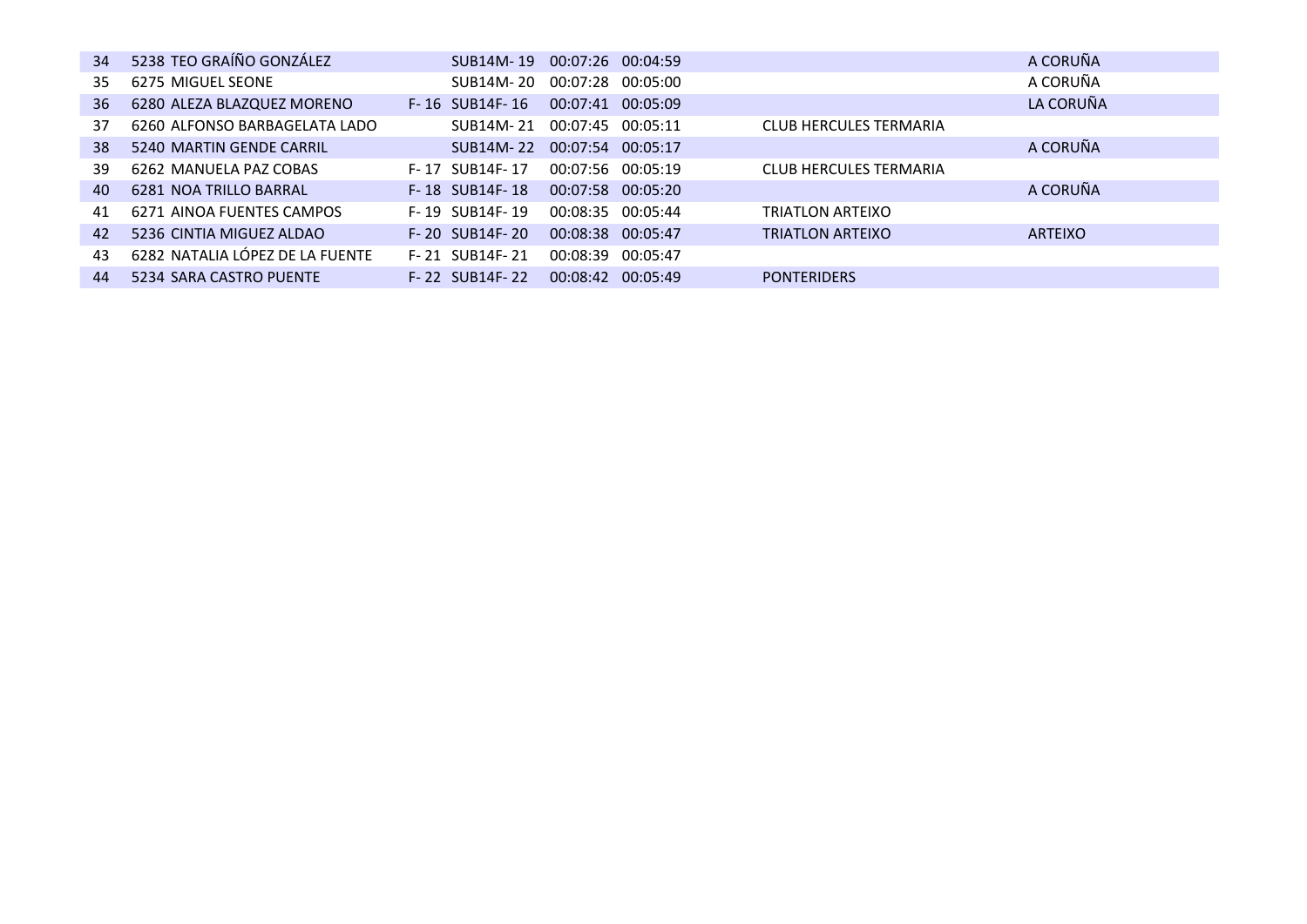| | | | | | | | | |
|---|---|---|---|---|---|---|---|---|
| 34 | 5238 | TEO GRAÍÑO GONZÁLEZ | | SUB14M- 19 | 00:07:26 | 00:04:59 | | A CORUÑA |
| 35 | 6275 | MIGUEL SEONE | | SUB14M- 20 | 00:07:28 | 00:05:00 | | A CORUÑA |
| 36 | 6280 | ALEZA BLAZQUEZ MORENO | F- 16 | SUB14F- 16 | 00:07:41 | 00:05:09 | | LA CORUÑA |
| 37 | 6260 | ALFONSO BARBAGELATA LADO | | SUB14M- 21 | 00:07:45 | 00:05:11 | CLUB HERCULES TERMARIA | |
| 38 | 5240 | MARTIN GENDE CARRIL | | SUB14M- 22 | 00:07:54 | 00:05:17 | | A CORUÑA |
| 39 | 6262 | MANUELA PAZ COBAS | F- 17 | SUB14F- 17 | 00:07:56 | 00:05:19 | CLUB HERCULES TERMARIA | |
| 40 | 6281 | NOA TRILLO BARRAL | F- 18 | SUB14F- 18 | 00:07:58 | 00:05:20 | | A CORUÑA |
| 41 | 6271 | AINOA FUENTES CAMPOS | F- 19 | SUB14F- 19 | 00:08:35 | 00:05:44 | TRIATLON ARTEIXO | |
| 42 | 5236 | CINTIA MIGUEZ ALDAO | F- 20 | SUB14F- 20 | 00:08:38 | 00:05:47 | TRIATLON ARTEIXO | ARTEIXO |
| 43 | 6282 | NATALIA LÓPEZ DE LA FUENTE | F- 21 | SUB14F- 21 | 00:08:39 | 00:05:47 | | |
| 44 | 5234 | SARA CASTRO PUENTE | F- 22 | SUB14F- 22 | 00:08:42 | 00:05:49 | PONTERIDERS | |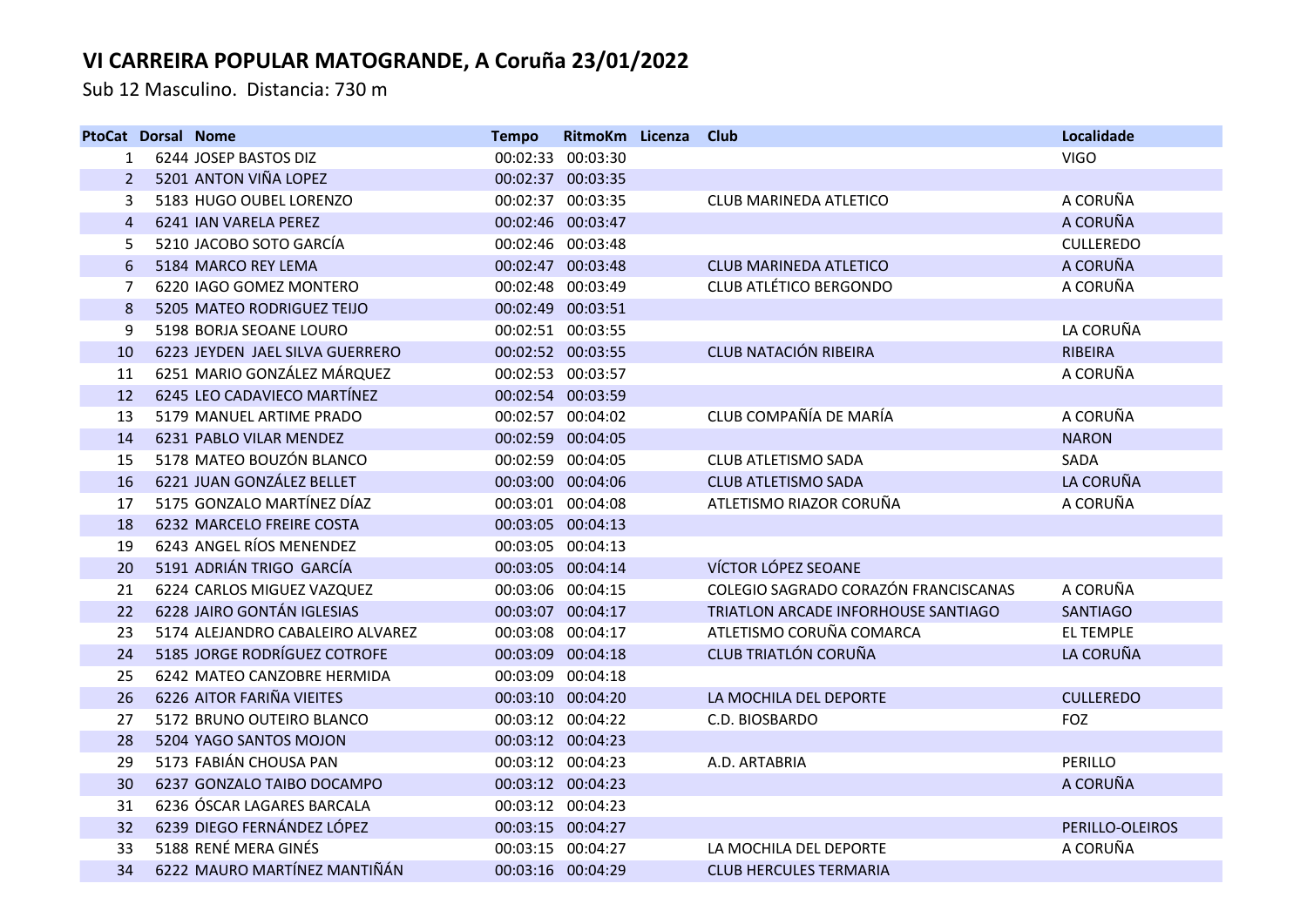## VI CARREIRA POPULAR MATOGRANDE, A Coruña 23/01/2022

Sub 12 Masculino. Distancia: 730 m

| PtoCat | Dorsal | Nome | Tempo | RitmoKm | Licenza | Club | Localidade |
|---|---|---|---|---|---|---|---|
| 1 | 6244 | JOSEP BASTOS DIZ | 00:02:33 | 00:03:30 | | | VIGO |
| 2 | 5201 | ANTON VIÑA LOPEZ | 00:02:37 | 00:03:35 | | | |
| 3 | 5183 | HUGO OUBEL LORENZO | 00:02:37 | 00:03:35 | | CLUB MARINEDA ATLETICO | A CORUÑA |
| 4 | 6241 | IAN VARELA PEREZ | 00:02:46 | 00:03:47 | | | A CORUÑA |
| 5 | 5210 | JACOBO SOTO GARCÍA | 00:02:46 | 00:03:48 | | | CULLEREDO |
| 6 | 5184 | MARCO REY LEMA | 00:02:47 | 00:03:48 | | CLUB MARINEDA ATLETICO | A CORUÑA |
| 7 | 6220 | IAGO GOMEZ MONTERO | 00:02:48 | 00:03:49 | | CLUB ATLÉTICO BERGONDO | A CORUÑA |
| 8 | 5205 | MATEO RODRIGUEZ TEIJO | 00:02:49 | 00:03:51 | | | |
| 9 | 5198 | BORJA SEOANE LOURO | 00:02:51 | 00:03:55 | | | LA CORUÑA |
| 10 | 6223 | JEYDEN JAEL SILVA GUERRERO | 00:02:52 | 00:03:55 | | CLUB NATACIÓN RIBEIRA | RIBEIRA |
| 11 | 6251 | MARIO GONZÁLEZ MÁRQUEZ | 00:02:53 | 00:03:57 | | | A CORUÑA |
| 12 | 6245 | LEO CADAVIECO MARTÍNEZ | 00:02:54 | 00:03:59 | | | |
| 13 | 5179 | MANUEL ARTIME PRADO | 00:02:57 | 00:04:02 | | CLUB COMPAÑÍA DE MARÍA | A CORUÑA |
| 14 | 6231 | PABLO VILAR MENDEZ | 00:02:59 | 00:04:05 | | | NARON |
| 15 | 5178 | MATEO BOUZÓN BLANCO | 00:02:59 | 00:04:05 | | CLUB ATLETISMO SADA | SADA |
| 16 | 6221 | JUAN GONZÁLEZ BELLET | 00:03:00 | 00:04:06 | | CLUB ATLETISMO SADA | LA CORUÑA |
| 17 | 5175 | GONZALO MARTÍNEZ DÍAZ | 00:03:01 | 00:04:08 | | ATLETISMO RIAZOR CORUÑA | A CORUÑA |
| 18 | 6232 | MARCELO FREIRE COSTA | 00:03:05 | 00:04:13 | | | |
| 19 | 6243 | ANGEL RÍOS MENENDEZ | 00:03:05 | 00:04:13 | | | |
| 20 | 5191 | ADRIÁN TRIGO GARCÍA | 00:03:05 | 00:04:14 | | VÍCTOR LÓPEZ SEOANE | |
| 21 | 6224 | CARLOS MIGUEZ VAZQUEZ | 00:03:06 | 00:04:15 | | COLEGIO SAGRADO CORAZÓN FRANCISCANAS | A CORUÑA |
| 22 | 6228 | JAIRO GONTÁN IGLESIAS | 00:03:07 | 00:04:17 | | TRIATLON ARCADE INFORHOUSE SANTIAGO | SANTIAGO |
| 23 | 5174 | ALEJANDRO CABALEIRO ALVAREZ | 00:03:08 | 00:04:17 | | ATLETISMO CORUÑA COMARCA | EL TEMPLE |
| 24 | 5185 | JORGE RODRÍGUEZ COTROFE | 00:03:09 | 00:04:18 | | CLUB TRIATLÓN CORUÑA | LA CORUÑA |
| 25 | 6242 | MATEO CANZOBRE HERMIDA | 00:03:09 | 00:04:18 | | | |
| 26 | 6226 | AITOR FARIÑA VIEITES | 00:03:10 | 00:04:20 | | LA MOCHILA DEL DEPORTE | CULLEREDO |
| 27 | 5172 | BRUNO OUTEIRO BLANCO | 00:03:12 | 00:04:22 | | C.D. BIOSBARDO | FOZ |
| 28 | 5204 | YAGO SANTOS MOJON | 00:03:12 | 00:04:23 | | | |
| 29 | 5173 | FABIÁN CHOUSA PAN | 00:03:12 | 00:04:23 | | A.D. ARTABRIA | PERILLO |
| 30 | 6237 | GONZALO TAIBO DOCAMPO | 00:03:12 | 00:04:23 | | | A CORUÑA |
| 31 | 6236 | ÓSCAR LAGARES BARCALA | 00:03:12 | 00:04:23 | | | |
| 32 | 6239 | DIEGO FERNÁNDEZ LÓPEZ | 00:03:15 | 00:04:27 | | | PERILLO-OLEIROS |
| 33 | 5188 | RENÉ MERA GINÉS | 00:03:15 | 00:04:27 | | LA MOCHILA DEL DEPORTE | A CORUÑA |
| 34 | 6222 | MAURO MARTÍNEZ MANTIÑÁN | 00:03:16 | 00:04:29 | | CLUB HERCULES TERMARIA | |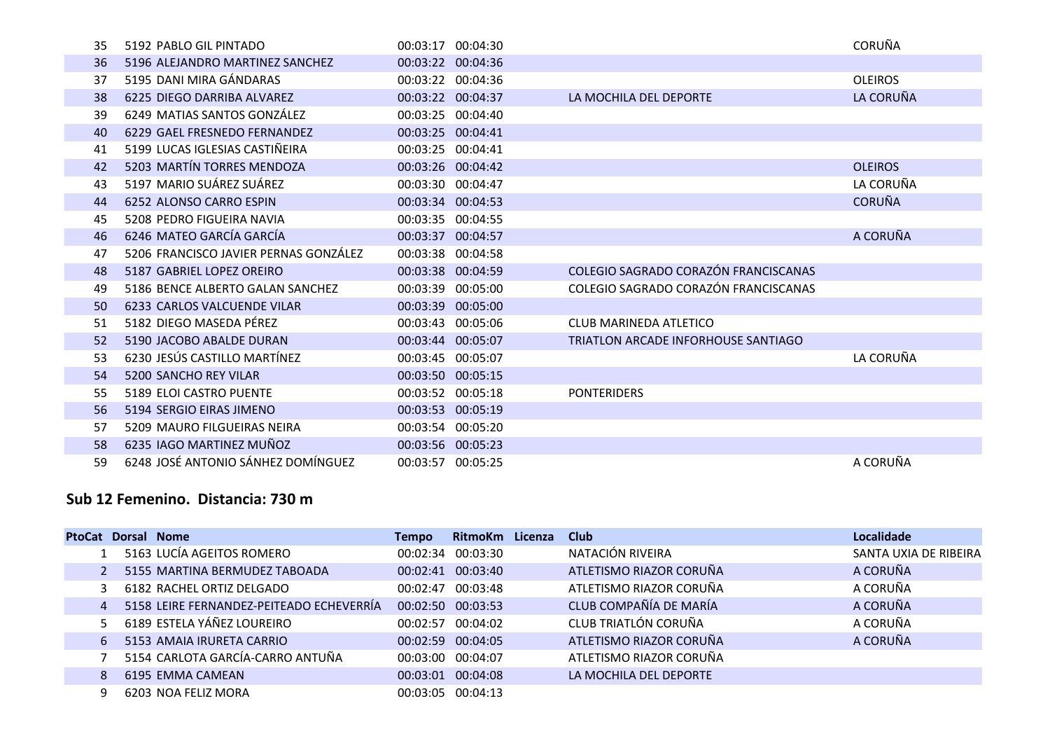| PtoCat | Dorsal | Nome | Tempo | RitmoKm | Licenza | Club | Localidade |
|---|---|---|---|---|---|---|---|
| 35 | 5192 | PABLO GIL PINTADO | 00:03:17 | 00:04:30 | | | CORUÑA |
| 36 | 5196 | ALEJANDRO MARTINEZ SANCHEZ | 00:03:22 | 00:04:36 | | | |
| 37 | 5195 | DANI MIRA GÁNDARAS | 00:03:22 | 00:04:36 | | | OLEIROS |
| 38 | 6225 | DIEGO DARRIBA ALVAREZ | 00:03:22 | 00:04:37 | | LA MOCHILA DEL DEPORTE | LA CORUÑA |
| 39 | 6249 | MATIAS SANTOS GONZÁLEZ | 00:03:25 | 00:04:40 | | | |
| 40 | 6229 | GAEL FRESNEDO FERNANDEZ | 00:03:25 | 00:04:41 | | | |
| 41 | 5199 | LUCAS IGLESIAS CASTIÑEIRA | 00:03:25 | 00:04:41 | | | |
| 42 | 5203 | MARTÍN TORRES MENDOZA | 00:03:26 | 00:04:42 | | | OLEIROS |
| 43 | 5197 | MARIO SUÁREZ SUÁREZ | 00:03:30 | 00:04:47 | | | LA CORUÑA |
| 44 | 6252 | ALONSO CARRO ESPIN | 00:03:34 | 00:04:53 | | | CORUÑA |
| 45 | 5208 | PEDRO FIGUEIRA NAVIA | 00:03:35 | 00:04:55 | | | |
| 46 | 6246 | MATEO GARCÍA GARCÍA | 00:03:37 | 00:04:57 | | | A CORUÑA |
| 47 | 5206 | FRANCISCO JAVIER PERNAS GONZÁLEZ | 00:03:38 | 00:04:58 | | | |
| 48 | 5187 | GABRIEL LOPEZ OREIRO | 00:03:38 | 00:04:59 | | COLEGIO SAGRADO CORAZÓN FRANCISCANAS | |
| 49 | 5186 | BENCE ALBERTO GALAN SANCHEZ | 00:03:39 | 00:05:00 | | COLEGIO SAGRADO CORAZÓN FRANCISCANAS | |
| 50 | 6233 | CARLOS VALCUENDE VILAR | 00:03:39 | 00:05:00 | | | |
| 51 | 5182 | DIEGO MASEDA PÉREZ | 00:03:43 | 00:05:06 | | CLUB MARINEDA ATLETICO | |
| 52 | 5190 | JACOBO ABALDE DURAN | 00:03:44 | 00:05:07 | | TRIATLON ARCADE INFORHOUSE SANTIAGO | |
| 53 | 6230 | JESÚS CASTILLO MARTÍNEZ | 00:03:45 | 00:05:07 | | | LA CORUÑA |
| 54 | 5200 | SANCHO REY VILAR | 00:03:50 | 00:05:15 | | | |
| 55 | 5189 | ELOI CASTRO PUENTE | 00:03:52 | 00:05:18 | | PONTERIDERS | |
| 56 | 5194 | SERGIO EIRAS JIMENO | 00:03:53 | 00:05:19 | | | |
| 57 | 5209 | MAURO FILGUEIRAS NEIRA | 00:03:54 | 00:05:20 | | | |
| 58 | 6235 | IAGO MARTINEZ MUÑOZ | 00:03:56 | 00:05:23 | | | |
| 59 | 6248 | JOSÉ ANTONIO SÁNHEZ DOMÍNGUEZ | 00:03:57 | 00:05:25 | | | A CORUÑA |

## Sub 12 Femenino. Distancia: 730 m

| PtoCat | Dorsal | Nome | Tempo | RitmoKm | Licenza | Club | Localidade |
|---|---|---|---|---|---|---|---|
| 1 | 5163 | LUCÍA AGEITOS ROMERO | 00:02:34 | 00:03:30 | | NATACIÓN RIVEIRA | SANTA UXIA DE RIBEIRA |
| 2 | 5155 | MARTINA BERMUDEZ TABOADA | 00:02:41 | 00:03:40 | | ATLETISMO RIAZOR CORUÑA | A CORUÑA |
| 3 | 6182 | RACHEL ORTIZ DELGADO | 00:02:47 | 00:03:48 | | ATLETISMO RIAZOR CORUÑA | A CORUÑA |
| 4 | 5158 | LEIRE FERNANDEZ-PEITEADO ECHEVERRÍA | 00:02:50 | 00:03:53 | | CLUB COMPAÑÍA DE MARÍA | A CORUÑA |
| 5 | 6189 | ESTELA YÁÑEZ LOUREIRO | 00:02:57 | 00:04:02 | | CLUB TRIATLÓN CORUÑA | A CORUÑA |
| 6 | 5153 | AMAIA IRURETA CARRIO | 00:02:59 | 00:04:05 | | ATLETISMO RIAZOR CORUÑA | A CORUÑA |
| 7 | 5154 | CARLOTA GARCÍA-CARRO ANTUÑA | 00:03:00 | 00:04:07 | | ATLETISMO RIAZOR CORUÑA | |
| 8 | 6195 | EMMA CAMEAN | 00:03:01 | 00:04:08 | | LA MOCHILA DEL DEPORTE | |
| 9 | 6203 | NOA FELIZ MORA | 00:03:05 | 00:04:13 | | | |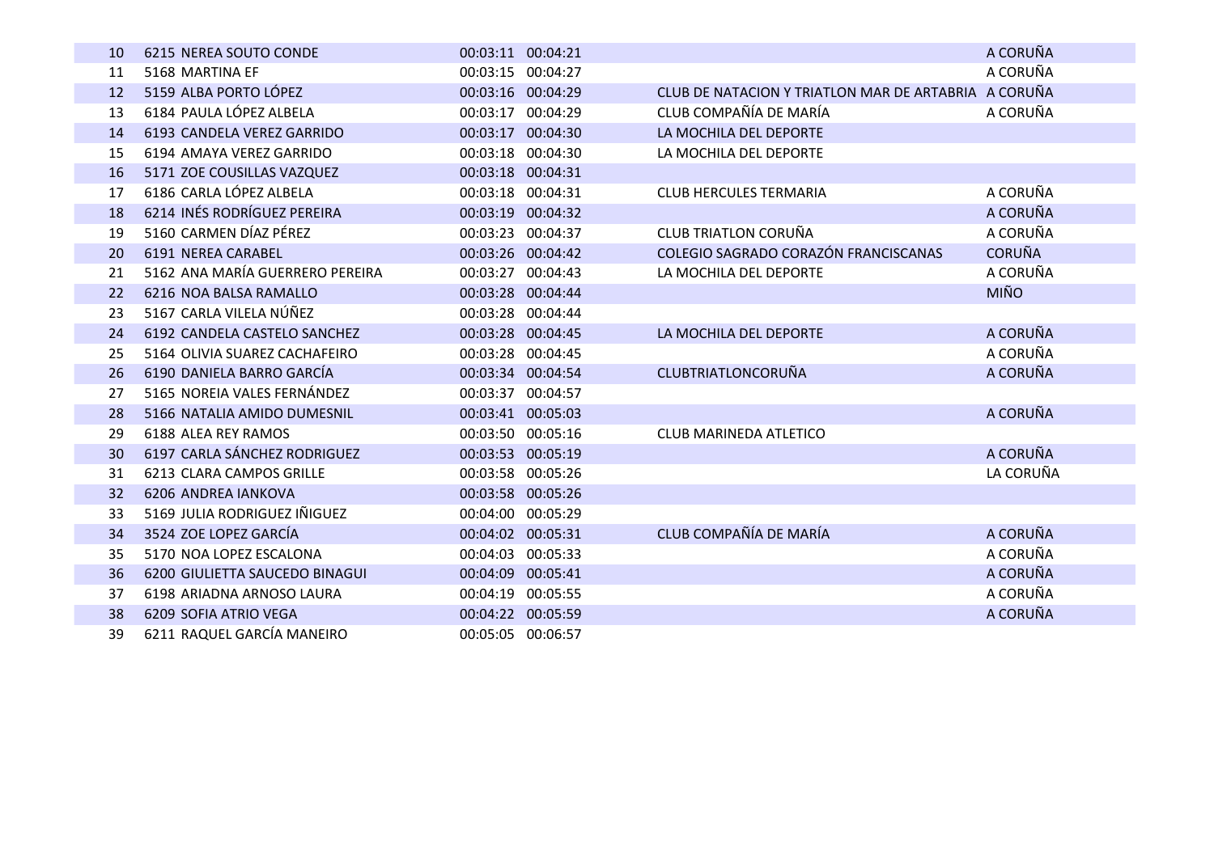| | | | | | | |
|---|---|---|---|---|---|---|
| 10 | 6215 | NEREA SOUTO CONDE | 00:03:11 | 00:04:21 | | A CORUÑA |
| 11 | 5168 | MARTINA EF | 00:03:15 | 00:04:27 | | A CORUÑA |
| 12 | 5159 | ALBA PORTO LÓPEZ | 00:03:16 | 00:04:29 | CLUB DE NATACION Y TRIATLON MAR DE ARTABRIA | A CORUÑA |
| 13 | 6184 | PAULA LÓPEZ ALBELA | 00:03:17 | 00:04:29 | CLUB COMPAÑÍA DE MARÍA | A CORUÑA |
| 14 | 6193 | CANDELA VEREZ GARRIDO | 00:03:17 | 00:04:30 | LA MOCHILA DEL DEPORTE | |
| 15 | 6194 | AMAYA VEREZ GARRIDO | 00:03:18 | 00:04:30 | LA MOCHILA DEL DEPORTE | |
| 16 | 5171 | ZOE COUSILLAS VAZQUEZ | 00:03:18 | 00:04:31 | | |
| 17 | 6186 | CARLA LÓPEZ ALBELA | 00:03:18 | 00:04:31 | CLUB HERCULES TERMARIA | A CORUÑA |
| 18 | 6214 | INÉS RODRÍGUEZ PEREIRA | 00:03:19 | 00:04:32 | | A CORUÑA |
| 19 | 5160 | CARMEN DÍAZ PÉREZ | 00:03:23 | 00:04:37 | CLUB TRIATLON CORUÑA | A CORUÑA |
| 20 | 6191 | NEREA CARABEL | 00:03:26 | 00:04:42 | COLEGIO SAGRADO CORAZÓN FRANCISCANAS | CORUÑA |
| 21 | 5162 | ANA MARÍA GUERRERO PEREIRA | 00:03:27 | 00:04:43 | LA MOCHILA DEL DEPORTE | A CORUÑA |
| 22 | 6216 | NOA BALSA RAMALLO | 00:03:28 | 00:04:44 | | MIÑO |
| 23 | 5167 | CARLA VILELA NÚÑEZ | 00:03:28 | 00:04:44 | | |
| 24 | 6192 | CANDELA CASTELO SANCHEZ | 00:03:28 | 00:04:45 | LA MOCHILA DEL DEPORTE | A CORUÑA |
| 25 | 5164 | OLIVIA SUAREZ CACHAFEIRO | 00:03:28 | 00:04:45 | | A CORUÑA |
| 26 | 6190 | DANIELA BARRO GARCÍA | 00:03:34 | 00:04:54 | CLUBTRIATLONCORUÑA | A CORUÑA |
| 27 | 5165 | NOREIA VALES FERNÁNDEZ | 00:03:37 | 00:04:57 | | |
| 28 | 5166 | NATALIA AMIDO DUMESNIL | 00:03:41 | 00:05:03 | | A CORUÑA |
| 29 | 6188 | ALEA REY RAMOS | 00:03:50 | 00:05:16 | CLUB MARINEDA ATLETICO | |
| 30 | 6197 | CARLA SÁNCHEZ RODRIGUEZ | 00:03:53 | 00:05:19 | | A CORUÑA |
| 31 | 6213 | CLARA CAMPOS GRILLE | 00:03:58 | 00:05:26 | | LA CORUÑA |
| 32 | 6206 | ANDREA IANKOVA | 00:03:58 | 00:05:26 | | |
| 33 | 5169 | JULIA RODRIGUEZ IÑIGUEZ | 00:04:00 | 00:05:29 | | |
| 34 | 3524 | ZOE LOPEZ GARCÍA | 00:04:02 | 00:05:31 | CLUB COMPAÑÍA DE MARÍA | A CORUÑA |
| 35 | 5170 | NOA LOPEZ ESCALONA | 00:04:03 | 00:05:33 | | A CORUÑA |
| 36 | 6200 | GIULIETTA SAUCEDO BINAGUI | 00:04:09 | 00:05:41 | | A CORUÑA |
| 37 | 6198 | ARIADNA ARNOSO LAURA | 00:04:19 | 00:05:55 | | A CORUÑA |
| 38 | 6209 | SOFIA ATRIO VEGA | 00:04:22 | 00:05:59 | | A CORUÑA |
| 39 | 6211 | RAQUEL GARCÍA MANEIRO | 00:05:05 | 00:06:57 | | |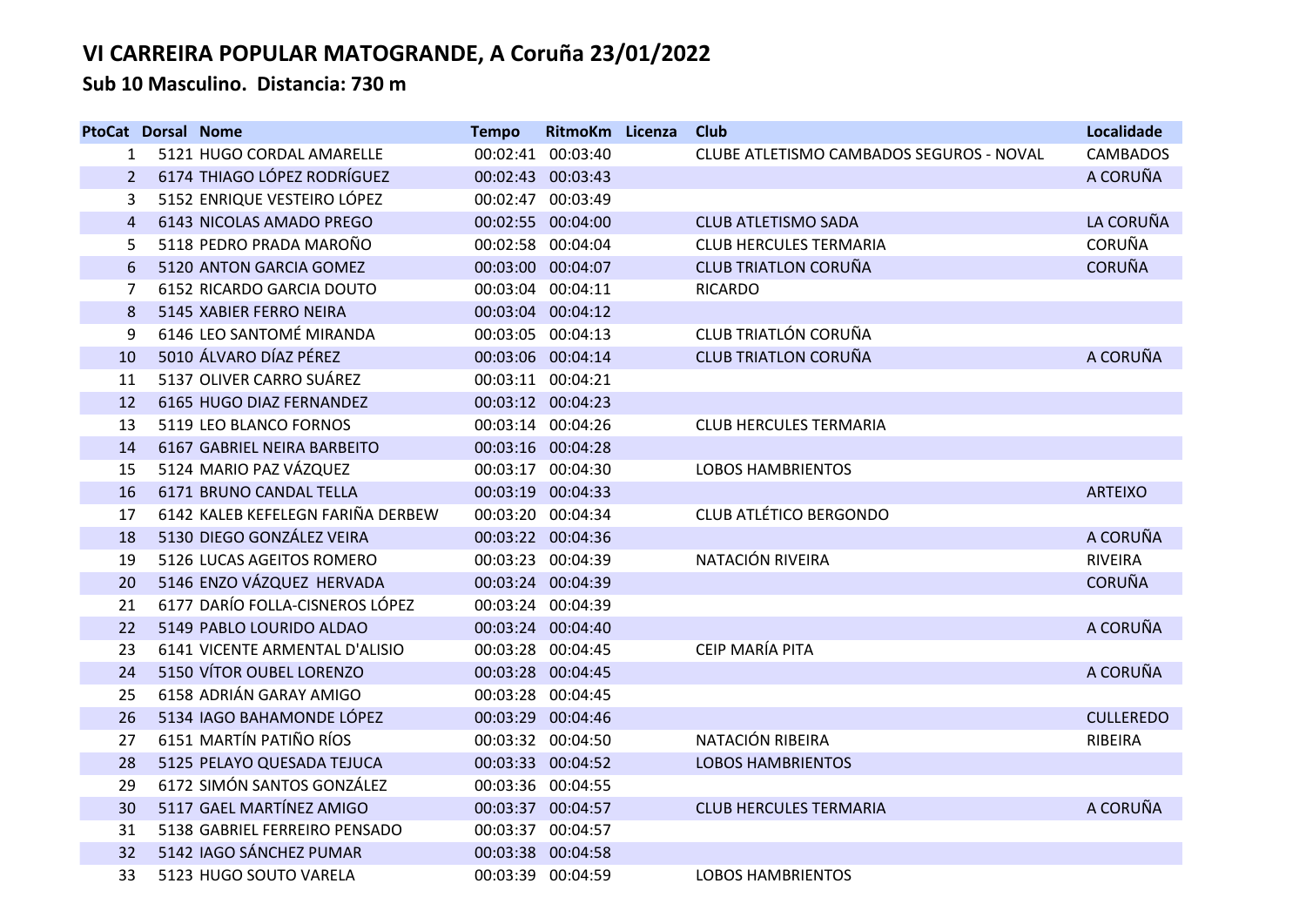# VI CARREIRA POPULAR MATOGRANDE, A Coruña 23/01/2022

## Sub 10 Masculino. Distancia: 730 m

| PtoCat | Dorsal | Nome | Tempo | RitmoKm | Licenza | Club | Localidade |
|---|---|---|---|---|---|---|---|
| 1 | 5121 | HUGO CORDAL AMARELLE | 00:02:41 | 00:03:40 | | CLUBE ATLETISMO CAMBADOS SEGUROS - NOVAL | CAMBADOS |
| 2 | 6174 | THIAGO LÓPEZ RODRÍGUEZ | 00:02:43 | 00:03:43 | | | A CORUÑA |
| 3 | 5152 | ENRIQUE VESTEIRO LÓPEZ | 00:02:47 | 00:03:49 | | | |
| 4 | 6143 | NICOLAS AMADO PREGO | 00:02:55 | 00:04:00 | | CLUB ATLETISMO SADA | LA CORUÑA |
| 5 | 5118 | PEDRO PRADA MAROÑO | 00:02:58 | 00:04:04 | | CLUB HERCULES TERMARIA | CORUÑA |
| 6 | 5120 | ANTON GARCIA GOMEZ | 00:03:00 | 00:04:07 | | CLUB TRIATLON CORUÑA | CORUÑA |
| 7 | 6152 | RICARDO GARCIA DOUTO | 00:03:04 | 00:04:11 | | RICARDO | |
| 8 | 5145 | XABIER FERRO NEIRA | 00:03:04 | 00:04:12 | | | |
| 9 | 6146 | LEO SANTOMÉ MIRANDA | 00:03:05 | 00:04:13 | | CLUB TRIATLÓN CORUÑA | |
| 10 | 5010 | ÁLVARO DÍAZ PÉREZ | 00:03:06 | 00:04:14 | | CLUB TRIATLON CORUÑA | A CORUÑA |
| 11 | 5137 | OLIVER CARRO SUÁREZ | 00:03:11 | 00:04:21 | | | |
| 12 | 6165 | HUGO DIAZ FERNANDEZ | 00:03:12 | 00:04:23 | | | |
| 13 | 5119 | LEO BLANCO FORNOS | 00:03:14 | 00:04:26 | | CLUB HERCULES TERMARIA | |
| 14 | 6167 | GABRIEL NEIRA BARBEITO | 00:03:16 | 00:04:28 | | | |
| 15 | 5124 | MARIO PAZ VÁZQUEZ | 00:03:17 | 00:04:30 | | LOBOS HAMBRIENTOS | |
| 16 | 6171 | BRUNO CANDAL TELLA | 00:03:19 | 00:04:33 | | | ARTEIXO |
| 17 | 6142 | KALEB KEFELEGN FARIÑA DERBEW | 00:03:20 | 00:04:34 | | CLUB ATLÉTICO BERGONDO | |
| 18 | 5130 | DIEGO GONZÁLEZ VEIRA | 00:03:22 | 00:04:36 | | | A CORUÑA |
| 19 | 5126 | LUCAS AGEITOS ROMERO | 00:03:23 | 00:04:39 | | NATACIÓN RIVEIRA | RIVEIRA |
| 20 | 5146 | ENZO VÁZQUEZ HERVADA | 00:03:24 | 00:04:39 | | | CORUÑA |
| 21 | 6177 | DARÍO FOLLA-CISNEROS LÓPEZ | 00:03:24 | 00:04:39 | | | |
| 22 | 5149 | PABLO LOURIDO ALDAO | 00:03:24 | 00:04:40 | | | A CORUÑA |
| 23 | 6141 | VICENTE ARMENTAL D'ALISIO | 00:03:28 | 00:04:45 | | CEIP MARÍA PITA | |
| 24 | 5150 | VÍTOR OUBEL LORENZO | 00:03:28 | 00:04:45 | | | A CORUÑA |
| 25 | 6158 | ADRIÁN GARAY AMIGO | 00:03:28 | 00:04:45 | | | |
| 26 | 5134 | IAGO BAHAMONDE LÓPEZ | 00:03:29 | 00:04:46 | | | CULLEREDO |
| 27 | 6151 | MARTÍN PATIÑO RÍOS | 00:03:32 | 00:04:50 | | NATACIÓN RIBEIRA | RIBEIRA |
| 28 | 5125 | PELAYO QUESADA TEJUCA | 00:03:33 | 00:04:52 | | LOBOS HAMBRIENTOS | |
| 29 | 6172 | SIMÓN SANTOS GONZÁLEZ | 00:03:36 | 00:04:55 | | | |
| 30 | 5117 | GAEL MARTÍNEZ AMIGO | 00:03:37 | 00:04:57 | | CLUB HERCULES TERMARIA | A CORUÑA |
| 31 | 5138 | GABRIEL FERREIRO PENSADO | 00:03:37 | 00:04:57 | | | |
| 32 | 5142 | IAGO SÁNCHEZ PUMAR | 00:03:38 | 00:04:58 | | | |
| 33 | 5123 | HUGO SOUTO VARELA | 00:03:39 | 00:04:59 | | LOBOS HAMBRIENTOS | |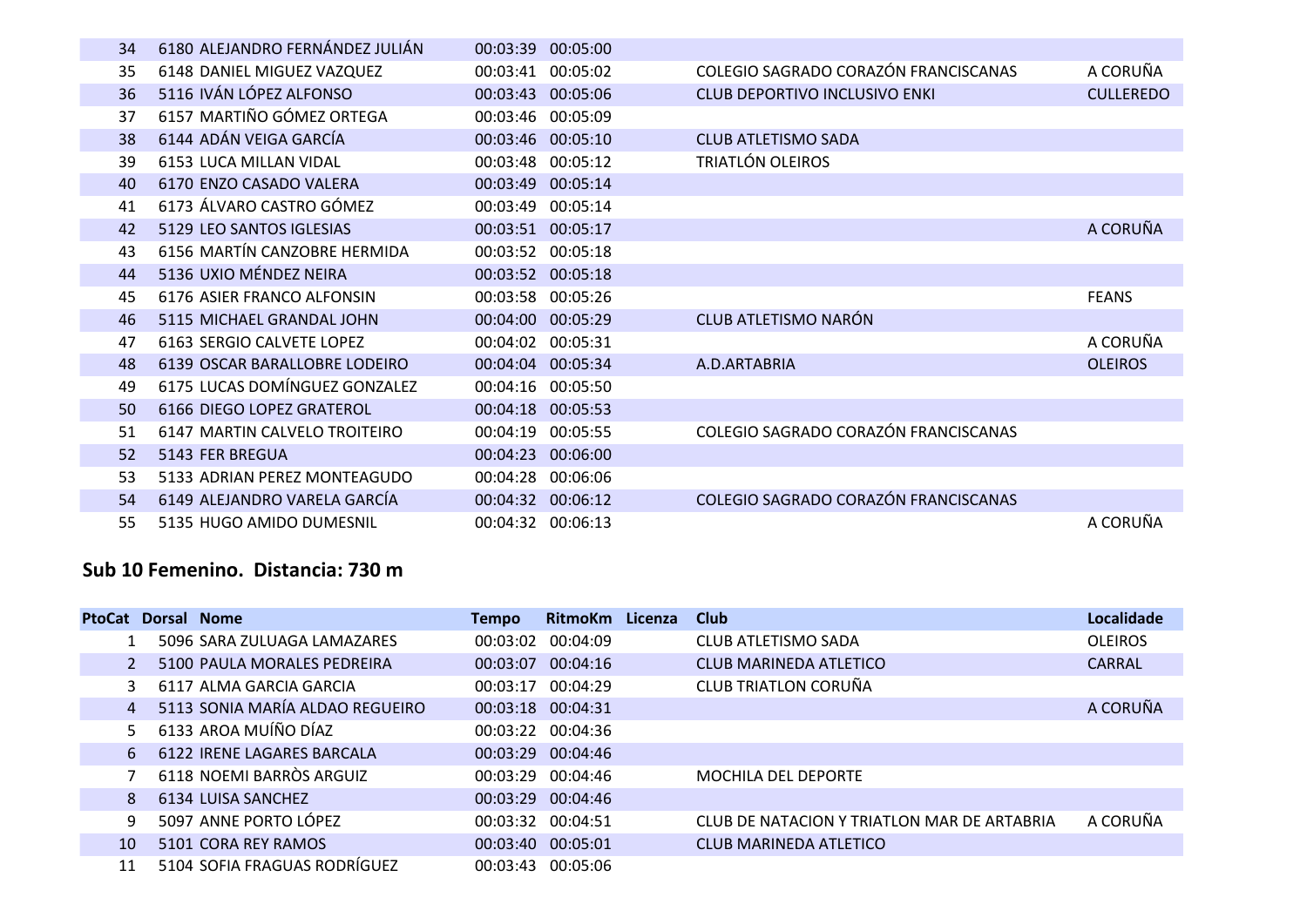| PtoCat | Dorsal | Nome | Tempo | RitmoKm | Licenza | Club | Localidade |
|---|---|---|---|---|---|---|---|
| 34 | 6180 | ALEJANDRO FERNÁNDEZ JULIÁN | 00:03:39 | 00:05:00 | | | |
| 35 | 6148 | DANIEL MIGUEZ VAZQUEZ | 00:03:41 | 00:05:02 | | COLEGIO SAGRADO CORAZÓN FRANCISCANAS | A CORUÑA |
| 36 | 5116 | IVÁN LÓPEZ ALFONSO | 00:03:43 | 00:05:06 | | CLUB DEPORTIVO INCLUSIVO ENKI | CULLEREDO |
| 37 | 6157 | MARTIÑO GÓMEZ ORTEGA | 00:03:46 | 00:05:09 | | | |
| 38 | 6144 | ADÁN VEIGA GARCÍA | 00:03:46 | 00:05:10 | | CLUB ATLETISMO SADA | |
| 39 | 6153 | LUCA MILLAN VIDAL | 00:03:48 | 00:05:12 | | TRIATLÓN OLEIROS | |
| 40 | 6170 | ENZO CASADO VALERA | 00:03:49 | 00:05:14 | | | |
| 41 | 6173 | ÁLVARO CASTRO GÓMEZ | 00:03:49 | 00:05:14 | | | |
| 42 | 5129 | LEO SANTOS IGLESIAS | 00:03:51 | 00:05:17 | | | A CORUÑA |
| 43 | 6156 | MARTÍN CANZOBRE HERMIDA | 00:03:52 | 00:05:18 | | | |
| 44 | 5136 | UXIO MÉNDEZ NEIRA | 00:03:52 | 00:05:18 | | | |
| 45 | 6176 | ASIER FRANCO ALFONSIN | 00:03:58 | 00:05:26 | | | FEANS |
| 46 | 5115 | MICHAEL GRANDAL JOHN | 00:04:00 | 00:05:29 | | CLUB ATLETISMO NARÓN | |
| 47 | 6163 | SERGIO CALVETE LOPEZ | 00:04:02 | 00:05:31 | | | A CORUÑA |
| 48 | 6139 | OSCAR BARALLOBRE LODEIRO | 00:04:04 | 00:05:34 | | A.D.ARTABRIA | OLEIROS |
| 49 | 6175 | LUCAS DOMÍNGUEZ GONZALEZ | 00:04:16 | 00:05:50 | | | |
| 50 | 6166 | DIEGO LOPEZ GRATEROL | 00:04:18 | 00:05:53 | | | |
| 51 | 6147 | MARTIN CALVELO TROITEIRO | 00:04:19 | 00:05:55 | | COLEGIO SAGRADO CORAZÓN FRANCISCANAS | |
| 52 | 5143 | FER BREGUA | 00:04:23 | 00:06:00 | | | |
| 53 | 5133 | ADRIAN PEREZ MONTEAGUDO | 00:04:28 | 00:06:06 | | | |
| 54 | 6149 | ALEJANDRO VARELA GARCÍA | 00:04:32 | 00:06:12 | | COLEGIO SAGRADO CORAZÓN FRANCISCANAS | |
| 55 | 5135 | HUGO AMIDO DUMESNIL | 00:04:32 | 00:06:13 | | | A CORUÑA |

## Sub 10 Femenino. Distancia: 730 m

| PtoCat | Dorsal | Nome | Tempo | RitmoKm | Licenza | Club | Localidade |
|---|---|---|---|---|---|---|---|
| 1 | 5096 | SARA ZULUAGA LAMAZARES | 00:03:02 | 00:04:09 | | CLUB ATLETISMO SADA | OLEIROS |
| 2 | 5100 | PAULA MORALES PEDREIRA | 00:03:07 | 00:04:16 | | CLUB MARINEDA ATLETICO | CARRAL |
| 3 | 6117 | ALMA GARCIA GARCIA | 00:03:17 | 00:04:29 | | CLUB TRIATLON CORUÑA | |
| 4 | 5113 | SONIA MARÍA ALDAO REGUEIRO | 00:03:18 | 00:04:31 | | | A CORUÑA |
| 5 | 6133 | AROA MUÍÑO DÍAZ | 00:03:22 | 00:04:36 | | | |
| 6 | 6122 | IRENE LAGARES BARCALA | 00:03:29 | 00:04:46 | | | |
| 7 | 6118 | NOEMI BARRÒS ARGUIZ | 00:03:29 | 00:04:46 | | MOCHILA DEL DEPORTE | |
| 8 | 6134 | LUISA SANCHEZ | 00:03:29 | 00:04:46 | | | |
| 9 | 5097 | ANNE PORTO LÓPEZ | 00:03:32 | 00:04:51 | | CLUB DE NATACION Y TRIATLON MAR DE ARTABRIA | A CORUÑA |
| 10 | 5101 | CORA REY RAMOS | 00:03:40 | 00:05:01 | | CLUB MARINEDA ATLETICO | |
| 11 | 5104 | SOFIA FRAGUAS RODRÍGUEZ | 00:03:43 | 00:05:06 | | | |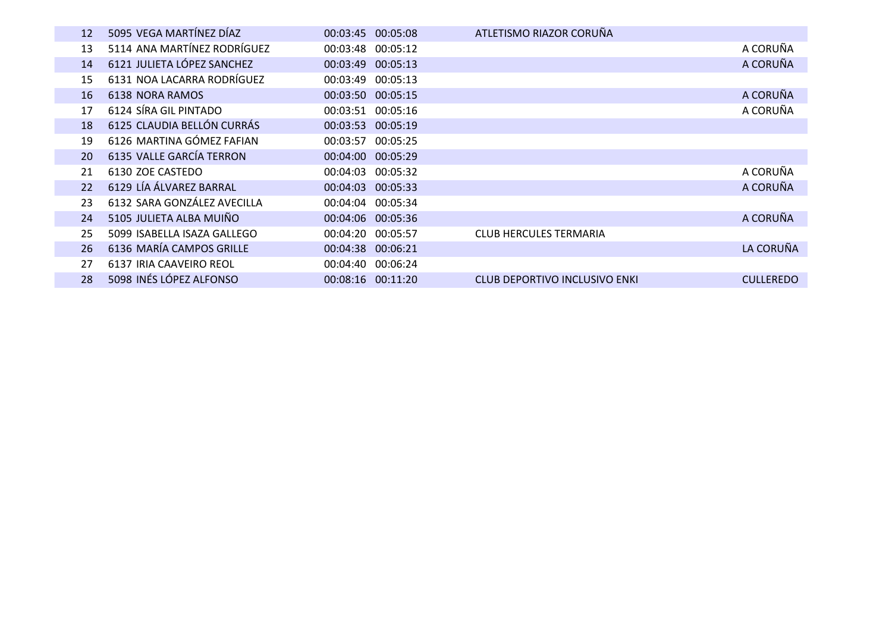| | | | | | | |
|---|---|---|---|---|---|---|
| 12 | 5095 | VEGA MARTÍNEZ DÍAZ | 00:03:45 | 00:05:08 | ATLETISMO RIAZOR CORUÑA | |
| 13 | 5114 | ANA MARTÍNEZ RODRÍGUEZ | 00:03:48 | 00:05:12 | | A CORUÑA |
| 14 | 6121 | JULIETA LÓPEZ SANCHEZ | 00:03:49 | 00:05:13 | | A CORUÑA |
| 15 | 6131 | NOA LACARRA RODRÍGUEZ | 00:03:49 | 00:05:13 | | |
| 16 | 6138 | NORA RAMOS | 00:03:50 | 00:05:15 | | A CORUÑA |
| 17 | 6124 | SÍRA GIL PINTADO | 00:03:51 | 00:05:16 | | A CORUÑA |
| 18 | 6125 | CLAUDIA BELLÓN CURRÁS | 00:03:53 | 00:05:19 | | |
| 19 | 6126 | MARTINA GÓMEZ FAFIAN | 00:03:57 | 00:05:25 | | |
| 20 | 6135 | VALLE GARCÍA TERRON | 00:04:00 | 00:05:29 | | |
| 21 | 6130 | ZOE CASTEDO | 00:04:03 | 00:05:32 | | A CORUÑA |
| 22 | 6129 | LÍA ÁLVAREZ BARRAL | 00:04:03 | 00:05:33 | | A CORUÑA |
| 23 | 6132 | SARA GONZÁLEZ AVECILLA | 00:04:04 | 00:05:34 | | |
| 24 | 5105 | JULIETA ALBA MUIÑO | 00:04:06 | 00:05:36 | | A CORUÑA |
| 25 | 5099 | ISABELLA ISAZA GALLEGO | 00:04:20 | 00:05:57 | CLUB HERCULES TERMARIA | |
| 26 | 6136 | MARÍA CAMPOS GRILLE | 00:04:38 | 00:06:21 | | LA CORUÑA |
| 27 | 6137 | IRIA CAAVEIRO REOL | 00:04:40 | 00:06:24 | | |
| 28 | 5098 | INÉS LÓPEZ ALFONSO | 00:08:16 | 00:11:20 | CLUB DEPORTIVO INCLUSIVO ENKI | CULLEREDO |